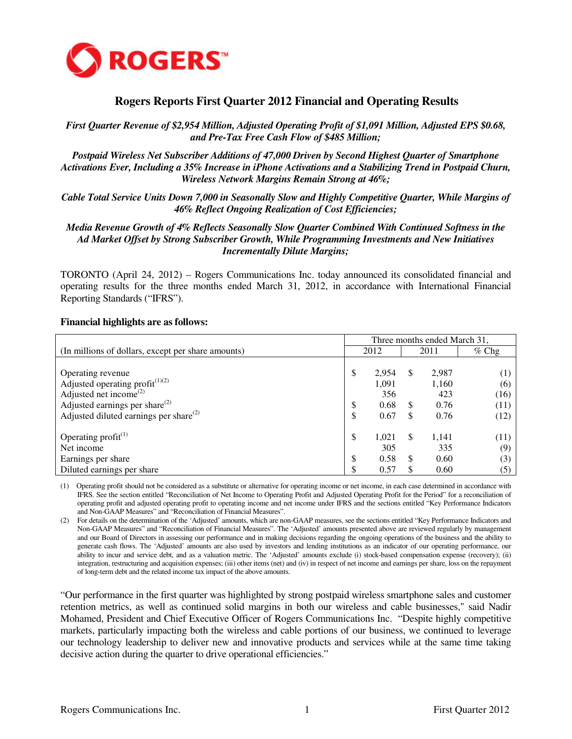ROGERS™

# Rogers Reports First Quarter 2012 Financial and Operating Results

*First Quarter Revenue of $2,954 Million, Adjusted Operating Profit of $1,091 Million, Adjusted EPS $0.68, and Pre-Tax Free Cash Flow of $485 Million;*

*Postpaid Wireless Net Subscriber Additions of 47,000 Driven by Second Highest Quarter of Smartphone Activations Ever, Including a 35% Increase in iPhone Activations and a Stabilizing Trend in Postpaid Churn, Wireless Network Margins Remain Strong at 46%;*

*Cable Total Service Units Down 7,000 in Seasonally Slow and Highly Competitive Quarter, While Margins of 46% Reflect Ongoing Realization of Cost Efficiencies;*

*Media Revenue Growth of 4% Reflects Seasonally Slow Quarter Combined With Continued Softness in the Ad Market Offset by Strong Subscriber Growth, While Programming Investments and New Initiatives Incrementally Dilute Margins;*

TORONTO (April 24, 2012) – Rogers Communications Inc. today announced its consolidated financial and operating results for the three months ended March 31, 2012, in accordance with International Financial Reporting Standards ("IFRS").

**Financial highlights are as follows:**

| | Three months ended March 31, | | |
|---|---|---|---|
| (In millions of dollars, except per share amounts) | 2012 | 2011 | % Chg |
| Operating revenue | $ 2,954 | $ 2,987 | (1) |
| Adjusted operating profit[1][2] | 1,091 | 1,160 | (6) |
| Adjusted net income[2] | 356 | 423 | (16) |
| Adjusted earnings per share[2] | $ 0.68 | $ 0.76 | (11) |
| Adjusted diluted earnings per share[2] | $ 0.67 | $ 0.76 | (12) |
| Operating profit[1] | $ 1,021 | $ 1,141 | (11) |
| Net income | 305 | 335 | (9) |
| Earnings per share | $ 0.58 | $ 0.60 | (3) |
| Diluted earnings per share | $ 0.57 | $ 0.60 | (5) |

(1) Operating profit should not be considered as a substitute or alternative for operating income or net income, in each case determined in accordance with IFRS. See the section entitled "Reconciliation of Net Income to Operating Profit and Adjusted Operating Profit for the Period" for a reconciliation of operating profit and adjusted operating profit to operating income and net income under IFRS and the sections entitled "Key Performance Indicators and Non-GAAP Measures" and "Reconciliation of Financial Measures".

(2) For details on the determination of the 'Adjusted' amounts, which are non-GAAP measures, see the sections entitled "Key Performance Indicators and Non-GAAP Measures" and "Reconciliation of Financial Measures". The 'Adjusted' amounts presented above are reviewed regularly by management and our Board of Directors in assessing our performance and in making decisions regarding the ongoing operations of the business and the ability to generate cash flows. The 'Adjusted' amounts are also used by investors and lending institutions as an indicator of our operating performance, our ability to incur and service debt, and as a valuation metric. The 'Adjusted' amounts exclude (i) stock-based compensation expense (recovery); (ii) integration, restructuring and acquisition expenses; (iii) other items (net) and (iv) in respect of net income and earnings per share, loss on the repayment of long-term debt and the related income tax impact of the above amounts.

"Our performance in the first quarter was highlighted by strong postpaid wireless smartphone sales and customer retention metrics, as well as continued solid margins in both our wireless and cable businesses," said Nadir Mohamed, President and Chief Executive Officer of Rogers Communications Inc. "Despite highly competitive markets, particularly impacting both the wireless and cable portions of our business, we continued to leverage our technology leadership to deliver new and innovative products and services while at the same time taking decisive action during the quarter to drive operational efficiencies."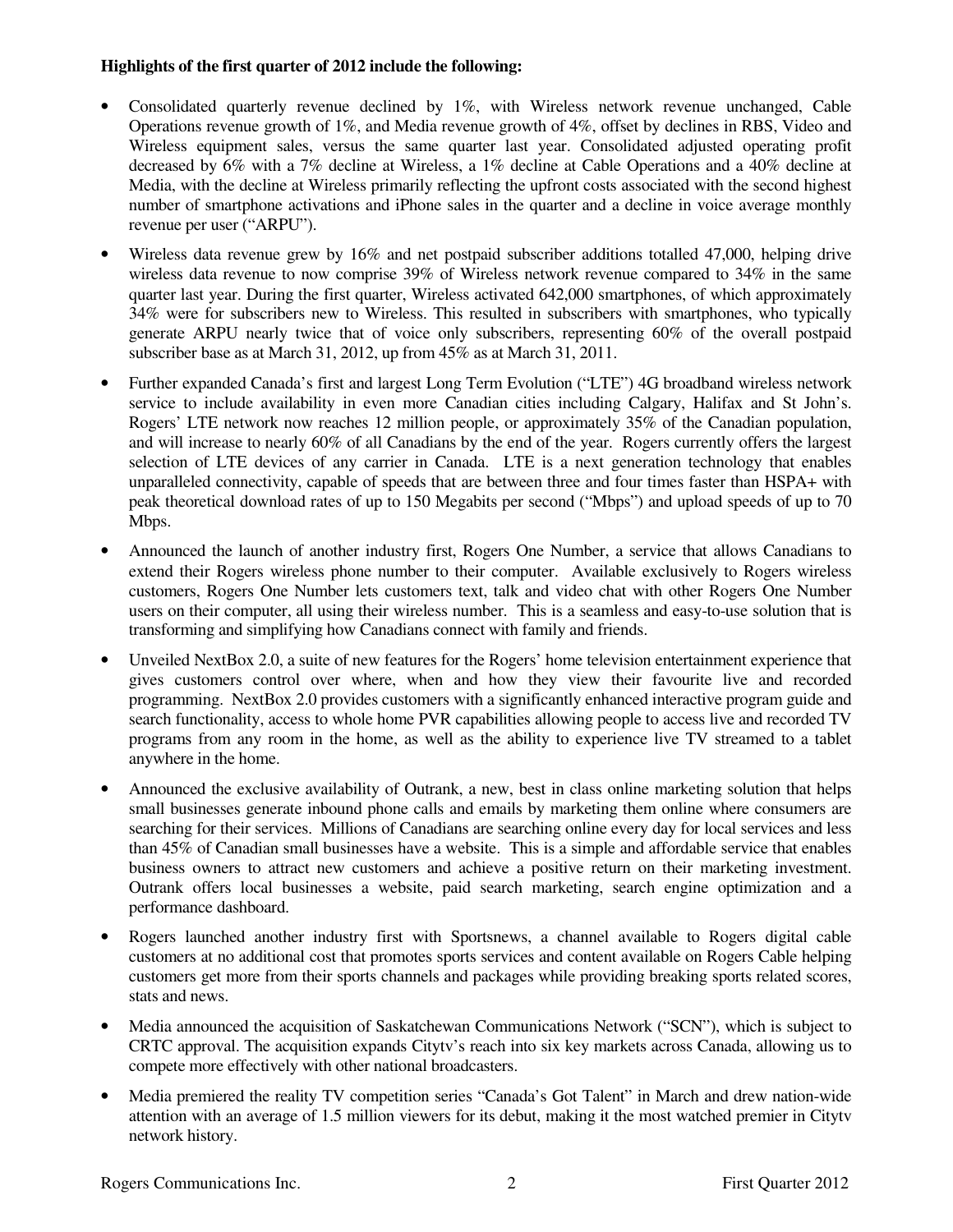**Highlights of the first quarter of 2012 include the following:**

- Consolidated quarterly revenue declined by 1%, with Wireless network revenue unchanged, Cable Operations revenue growth of 1%, and Media revenue growth of 4%, offset by declines in RBS, Video and Wireless equipment sales, versus the same quarter last year. Consolidated adjusted operating profit decreased by 6% with a 7% decline at Wireless, a 1% decline at Cable Operations and a 40% decline at Media, with the decline at Wireless primarily reflecting the upfront costs associated with the second highest number of smartphone activations and iPhone sales in the quarter and a decline in voice average monthly revenue per user ("ARPU").

- Wireless data revenue grew by 16% and net postpaid subscriber additions totalled 47,000, helping drive wireless data revenue to now comprise 39% of Wireless network revenue compared to 34% in the same quarter last year. During the first quarter, Wireless activated 642,000 smartphones, of which approximately 34% were for subscribers new to Wireless. This resulted in subscribers with smartphones, who typically generate ARPU nearly twice that of voice only subscribers, representing 60% of the overall postpaid subscriber base as at March 31, 2012, up from 45% as at March 31, 2011.

- Further expanded Canada's first and largest Long Term Evolution ("LTE") 4G broadband wireless network service to include availability in even more Canadian cities including Calgary, Halifax and St John's. Rogers' LTE network now reaches 12 million people, or approximately 35% of the Canadian population, and will increase to nearly 60% of all Canadians by the end of the year. Rogers currently offers the largest selection of LTE devices of any carrier in Canada. LTE is a next generation technology that enables unparalleled connectivity, capable of speeds that are between three and four times faster than HSPA+ with peak theoretical download rates of up to 150 Megabits per second ("Mbps") and upload speeds of up to 70 Mbps.

- Announced the launch of another industry first, Rogers One Number, a service that allows Canadians to extend their Rogers wireless phone number to their computer. Available exclusively to Rogers wireless customers, Rogers One Number lets customers text, talk and video chat with other Rogers One Number users on their computer, all using their wireless number. This is a seamless and easy-to-use solution that is transforming and simplifying how Canadians connect with family and friends.

- Unveiled NextBox 2.0, a suite of new features for the Rogers' home television entertainment experience that gives customers control over where, when and how they view their favourite live and recorded programming. NextBox 2.0 provides customers with a significantly enhanced interactive program guide and search functionality, access to whole home PVR capabilities allowing people to access live and recorded TV programs from any room in the home, as well as the ability to experience live TV streamed to a tablet anywhere in the home.

- Announced the exclusive availability of Outrank, a new, best in class online marketing solution that helps small businesses generate inbound phone calls and emails by marketing them online where consumers are searching for their services. Millions of Canadians are searching online every day for local services and less than 45% of Canadian small businesses have a website. This is a simple and affordable service that enables business owners to attract new customers and achieve a positive return on their marketing investment. Outrank offers local businesses a website, paid search marketing, search engine optimization and a performance dashboard.

- Rogers launched another industry first with Sportsnews, a channel available to Rogers digital cable customers at no additional cost that promotes sports services and content available on Rogers Cable helping customers get more from their sports channels and packages while providing breaking sports related scores, stats and news.

- Media announced the acquisition of Saskatchewan Communications Network ("SCN"), which is subject to CRTC approval. The acquisition expands Citytv's reach into six key markets across Canada, allowing us to compete more effectively with other national broadcasters.

- Media premiered the reality TV competition series "Canada's Got Talent" in March and drew nation-wide attention with an average of 1.5 million viewers for its debut, making it the most watched premier in Citytv network history.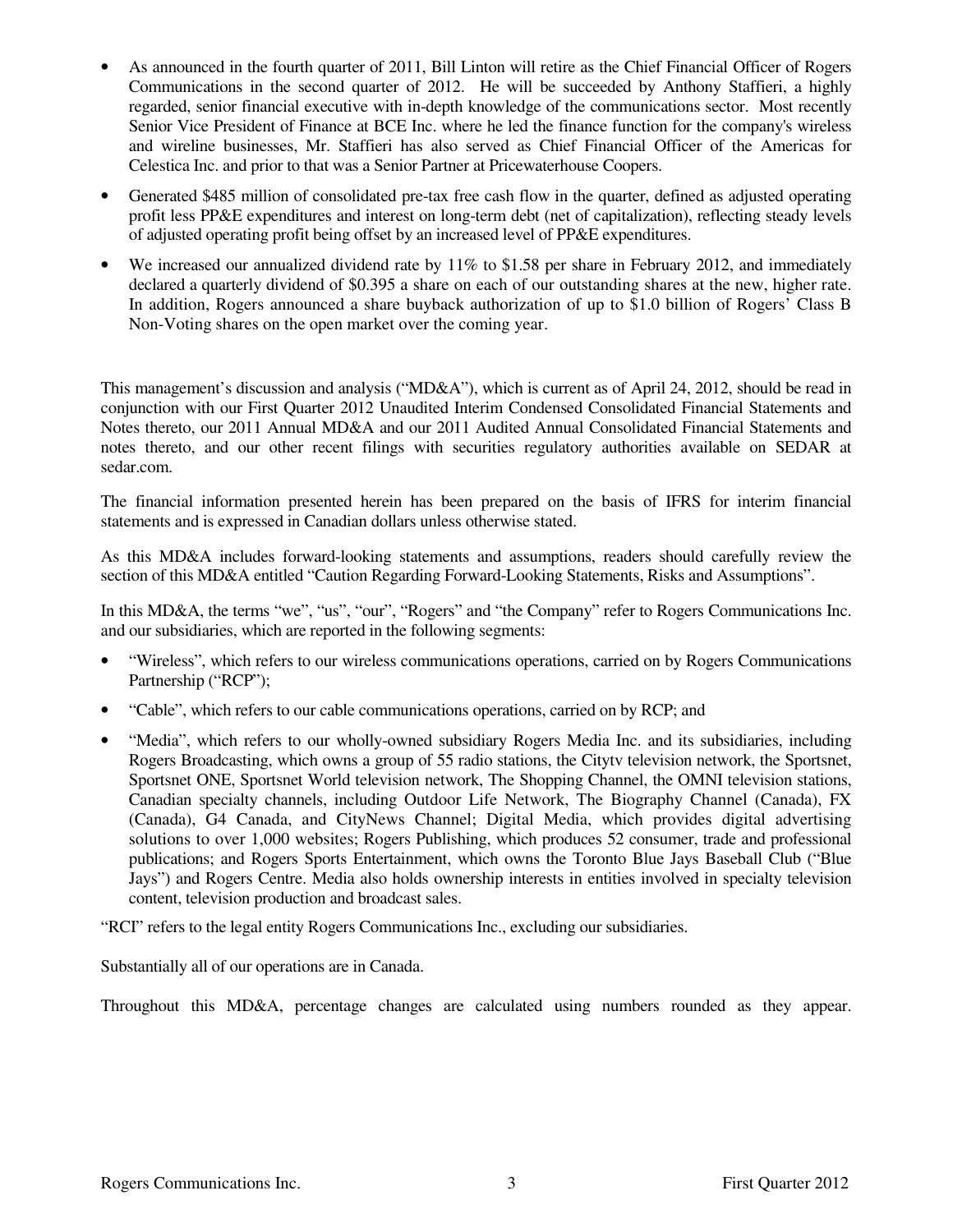- As announced in the fourth quarter of 2011, Bill Linton will retire as the Chief Financial Officer of Rogers Communications in the second quarter of 2012. He will be succeeded by Anthony Staffieri, a highly regarded, senior financial executive with in-depth knowledge of the communications sector. Most recently Senior Vice President of Finance at BCE Inc. where he led the finance function for the company's wireless and wireline businesses, Mr. Staffieri has also served as Chief Financial Officer of the Americas for Celestica Inc. and prior to that was a Senior Partner at Pricewaterhouse Coopers.
- Generated $485 million of consolidated pre-tax free cash flow in the quarter, defined as adjusted operating profit less PP&E expenditures and interest on long-term debt (net of capitalization), reflecting steady levels of adjusted operating profit being offset by an increased level of PP&E expenditures.
- We increased our annualized dividend rate by 11% to $1.58 per share in February 2012, and immediately declared a quarterly dividend of $0.395 a share on each of our outstanding shares at the new, higher rate. In addition, Rogers announced a share buyback authorization of up to $1.0 billion of Rogers' Class B Non-Voting shares on the open market over the coming year.

This management's discussion and analysis ("MD&A"), which is current as of April 24, 2012, should be read in conjunction with our First Quarter 2012 Unaudited Interim Condensed Consolidated Financial Statements and Notes thereto, our 2011 Annual MD&A and our 2011 Audited Annual Consolidated Financial Statements and notes thereto, and our other recent filings with securities regulatory authorities available on SEDAR at sedar.com.

The financial information presented herein has been prepared on the basis of IFRS for interim financial statements and is expressed in Canadian dollars unless otherwise stated.

As this MD&A includes forward-looking statements and assumptions, readers should carefully review the section of this MD&A entitled "Caution Regarding Forward-Looking Statements, Risks and Assumptions".

In this MD&A, the terms "we", "us", "our", "Rogers" and "the Company" refer to Rogers Communications Inc. and our subsidiaries, which are reported in the following segments:

- "Wireless", which refers to our wireless communications operations, carried on by Rogers Communications Partnership ("RCP");
- "Cable", which refers to our cable communications operations, carried on by RCP; and
- "Media", which refers to our wholly-owned subsidiary Rogers Media Inc. and its subsidiaries, including Rogers Broadcasting, which owns a group of 55 radio stations, the Citytv television network, the Sportsnet, Sportsnet ONE, Sportsnet World television network, The Shopping Channel, the OMNI television stations, Canadian specialty channels, including Outdoor Life Network, The Biography Channel (Canada), FX (Canada), G4 Canada, and CityNews Channel; Digital Media, which provides digital advertising solutions to over 1,000 websites; Rogers Publishing, which produces 52 consumer, trade and professional publications; and Rogers Sports Entertainment, which owns the Toronto Blue Jays Baseball Club ("Blue Jays") and Rogers Centre. Media also holds ownership interests in entities involved in specialty television content, television production and broadcast sales.

"RCI" refers to the legal entity Rogers Communications Inc., excluding our subsidiaries.

Substantially all of our operations are in Canada.

Throughout this MD&A, percentage changes are calculated using numbers rounded as they appear.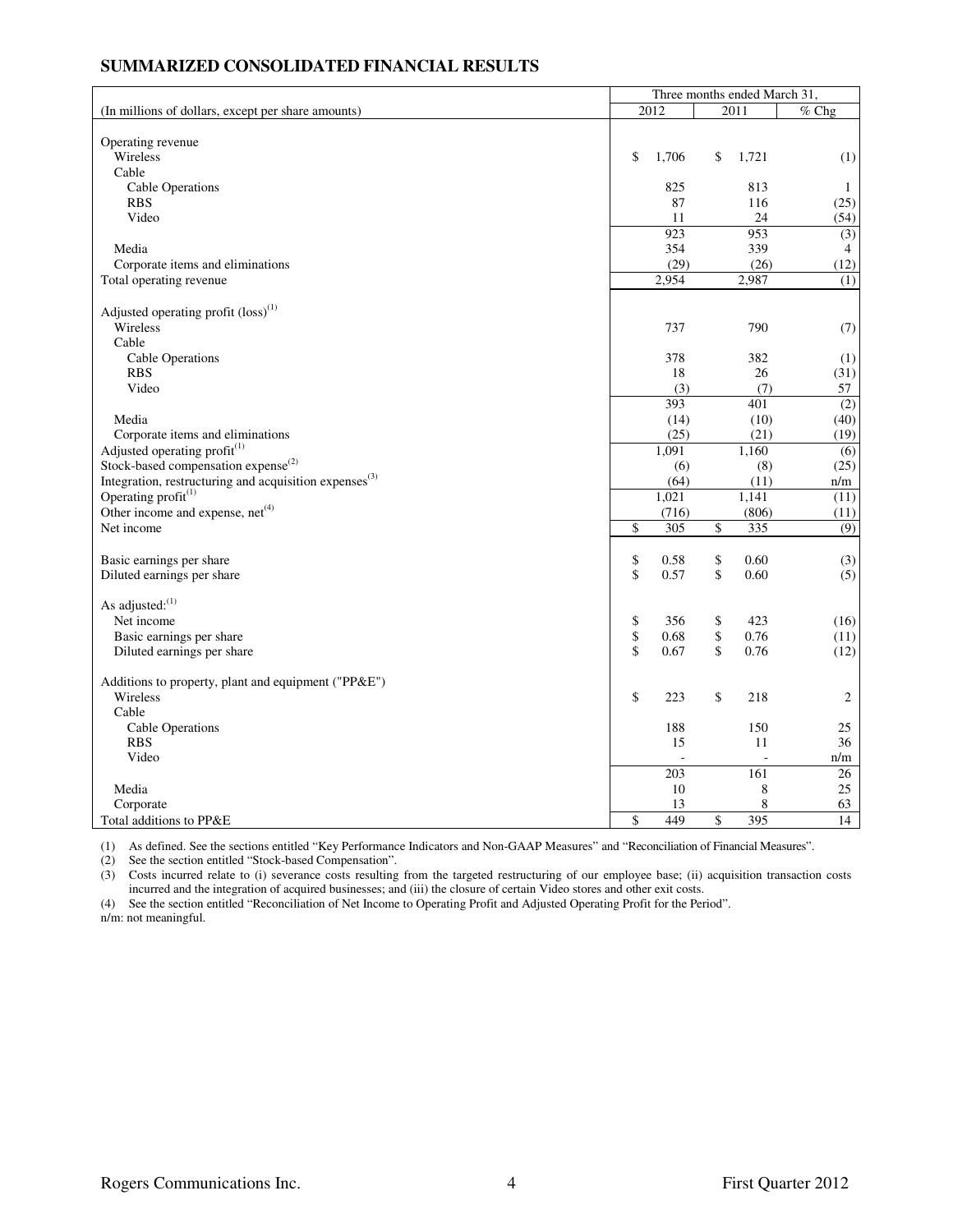## SUMMARIZED CONSOLIDATED FINANCIAL RESULTS

| (In millions of dollars, except per share amounts) | Three months ended March 31, 2012 | 2011 | % Chg |
|---|---|---|---|
| Operating revenue | | | |
| Wireless | $ 1,706 | $ 1,721 | (1) |
| Cable | | | |
| Cable Operations | 825 | 813 | 1 |
| RBS | 87 | 116 | (25) |
| Video | 11 | 24 | (54) |
| | 923 | 953 | (3) |
| Media | 354 | 339 | 4 |
| Corporate items and eliminations | (29) | (26) | (12) |
| Total operating revenue | 2,954 | 2,987 | (1) |
| Adjusted operating profit (loss)[1] | | | |
| Wireless | 737 | 790 | (7) |
| Cable | | | |
| Cable Operations | 378 | 382 | (1) |
| RBS | 18 | 26 | (31) |
| Video | (3) | (7) | 57 |
| | 393 | 401 | (2) |
| Media | (14) | (10) | (40) |
| Corporate items and eliminations | (25) | (21) | (19) |
| Adjusted operating profit[1] | 1,091 | 1,160 | (6) |
| Stock-based compensation expense[2] | (6) | (8) | (25) |
| Integration, restructuring and acquisition expenses[3] | (64) | (11) | n/m |
| Operating profit[1] | 1,021 | 1,141 | (11) |
| Other income and expense, net[4] | (716) | (806) | (11) |
| Net income | $ 305 | $ 335 | (9) |
| Basic earnings per share | $ 0.58 | $ 0.60 | (3) |
| Diluted earnings per share | $ 0.57 | $ 0.60 | (5) |
| As adjusted:[1] | | | |
| Net income | $ 356 | $ 423 | (16) |
| Basic earnings per share | $ 0.68 | $ 0.76 | (11) |
| Diluted earnings per share | $ 0.67 | $ 0.76 | (12) |
| Additions to property, plant and equipment ("PP&E") | | | |
| Wireless | $ 223 | $ 218 | 2 |
| Cable | | | |
| Cable Operations | 188 | 150 | 25 |
| RBS | 15 | 11 | 36 |
| Video | - | - | n/m |
| | 203 | 161 | 26 |
| Media | 10 | 8 | 25 |
| Corporate | 13 | 8 | 63 |
| Total additions to PP&E | $ 449 | $ 395 | 14 |

(1) As defined. See the sections entitled "Key Performance Indicators and Non-GAAP Measures" and "Reconciliation of Financial Measures".

(2) See the section entitled "Stock-based Compensation".

(3) Costs incurred relate to (i) severance costs resulting from the targeted restructuring of our employee base; (ii) acquisition transaction costs incurred and the integration of acquired businesses; and (iii) the closure of certain Video stores and other exit costs.

(4) See the section entitled "Reconciliation of Net Income to Operating Profit and Adjusted Operating Profit for the Period".

n/m: not meaningful.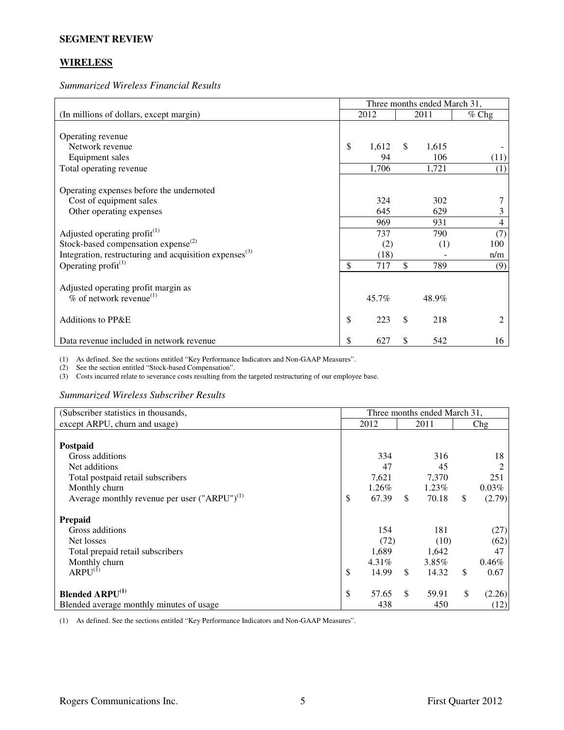**SEGMENT REVIEW**

## WIRELESS

*Summarized Wireless Financial Results*

| (In millions of dollars, except margin) | Three months ended March 31, 2012 | 2011 | % Chg |
|---|---|---|---|
| Operating revenue | | | |
| Network revenue | $ 1,612 | $ 1,615 | - |
| Equipment sales | 94 | 106 | (11) |
| Total operating revenue | 1,706 | 1,721 | (1) |
| Operating expenses before the undernoted | | | |
| Cost of equipment sales | 324 | 302 | 7 |
| Other operating expenses | 645 | 629 | 3 |
| | 969 | 931 | 4 |
| Adjusted operating profit[1] | 737 | 790 | (7) |
| Stock-based compensation expense[2] | (2) | (1) | 100 |
| Integration, restructuring and acquisition expenses[3] | (18) | - | n/m |
| Operating profit[1] | $ 717 | $ 789 | (9) |
| Adjusted operating profit margin as % of network revenue[1] | 45.7% | 48.9% | |
| Additions to PP&E | $ 223 | $ 218 | 2 |
| Data revenue included in network revenue | $ 627 | $ 542 | 16 |

(1) As defined. See the sections entitled "Key Performance Indicators and Non-GAAP Measures".
(2) See the section entitled "Stock-based Compensation".
(3) Costs incurred relate to severance costs resulting from the targeted restructuring of our employee base.

*Summarized Wireless Subscriber Results*

| (Subscriber statistics in thousands, except ARPU, churn and usage) | Three months ended March 31, 2012 | 2011 | Chg |
|---|---|---|---|
| **Postpaid** | | | |
| Gross additions | 334 | 316 | 18 |
| Net additions | 47 | 45 | 2 |
| Total postpaid retail subscribers | 7,621 | 7,370 | 251 |
| Monthly churn | 1.26% | 1.23% | 0.03% |
| Average monthly revenue per user ("ARPU")[1] | $ 67.39 | $ 70.18 | $ (2.79) |
| **Prepaid** | | | |
| Gross additions | 154 | 181 | (27) |
| Net losses | (72) | (10) | (62) |
| Total prepaid retail subscribers | 1,689 | 1,642 | 47 |
| Monthly churn | 4.31% | 3.85% | 0.46% |
| ARPU[1] | $ 14.99 | $ 14.32 | $ 0.67 |
| **Blended ARPU[1]** | $ 57.65 | $ 59.91 | $ (2.26) |
| Blended average monthly minutes of usage | 438 | 450 | (12) |

(1) As defined. See the sections entitled "Key Performance Indicators and Non-GAAP Measures".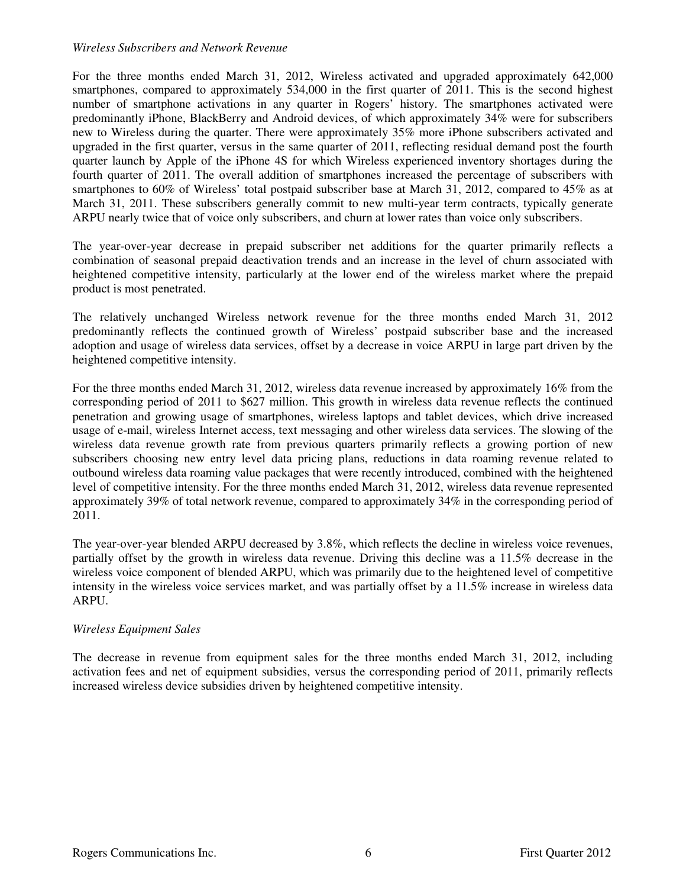*Wireless Subscribers and Network Revenue*

For the three months ended March 31, 2012, Wireless activated and upgraded approximately 642,000 smartphones, compared to approximately 534,000 in the first quarter of 2011. This is the second highest number of smartphone activations in any quarter in Rogers' history. The smartphones activated were predominantly iPhone, BlackBerry and Android devices, of which approximately 34% were for subscribers new to Wireless during the quarter. There were approximately 35% more iPhone subscribers activated and upgraded in the first quarter, versus in the same quarter of 2011, reflecting residual demand post the fourth quarter launch by Apple of the iPhone 4S for which Wireless experienced inventory shortages during the fourth quarter of 2011. The overall addition of smartphones increased the percentage of subscribers with smartphones to 60% of Wireless' total postpaid subscriber base at March 31, 2012, compared to 45% as at March 31, 2011. These subscribers generally commit to new multi-year term contracts, typically generate ARPU nearly twice that of voice only subscribers, and churn at lower rates than voice only subscribers.

The year-over-year decrease in prepaid subscriber net additions for the quarter primarily reflects a combination of seasonal prepaid deactivation trends and an increase in the level of churn associated with heightened competitive intensity, particularly at the lower end of the wireless market where the prepaid product is most penetrated.

The relatively unchanged Wireless network revenue for the three months ended March 31, 2012 predominantly reflects the continued growth of Wireless' postpaid subscriber base and the increased adoption and usage of wireless data services, offset by a decrease in voice ARPU in large part driven by the heightened competitive intensity.

For the three months ended March 31, 2012, wireless data revenue increased by approximately 16% from the corresponding period of 2011 to $627 million. This growth in wireless data revenue reflects the continued penetration and growing usage of smartphones, wireless laptops and tablet devices, which drive increased usage of e-mail, wireless Internet access, text messaging and other wireless data services. The slowing of the wireless data revenue growth rate from previous quarters primarily reflects a growing portion of new subscribers choosing new entry level data pricing plans, reductions in data roaming revenue related to outbound wireless data roaming value packages that were recently introduced, combined with the heightened level of competitive intensity. For the three months ended March 31, 2012, wireless data revenue represented approximately 39% of total network revenue, compared to approximately 34% in the corresponding period of 2011.

The year-over-year blended ARPU decreased by 3.8%, which reflects the decline in wireless voice revenues, partially offset by the growth in wireless data revenue. Driving this decline was a 11.5% decrease in the wireless voice component of blended ARPU, which was primarily due to the heightened level of competitive intensity in the wireless voice services market, and was partially offset by a 11.5% increase in wireless data ARPU.

*Wireless Equipment Sales*

The decrease in revenue from equipment sales for the three months ended March 31, 2012, including activation fees and net of equipment subsidies, versus the corresponding period of 2011, primarily reflects increased wireless device subsidies driven by heightened competitive intensity.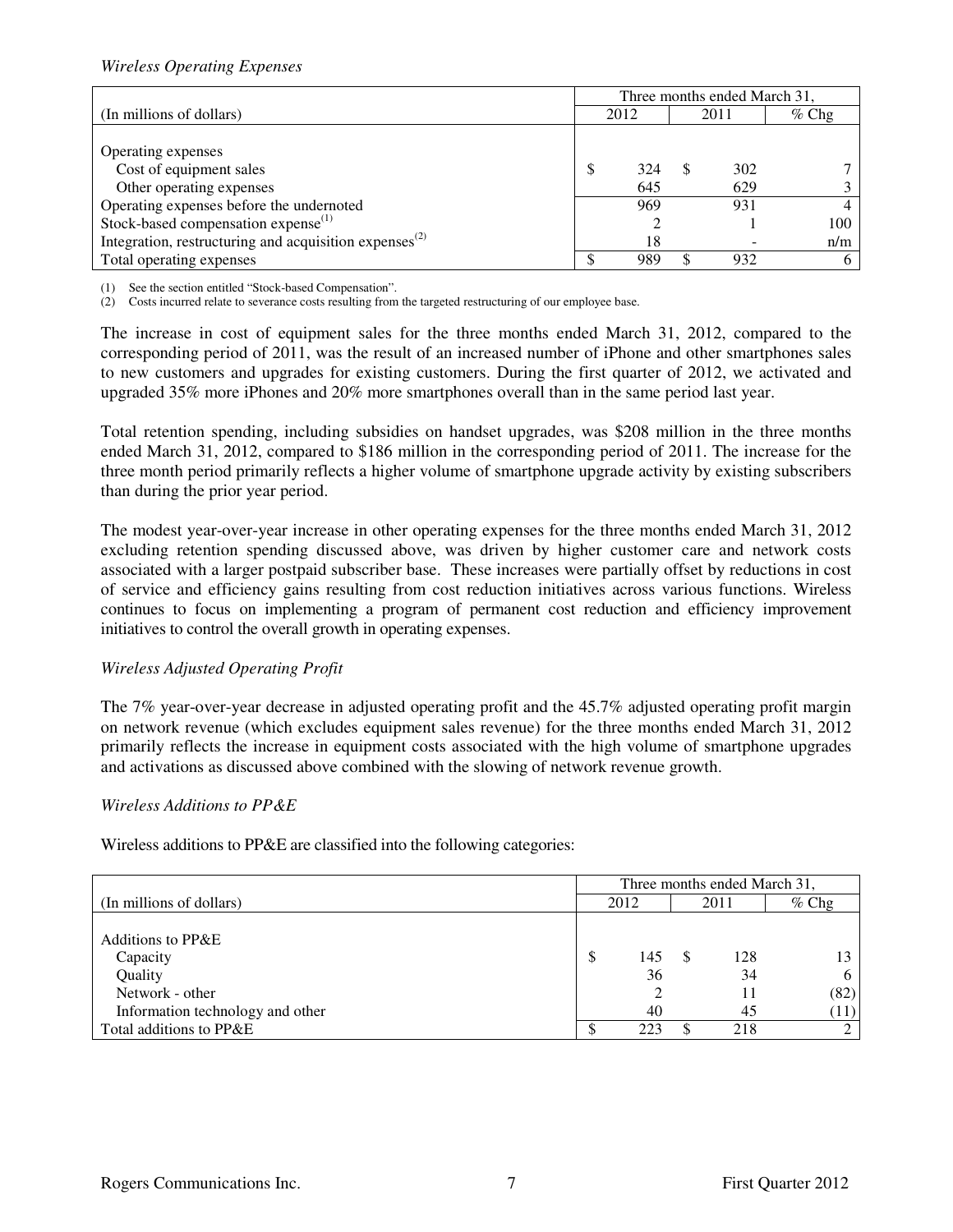*Wireless Operating Expenses*

| (In millions of dollars) | Three months ended March 31, 2012 | 2011 | % Chg |
|---|---|---|---|
| Operating expenses | | | |
| Cost of equipment sales | $ 324 | $ 302 | 7 |
| Other operating expenses | 645 | 629 | 3 |
| Operating expenses before the undernoted | 969 | 931 | 4 |
| Stock-based compensation expense[(1)] | 2 | 1 | 100 |
| Integration, restructuring and acquisition expenses[(2)] | 18 | - | n/m |
| Total operating expenses | $ 989 | $ 932 | 6 |

(1) See the section entitled "Stock-based Compensation".
(2) Costs incurred relate to severance costs resulting from the targeted restructuring of our employee base.

The increase in cost of equipment sales for the three months ended March 31, 2012, compared to the corresponding period of 2011, was the result of an increased number of iPhone and other smartphones sales to new customers and upgrades for existing customers. During the first quarter of 2012, we activated and upgraded 35% more iPhones and 20% more smartphones overall than in the same period last year.

Total retention spending, including subsidies on handset upgrades, was $208 million in the three months ended March 31, 2012, compared to $186 million in the corresponding period of 2011. The increase for the three month period primarily reflects a higher volume of smartphone upgrade activity by existing subscribers than during the prior year period.

The modest year-over-year increase in other operating expenses for the three months ended March 31, 2012 excluding retention spending discussed above, was driven by higher customer care and network costs associated with a larger postpaid subscriber base. These increases were partially offset by reductions in cost of service and efficiency gains resulting from cost reduction initiatives across various functions. Wireless continues to focus on implementing a program of permanent cost reduction and efficiency improvement initiatives to control the overall growth in operating expenses.

*Wireless Adjusted Operating Profit*

The 7% year-over-year decrease in adjusted operating profit and the 45.7% adjusted operating profit margin on network revenue (which excludes equipment sales revenue) for the three months ended March 31, 2012 primarily reflects the increase in equipment costs associated with the high volume of smartphone upgrades and activations as discussed above combined with the slowing of network revenue growth.

*Wireless Additions to PP&E*

Wireless additions to PP&E are classified into the following categories:

| (In millions of dollars) | Three months ended March 31, 2012 | 2011 | % Chg |
|---|---|---|---|
| Additions to PP&E | | | |
| Capacity | $ 145 | $ 128 | 13 |
| Quality | 36 | 34 | 6 |
| Network - other | 2 | 11 | (82) |
| Information technology and other | 40 | 45 | (11) |
| Total additions to PP&E | $ 223 | $ 218 | 2 |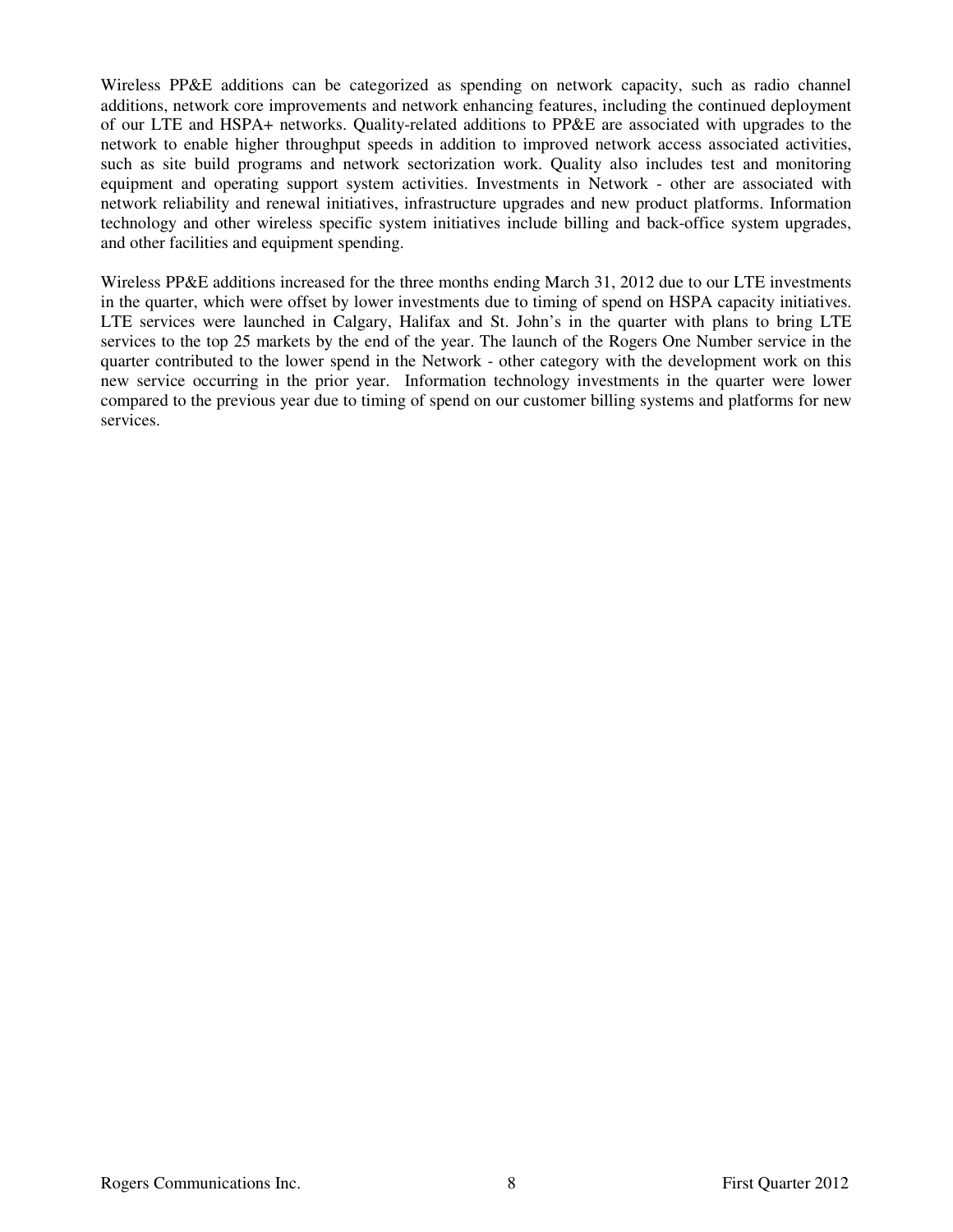Wireless PP&E additions can be categorized as spending on network capacity, such as radio channel additions, network core improvements and network enhancing features, including the continued deployment of our LTE and HSPA+ networks. Quality-related additions to PP&E are associated with upgrades to the network to enable higher throughput speeds in addition to improved network access associated activities, such as site build programs and network sectorization work. Quality also includes test and monitoring equipment and operating support system activities. Investments in Network - other are associated with network reliability and renewal initiatives, infrastructure upgrades and new product platforms. Information technology and other wireless specific system initiatives include billing and back-office system upgrades, and other facilities and equipment spending.

Wireless PP&E additions increased for the three months ending March 31, 2012 due to our LTE investments in the quarter, which were offset by lower investments due to timing of spend on HSPA capacity initiatives. LTE services were launched in Calgary, Halifax and St. John's in the quarter with plans to bring LTE services to the top 25 markets by the end of the year. The launch of the Rogers One Number service in the quarter contributed to the lower spend in the Network - other category with the development work on this new service occurring in the prior year. Information technology investments in the quarter were lower compared to the previous year due to timing of spend on our customer billing systems and platforms for new services.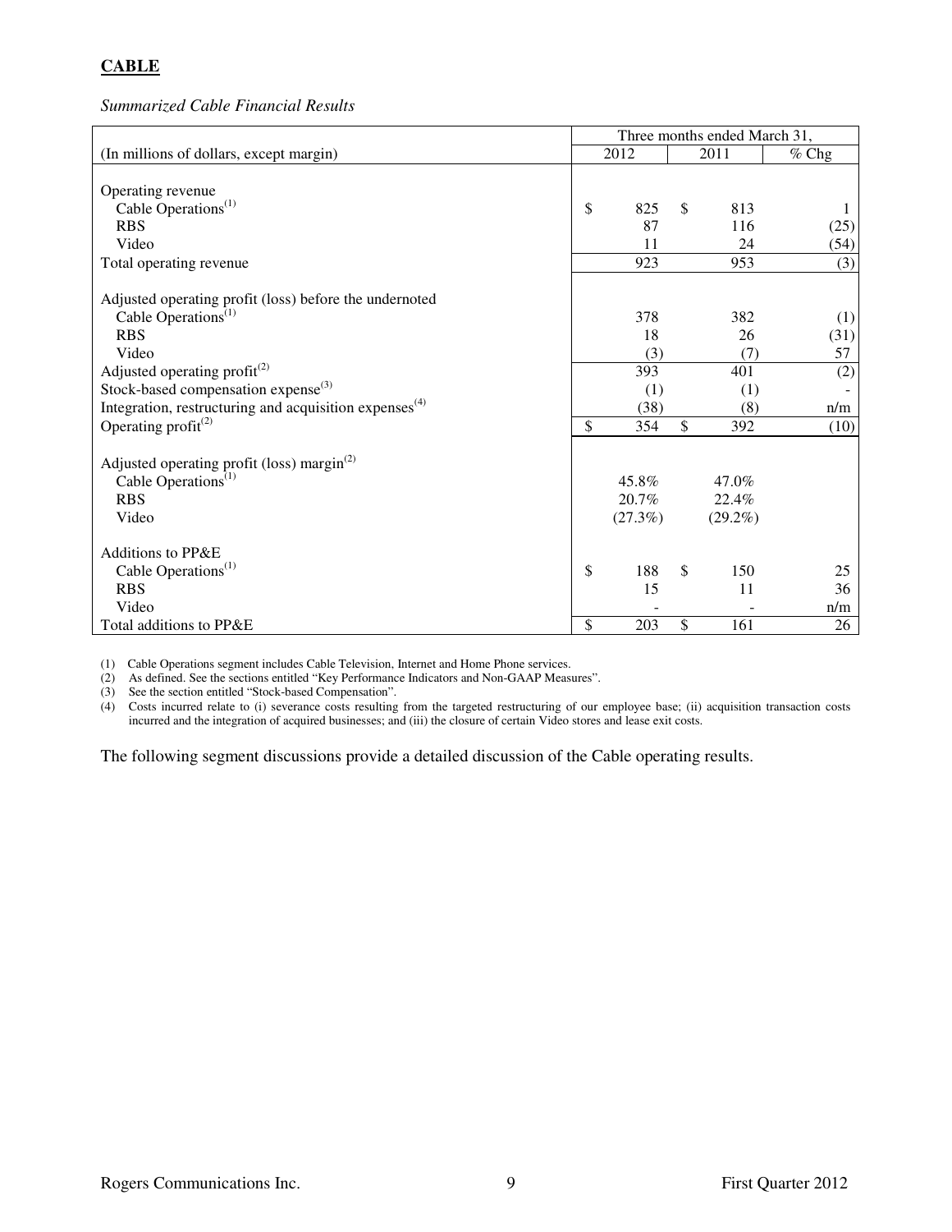## CABLE

*Summarized Cable Financial Results*

| | Three months ended March 31, | | |
|---|---|---|---|
| (In millions of dollars, except margin) | 2012 | 2011 | % Chg |
| Operating revenue | | | |
| Cable Operations[1] | $ 825 | $ 813 | 1 |
| RBS | 87 | 116 | (25) |
| Video | 11 | 24 | (54) |
| Total operating revenue | 923 | 953 | (3) |
| Adjusted operating profit (loss) before the undernoted | | | |
| Cable Operations[1] | 378 | 382 | (1) |
| RBS | 18 | 26 | (31) |
| Video | (3) | (7) | 57 |
| Adjusted operating profit[2] | 393 | 401 | (2) |
| Stock-based compensation expense[3] | (1) | (1) | - |
| Integration, restructuring and acquisition expenses[4] | (38) | (8) | n/m |
| Operating profit[2] | $ 354 | $ 392 | (10) |
| Adjusted operating profit (loss) margin[2] | | | |
| Cable Operations[1] | 45.8% | 47.0% | |
| RBS | 20.7% | 22.4% | |
| Video | (27.3%) | (29.2%) | |
| Additions to PP&E | | | |
| Cable Operations[1] | $ 188 | $ 150 | 25 |
| RBS | 15 | 11 | 36 |
| Video | - | - | n/m |
| Total additions to PP&E | $ 203 | $ 161 | 26 |

(1) Cable Operations segment includes Cable Television, Internet and Home Phone services.
(2) As defined. See the sections entitled "Key Performance Indicators and Non-GAAP Measures".
(3) See the section entitled "Stock-based Compensation".
(4) Costs incurred relate to (i) severance costs resulting from the targeted restructuring of our employee base; (ii) acquisition transaction costs incurred and the integration of acquired businesses; and (iii) the closure of certain Video stores and lease exit costs.

The following segment discussions provide a detailed discussion of the Cable operating results.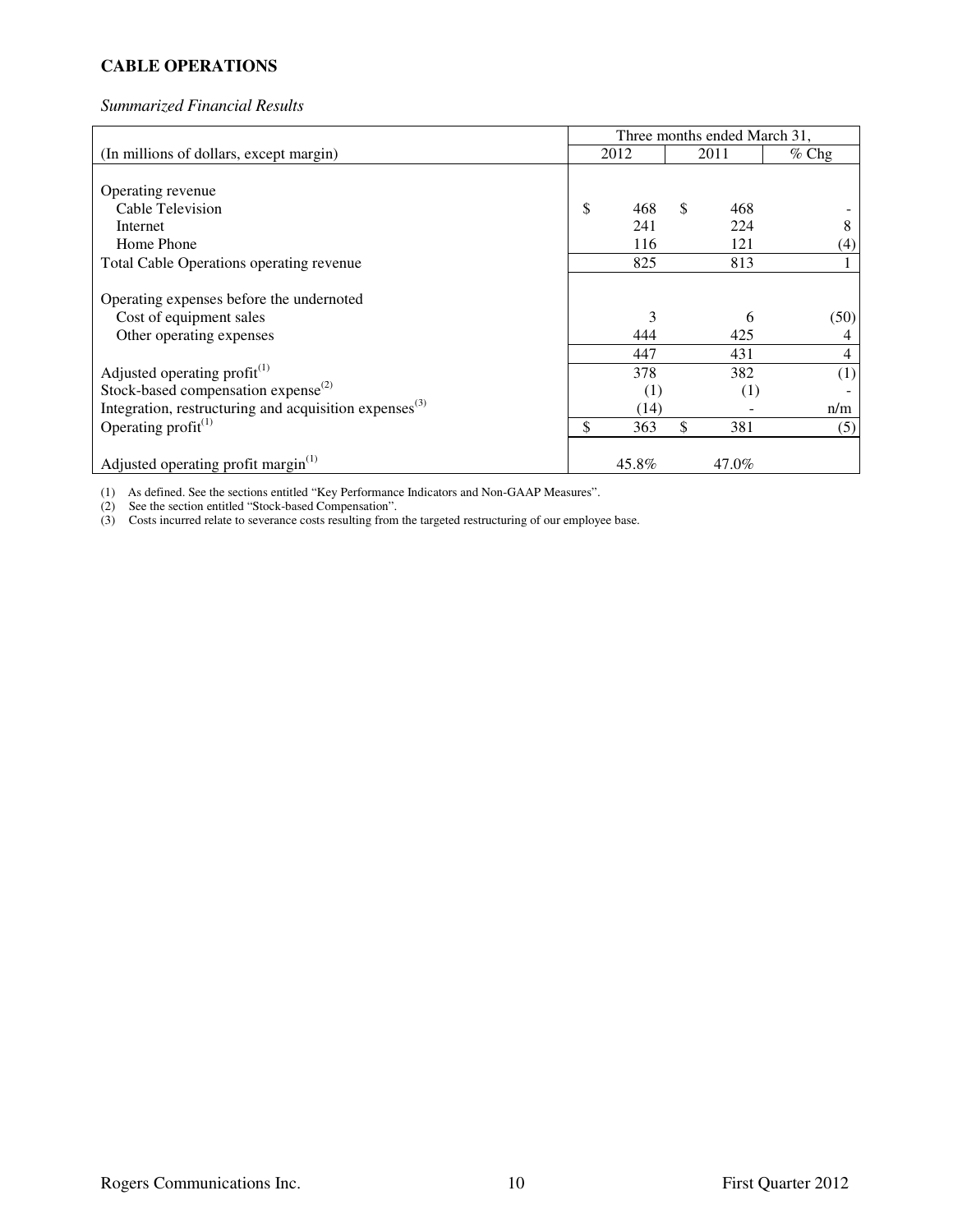**CABLE OPERATIONS**

*Summarized Financial Results*

| | Three months ended March 31, | | |
|---|---|---|---|
| (In millions of dollars, except margin) | 2012 | 2011 | % Chg |
| Operating revenue | | | |
| Cable Television | $ 468 | $ 468 | - |
| Internet | 241 | 224 | 8 |
| Home Phone | 116 | 121 | (4) |
| Total Cable Operations operating revenue | 825 | 813 | 1 |
| Operating expenses before the undernoted | | | |
| Cost of equipment sales | 3 | 6 | (50) |
| Other operating expenses | 444 | 425 | 4 |
| | 447 | 431 | 4 |
| Adjusted operating profit[(1)] | 378 | 382 | (1) |
| Stock-based compensation expense[(2)] | (1) | (1) | - |
| Integration, restructuring and acquisition expenses[(3)] | (14) | - | n/m |
| Operating profit[(1)] | $ 363 | $ 381 | (5) |
| Adjusted operating profit margin[(1)] | 45.8% | 47.0% | |

(1) As defined. See the sections entitled "Key Performance Indicators and Non-GAAP Measures".
(2) See the section entitled "Stock-based Compensation".
(3) Costs incurred relate to severance costs resulting from the targeted restructuring of our employee base.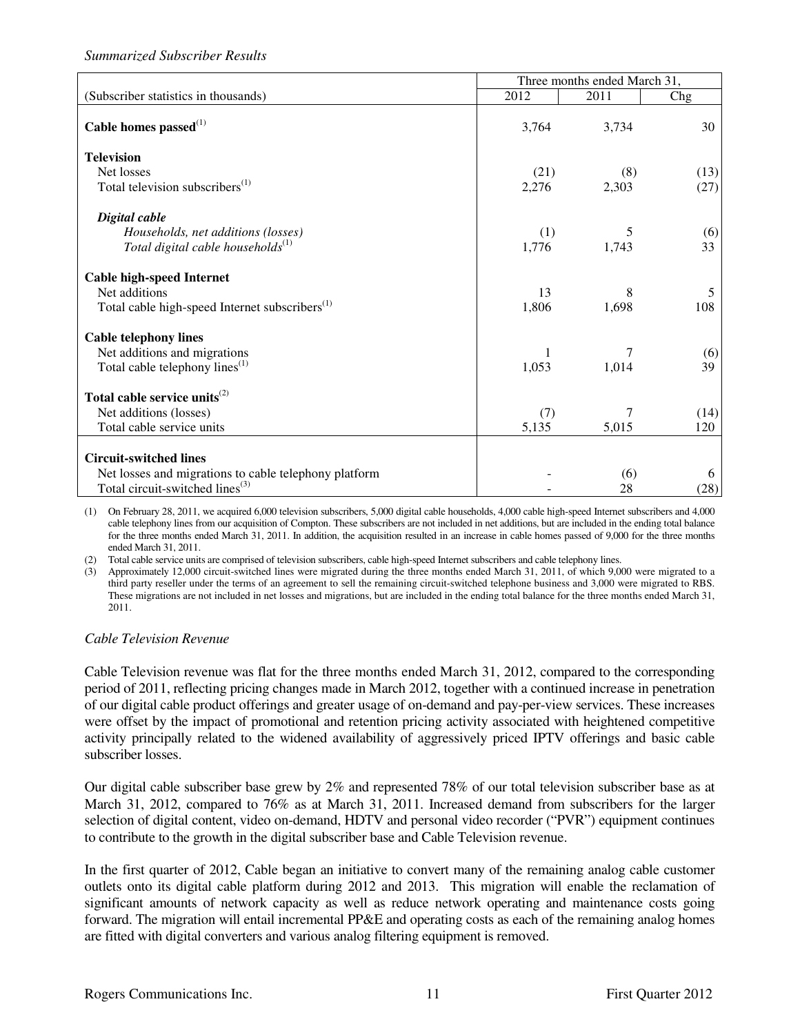*Summarized Subscriber Results*

| (Subscriber statistics in thousands) | Three months ended March 31, | | |
|---|---|---|---|
| | 2012 | 2011 | Chg |
| **Cable homes passed**(1) | 3,764 | 3,734 | 30 |
| **Television** | | | |
| Net losses | (21) | (8) | (13) |
| Total television subscribers(1) | 2,276 | 2,303 | (27) |
| ***Digital cable*** | | | |
| *Households, net additions (losses)* | (1) | 5 | (6) |
| *Total digital cable households*(1) | 1,776 | 1,743 | 33 |
| **Cable high-speed Internet** | | | |
| Net additions | 13 | 8 | 5 |
| Total cable high-speed Internet subscribers(1) | 1,806 | 1,698 | 108 |
| **Cable telephony lines** | | | |
| Net additions and migrations | 1 | 7 | (6) |
| Total cable telephony lines(1) | 1,053 | 1,014 | 39 |
| **Total cable service units**(2) | | | |
| Net additions (losses) | (7) | 7 | (14) |
| Total cable service units | 5,135 | 5,015 | 120 |
| **Circuit-switched lines** | | | |
| Net losses and migrations to cable telephony platform | - | (6) | 6 |
| Total circuit-switched lines(3) | - | 28 | (28) |

(1) On February 28, 2011, we acquired 6,000 television subscribers, 5,000 digital cable households, 4,000 cable high-speed Internet subscribers and 4,000 cable telephony lines from our acquisition of Compton. These subscribers are not included in net additions, but are included in the ending total balance for the three months ended March 31, 2011. In addition, the acquisition resulted in an increase in cable homes passed of 9,000 for the three months ended March 31, 2011.

(2) Total cable service units are comprised of television subscribers, cable high-speed Internet subscribers and cable telephony lines.

(3) Approximately 12,000 circuit-switched lines were migrated during the three months ended March 31, 2011, of which 9,000 were migrated to a third party reseller under the terms of an agreement to sell the remaining circuit-switched telephone business and 3,000 were migrated to RBS. These migrations are not included in net losses and migrations, but are included in the ending total balance for the three months ended March 31, 2011.

*Cable Television Revenue*

Cable Television revenue was flat for the three months ended March 31, 2012, compared to the corresponding period of 2011, reflecting pricing changes made in March 2012, together with a continued increase in penetration of our digital cable product offerings and greater usage of on-demand and pay-per-view services. These increases were offset by the impact of promotional and retention pricing activity associated with heightened competitive activity principally related to the widened availability of aggressively priced IPTV offerings and basic cable subscriber losses.

Our digital cable subscriber base grew by 2% and represented 78% of our total television subscriber base as at March 31, 2012, compared to 76% as at March 31, 2011. Increased demand from subscribers for the larger selection of digital content, video on-demand, HDTV and personal video recorder ("PVR") equipment continues to contribute to the growth in the digital subscriber base and Cable Television revenue.

In the first quarter of 2012, Cable began an initiative to convert many of the remaining analog cable customer outlets onto its digital cable platform during 2012 and 2013. This migration will enable the reclamation of significant amounts of network capacity as well as reduce network operating and maintenance costs going forward. The migration will entail incremental PP&E and operating costs as each of the remaining analog homes are fitted with digital converters and various analog filtering equipment is removed.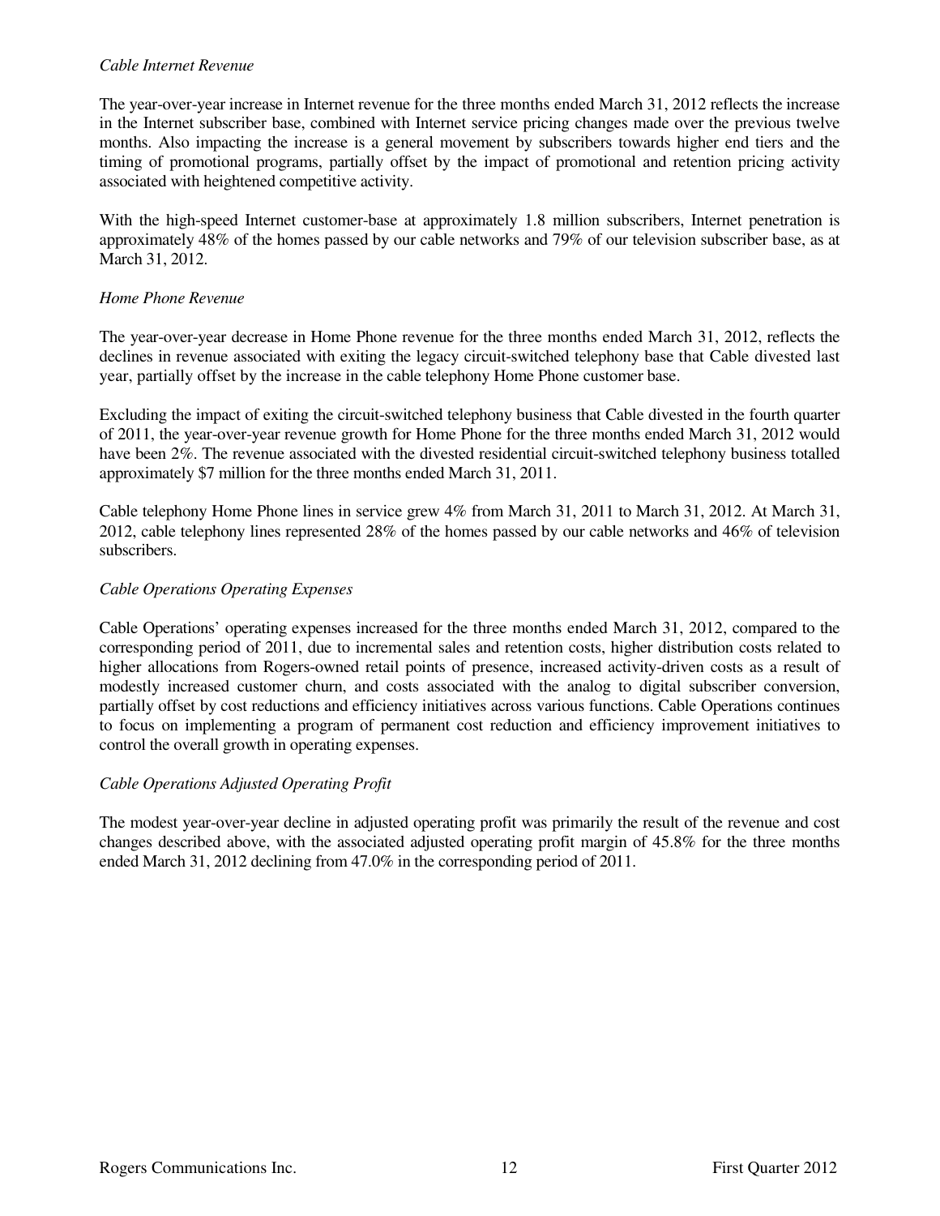*Cable Internet Revenue*

The year-over-year increase in Internet revenue for the three months ended March 31, 2012 reflects the increase in the Internet subscriber base, combined with Internet service pricing changes made over the previous twelve months. Also impacting the increase is a general movement by subscribers towards higher end tiers and the timing of promotional programs, partially offset by the impact of promotional and retention pricing activity associated with heightened competitive activity.

With the high-speed Internet customer-base at approximately 1.8 million subscribers, Internet penetration is approximately 48% of the homes passed by our cable networks and 79% of our television subscriber base, as at March 31, 2012.

*Home Phone Revenue*

The year-over-year decrease in Home Phone revenue for the three months ended March 31, 2012, reflects the declines in revenue associated with exiting the legacy circuit-switched telephony base that Cable divested last year, partially offset by the increase in the cable telephony Home Phone customer base.

Excluding the impact of exiting the circuit-switched telephony business that Cable divested in the fourth quarter of 2011, the year-over-year revenue growth for Home Phone for the three months ended March 31, 2012 would have been 2%. The revenue associated with the divested residential circuit-switched telephony business totalled approximately $7 million for the three months ended March 31, 2011.

Cable telephony Home Phone lines in service grew 4% from March 31, 2011 to March 31, 2012. At March 31, 2012, cable telephony lines represented 28% of the homes passed by our cable networks and 46% of television subscribers.

*Cable Operations Operating Expenses*

Cable Operations' operating expenses increased for the three months ended March 31, 2012, compared to the corresponding period of 2011, due to incremental sales and retention costs, higher distribution costs related to higher allocations from Rogers-owned retail points of presence, increased activity-driven costs as a result of modestly increased customer churn, and costs associated with the analog to digital subscriber conversion, partially offset by cost reductions and efficiency initiatives across various functions. Cable Operations continues to focus on implementing a program of permanent cost reduction and efficiency improvement initiatives to control the overall growth in operating expenses.

*Cable Operations Adjusted Operating Profit*

The modest year-over-year decline in adjusted operating profit was primarily the result of the revenue and cost changes described above, with the associated adjusted operating profit margin of 45.8% for the three months ended March 31, 2012 declining from 47.0% in the corresponding period of 2011.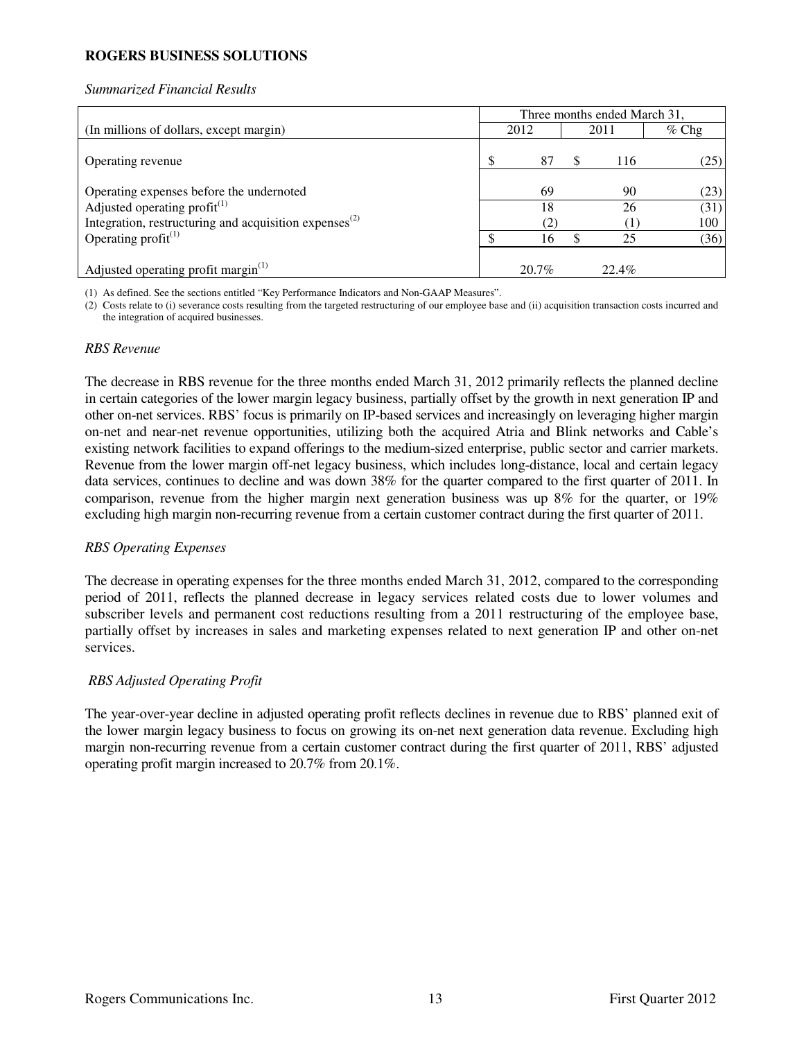**ROGERS BUSINESS SOLUTIONS**

*Summarized Financial Results*

| (In millions of dollars, except margin) | Three months ended March 31, | | |
|---|---|---|---|
| | 2012 | 2011 | % Chg |
| Operating revenue | $ 87 | $ 116 | (25) |
| Operating expenses before the undernoted | 69 | 90 | (23) |
| Adjusted operating profit[(1)] | 18 | 26 | (31) |
| Integration, restructuring and acquisition expenses[(2)] | (2) | (1) | 100 |
| Operating profit[(1)] | $ 16 | $ 25 | (36) |
| Adjusted operating profit margin[(1)] | 20.7% | 22.4% | |

(1) As defined. See the sections entitled "Key Performance Indicators and Non-GAAP Measures".

(2) Costs relate to (i) severance costs resulting from the targeted restructuring of our employee base and (ii) acquisition transaction costs incurred and the integration of acquired businesses.

*RBS Revenue*

The decrease in RBS revenue for the three months ended March 31, 2012 primarily reflects the planned decline in certain categories of the lower margin legacy business, partially offset by the growth in next generation IP and other on-net services. RBS' focus is primarily on IP-based services and increasingly on leveraging higher margin on-net and near-net revenue opportunities, utilizing both the acquired Atria and Blink networks and Cable's existing network facilities to expand offerings to the medium-sized enterprise, public sector and carrier markets. Revenue from the lower margin off-net legacy business, which includes long-distance, local and certain legacy data services, continues to decline and was down 38% for the quarter compared to the first quarter of 2011. In comparison, revenue from the higher margin next generation business was up 8% for the quarter, or 19% excluding high margin non-recurring revenue from a certain customer contract during the first quarter of 2011.

*RBS Operating Expenses*

The decrease in operating expenses for the three months ended March 31, 2012, compared to the corresponding period of 2011, reflects the planned decrease in legacy services related costs due to lower volumes and subscriber levels and permanent cost reductions resulting from a 2011 restructuring of the employee base, partially offset by increases in sales and marketing expenses related to next generation IP and other on-net services.

*RBS Adjusted Operating Profit*

The year-over-year decline in adjusted operating profit reflects declines in revenue due to RBS' planned exit of the lower margin legacy business to focus on growing its on-net next generation data revenue. Excluding high margin non-recurring revenue from a certain customer contract during the first quarter of 2011, RBS' adjusted operating profit margin increased to 20.7% from 20.1%.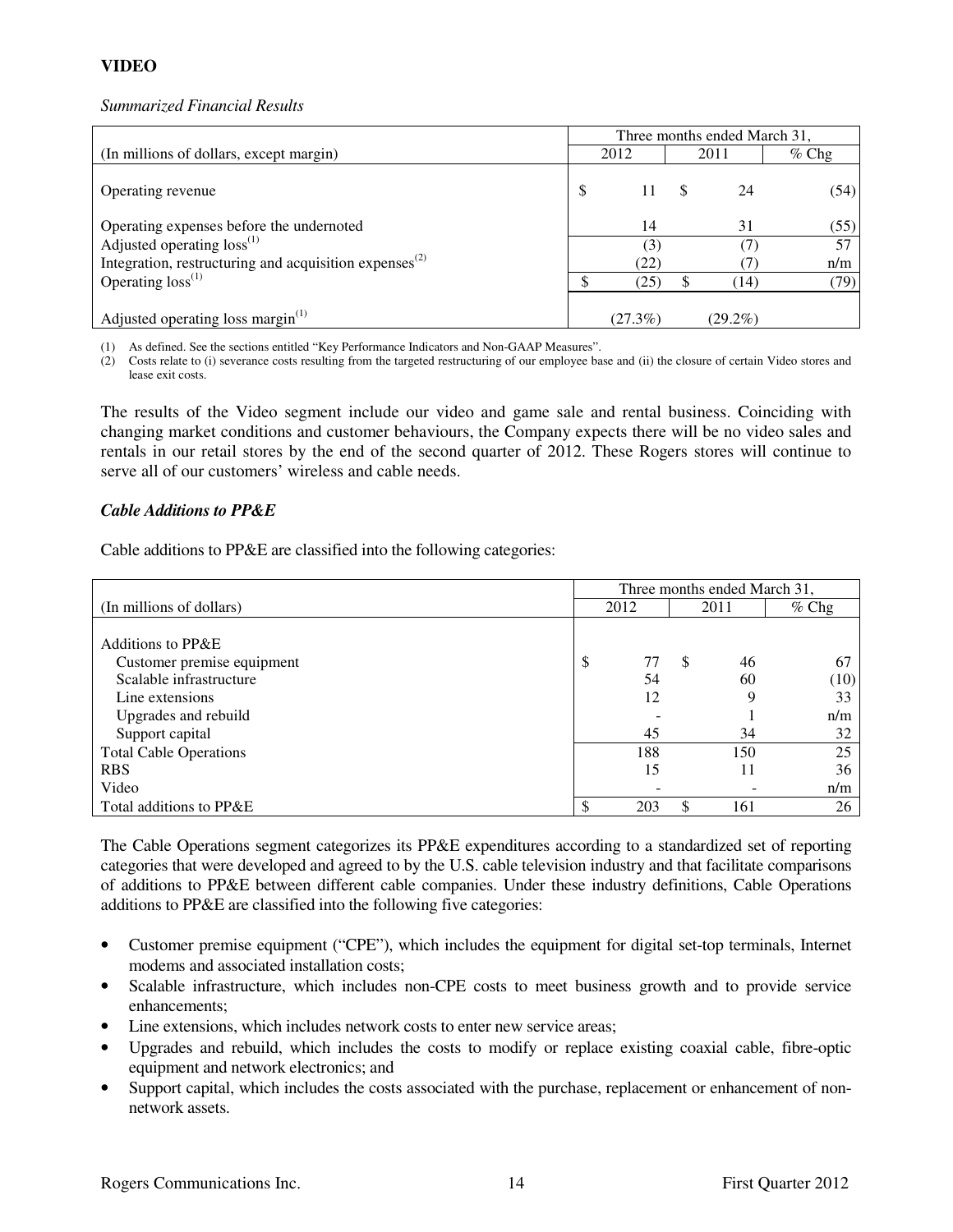## VIDEO

*Summarized Financial Results*

| | Three months ended March 31, | | |
|---|---|---|---|
| (In millions of dollars, except margin) | 2012 | 2011 | % Chg |
| Operating revenue | $ 11 | $ 24 | (54) |
| Operating expenses before the undernoted | 14 | 31 | (55) |
| Adjusted operating loss[(1)] | (3) | (7) | 57 |
| Integration, restructuring and acquisition expenses[(2)] | (22) | (7) | n/m |
| Operating loss[(1)] | $ (25) | $ (14) | (79) |
| Adjusted operating loss margin[(1)] | (27.3%) | (29.2%) | |

(1) As defined. See the sections entitled "Key Performance Indicators and Non-GAAP Measures".
(2) Costs relate to (i) severance costs resulting from the targeted restructuring of our employee base and (ii) the closure of certain Video stores and lease exit costs.

The results of the Video segment include our video and game sale and rental business. Coinciding with changing market conditions and customer behaviours, the Company expects there will be no video sales and rentals in our retail stores by the end of the second quarter of 2012. These Rogers stores will continue to serve all of our customers' wireless and cable needs.

***Cable Additions to PP&E***

Cable additions to PP&E are classified into the following categories:

| | Three months ended March 31, | | |
|---|---|---|---|
| (In millions of dollars) | 2012 | 2011 | % Chg |
| Additions to PP&E | | | |
| Customer premise equipment | $ 77 | $ 46 | 67 |
| Scalable infrastructure | 54 | 60 | (10) |
| Line extensions | 12 | 9 | 33 |
| Upgrades and rebuild | - | 1 | n/m |
| Support capital | 45 | 34 | 32 |
| Total Cable Operations | 188 | 150 | 25 |
| RBS | 15 | 11 | 36 |
| Video | - | - | n/m |
| Total additions to PP&E | $ 203 | $ 161 | 26 |

The Cable Operations segment categorizes its PP&E expenditures according to a standardized set of reporting categories that were developed and agreed to by the U.S. cable television industry and that facilitate comparisons of additions to PP&E between different cable companies. Under these industry definitions, Cable Operations additions to PP&E are classified into the following five categories:

- Customer premise equipment ("CPE"), which includes the equipment for digital set-top terminals, Internet modems and associated installation costs;
- Scalable infrastructure, which includes non-CPE costs to meet business growth and to provide service enhancements;
- Line extensions, which includes network costs to enter new service areas;
- Upgrades and rebuild, which includes the costs to modify or replace existing coaxial cable, fibre-optic equipment and network electronics; and
- Support capital, which includes the costs associated with the purchase, replacement or enhancement of non-network assets.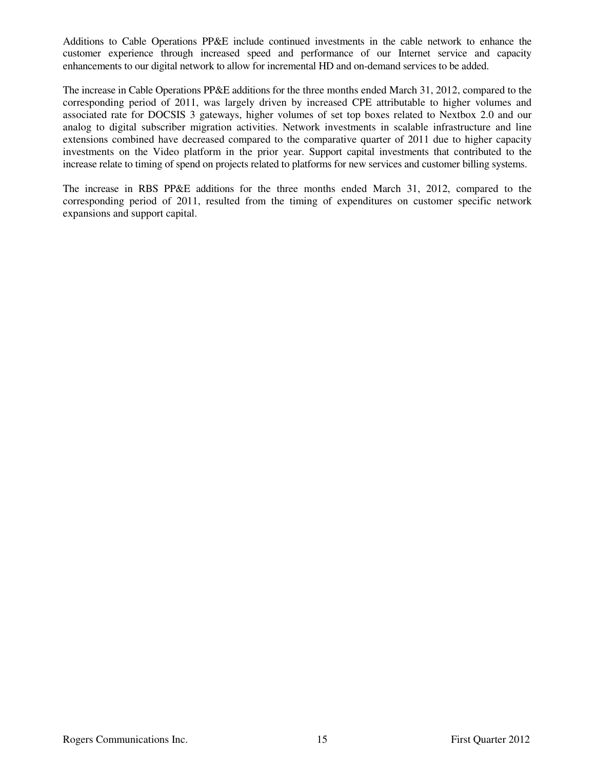Additions to Cable Operations PP&E include continued investments in the cable network to enhance the customer experience through increased speed and performance of our Internet service and capacity enhancements to our digital network to allow for incremental HD and on-demand services to be added.

The increase in Cable Operations PP&E additions for the three months ended March 31, 2012, compared to the corresponding period of 2011, was largely driven by increased CPE attributable to higher volumes and associated rate for DOCSIS 3 gateways, higher volumes of set top boxes related to Nextbox 2.0 and our analog to digital subscriber migration activities. Network investments in scalable infrastructure and line extensions combined have decreased compared to the comparative quarter of 2011 due to higher capacity investments on the Video platform in the prior year. Support capital investments that contributed to the increase relate to timing of spend on projects related to platforms for new services and customer billing systems.

The increase in RBS PP&E additions for the three months ended March 31, 2012, compared to the corresponding period of 2011, resulted from the timing of expenditures on customer specific network expansions and support capital.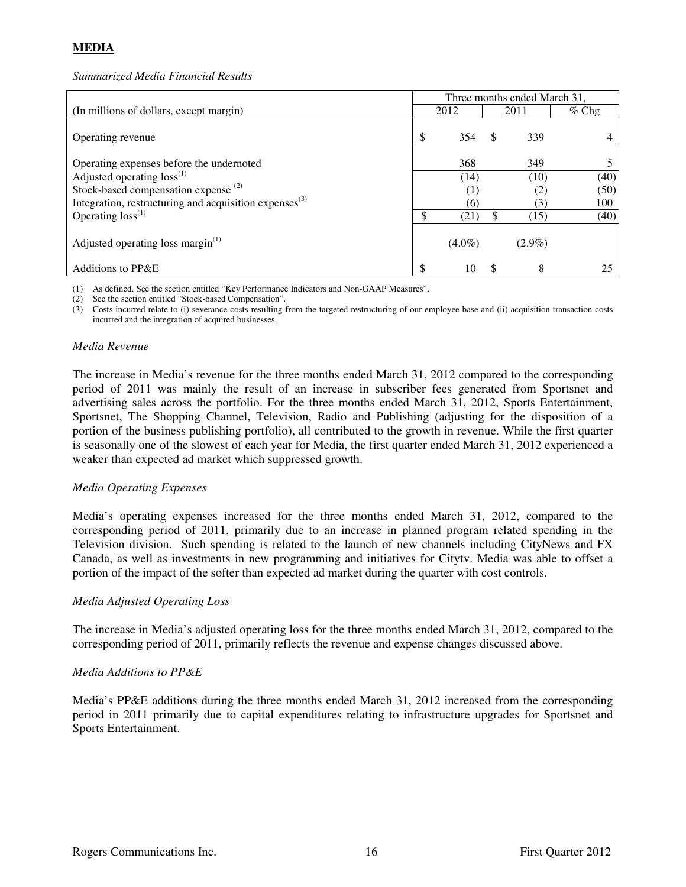# MEDIA

*Summarized Media Financial Results*

| (In millions of dollars, except margin) | Three months ended March 31, 2012 | 2011 | % Chg |
|---|---|---|---|
| Operating revenue | $ 354 | $ 339 | 4 |
| Operating expenses before the undernoted | 368 | 349 | 5 |
| Adjusted operating loss[1] | (14) | (10) | (40) |
| Stock-based compensation expense [2] | (1) | (2) | (50) |
| Integration, restructuring and acquisition expenses[3] | (6) | (3) | 100 |
| Operating loss[1] | $ (21) | $ (15) | (40) |
| Adjusted operating loss margin[1] | (4.0%) | (2.9%) | |
| Additions to PP&E | $ 10 | $ 8 | 25 |

(1) As defined. See the section entitled "Key Performance Indicators and Non-GAAP Measures".
(2) See the section entitled "Stock-based Compensation".
(3) Costs incurred relate to (i) severance costs resulting from the targeted restructuring of our employee base and (ii) acquisition transaction costs incurred and the integration of acquired businesses.

*Media Revenue*

The increase in Media's revenue for the three months ended March 31, 2012 compared to the corresponding period of 2011 was mainly the result of an increase in subscriber fees generated from Sportsnet and advertising sales across the portfolio. For the three months ended March 31, 2012, Sports Entertainment, Sportsnet, The Shopping Channel, Television, Radio and Publishing (adjusting for the disposition of a portion of the business publishing portfolio), all contributed to the growth in revenue. While the first quarter is seasonally one of the slowest of each year for Media, the first quarter ended March 31, 2012 experienced a weaker than expected ad market which suppressed growth.

*Media Operating Expenses*

Media's operating expenses increased for the three months ended March 31, 2012, compared to the corresponding period of 2011, primarily due to an increase in planned program related spending in the Television division. Such spending is related to the launch of new channels including CityNews and FX Canada, as well as investments in new programming and initiatives for Citytv. Media was able to offset a portion of the impact of the softer than expected ad market during the quarter with cost controls.

*Media Adjusted Operating Loss*

The increase in Media's adjusted operating loss for the three months ended March 31, 2012, compared to the corresponding period of 2011, primarily reflects the revenue and expense changes discussed above.

*Media Additions to PP&E*

Media's PP&E additions during the three months ended March 31, 2012 increased from the corresponding period in 2011 primarily due to capital expenditures relating to infrastructure upgrades for Sportsnet and Sports Entertainment.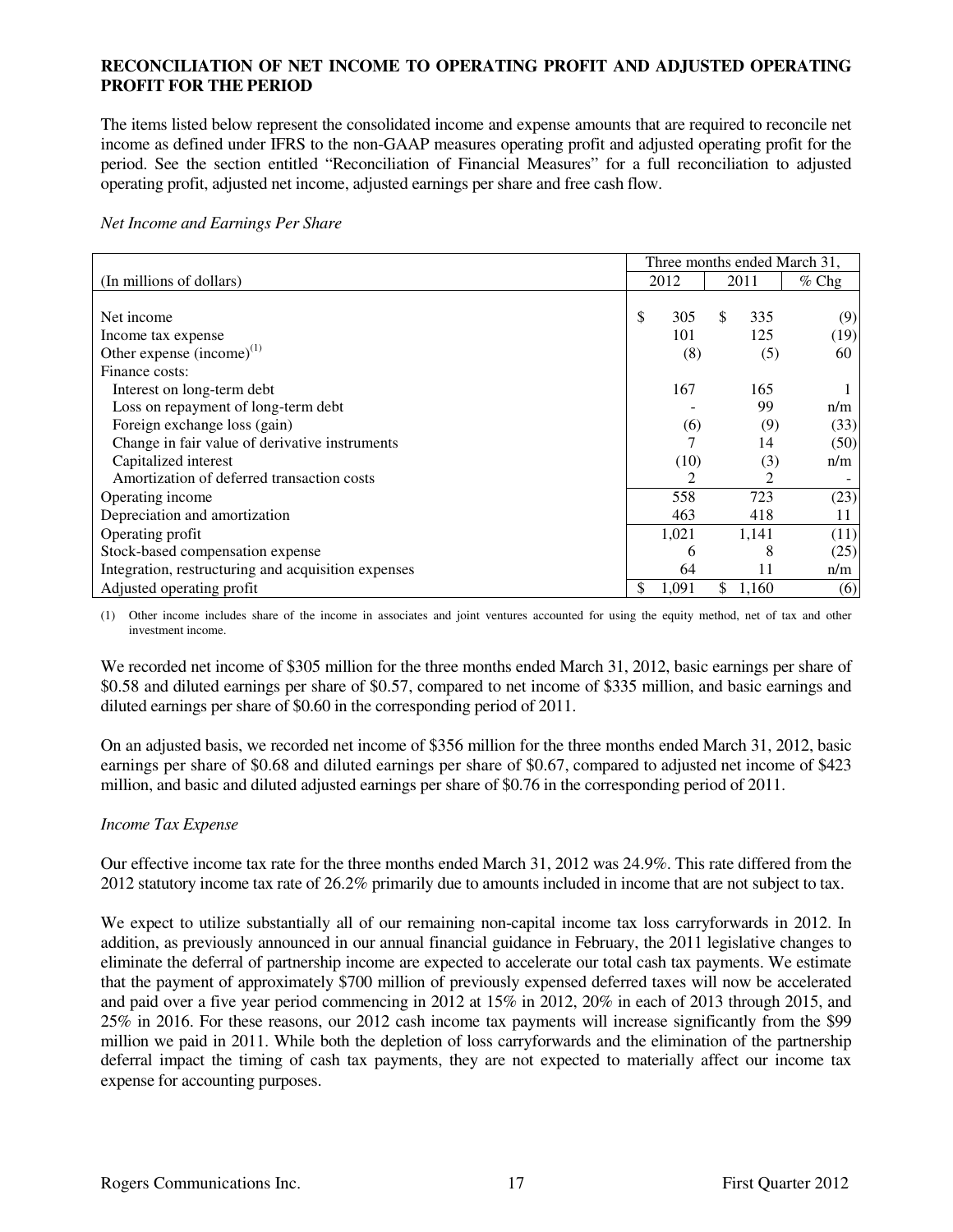**RECONCILIATION OF NET INCOME TO OPERATING PROFIT AND ADJUSTED OPERATING PROFIT FOR THE PERIOD**

The items listed below represent the consolidated income and expense amounts that are required to reconcile net income as defined under IFRS to the non-GAAP measures operating profit and adjusted operating profit for the period. See the section entitled "Reconciliation of Financial Measures" for a full reconciliation to adjusted operating profit, adjusted net income, adjusted earnings per share and free cash flow.

*Net Income and Earnings Per Share*

| | Three months ended March 31, | | |
|---|---|---|---|
| (In millions of dollars) | 2012 | 2011 | % Chg |
| Net income | $ 305 | $ 335 | (9) |
| Income tax expense | 101 | 125 | (19) |
| Other expense (income)[(1)] | (8) | (5) | 60 |
| Finance costs: | | | |
| Interest on long-term debt | 167 | 165 | 1 |
| Loss on repayment of long-term debt | - | 99 | n/m |
| Foreign exchange loss (gain) | (6) | (9) | (33) |
| Change in fair value of derivative instruments | 7 | 14 | (50) |
| Capitalized interest | (10) | (3) | n/m |
| Amortization of deferred transaction costs | 2 | 2 | - |
| Operating income | 558 | 723 | (23) |
| Depreciation and amortization | 463 | 418 | 11 |
| Operating profit | 1,021 | 1,141 | (11) |
| Stock-based compensation expense | 6 | 8 | (25) |
| Integration, restructuring and acquisition expenses | 64 | 11 | n/m |
| Adjusted operating profit | $ 1,091 | $ 1,160 | (6) |

(1) Other income includes share of the income in associates and joint ventures accounted for using the equity method, net of tax and other investment income.

We recorded net income of $305 million for the three months ended March 31, 2012, basic earnings per share of $0.58 and diluted earnings per share of $0.57, compared to net income of $335 million, and basic earnings and diluted earnings per share of $0.60 in the corresponding period of 2011.

On an adjusted basis, we recorded net income of $356 million for the three months ended March 31, 2012, basic earnings per share of $0.68 and diluted earnings per share of $0.67, compared to adjusted net income of $423 million, and basic and diluted adjusted earnings per share of $0.76 in the corresponding period of 2011.

*Income Tax Expense*

Our effective income tax rate for the three months ended March 31, 2012 was 24.9%. This rate differed from the 2012 statutory income tax rate of 26.2% primarily due to amounts included in income that are not subject to tax.

We expect to utilize substantially all of our remaining non-capital income tax loss carryforwards in 2012. In addition, as previously announced in our annual financial guidance in February, the 2011 legislative changes to eliminate the deferral of partnership income are expected to accelerate our total cash tax payments. We estimate that the payment of approximately $700 million of previously expensed deferred taxes will now be accelerated and paid over a five year period commencing in 2012 at 15% in 2012, 20% in each of 2013 through 2015, and 25% in 2016. For these reasons, our 2012 cash income tax payments will increase significantly from the $99 million we paid in 2011. While both the depletion of loss carryforwards and the elimination of the partnership deferral impact the timing of cash tax payments, they are not expected to materially affect our income tax expense for accounting purposes.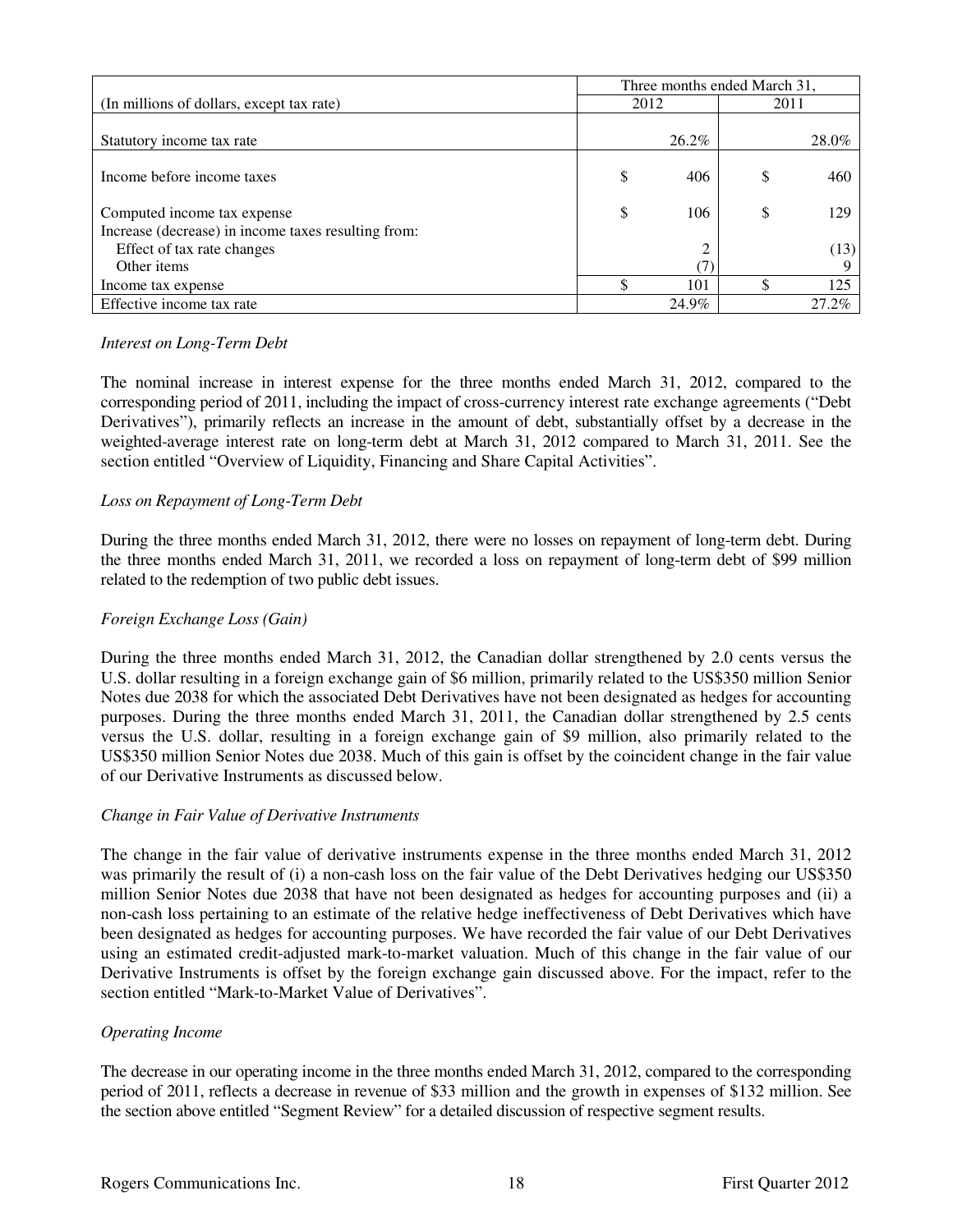| (In millions of dollars, except tax rate) | Three months ended March 31, 2012 | 2011 |
|---|---|---|
| Statutory income tax rate | 26.2% | 28.0% |
| Income before income taxes | $ 406 | $ 460 |
| Computed income tax expense | $ 106 | $ 129 |
| Increase (decrease) in income taxes resulting from: | | |
| Effect of tax rate changes | 2 | (13) |
| Other items | (7) | 9 |
| Income tax expense | $ 101 | $ 125 |
| Effective income tax rate | 24.9% | 27.2% |

*Interest on Long-Term Debt*

The nominal increase in interest expense for the three months ended March 31, 2012, compared to the corresponding period of 2011, including the impact of cross-currency interest rate exchange agreements ("Debt Derivatives"), primarily reflects an increase in the amount of debt, substantially offset by a decrease in the weighted-average interest rate on long-term debt at March 31, 2012 compared to March 31, 2011. See the section entitled "Overview of Liquidity, Financing and Share Capital Activities".

*Loss on Repayment of Long-Term Debt*

During the three months ended March 31, 2012, there were no losses on repayment of long-term debt. During the three months ended March 31, 2011, we recorded a loss on repayment of long-term debt of $99 million related to the redemption of two public debt issues.

*Foreign Exchange Loss (Gain)*

During the three months ended March 31, 2012, the Canadian dollar strengthened by 2.0 cents versus the U.S. dollar resulting in a foreign exchange gain of $6 million, primarily related to the US$350 million Senior Notes due 2038 for which the associated Debt Derivatives have not been designated as hedges for accounting purposes. During the three months ended March 31, 2011, the Canadian dollar strengthened by 2.5 cents versus the U.S. dollar, resulting in a foreign exchange gain of $9 million, also primarily related to the US$350 million Senior Notes due 2038. Much of this gain is offset by the coincident change in the fair value of our Derivative Instruments as discussed below.

*Change in Fair Value of Derivative Instruments*

The change in the fair value of derivative instruments expense in the three months ended March 31, 2012 was primarily the result of (i) a non-cash loss on the fair value of the Debt Derivatives hedging our US$350 million Senior Notes due 2038 that have not been designated as hedges for accounting purposes and (ii) a non-cash loss pertaining to an estimate of the relative hedge ineffectiveness of Debt Derivatives which have been designated as hedges for accounting purposes. We have recorded the fair value of our Debt Derivatives using an estimated credit-adjusted mark-to-market valuation. Much of this change in the fair value of our Derivative Instruments is offset by the foreign exchange gain discussed above. For the impact, refer to the section entitled "Mark-to-Market Value of Derivatives".

*Operating Income*

The decrease in our operating income in the three months ended March 31, 2012, compared to the corresponding period of 2011, reflects a decrease in revenue of $33 million and the growth in expenses of $132 million. See the section above entitled "Segment Review" for a detailed discussion of respective segment results.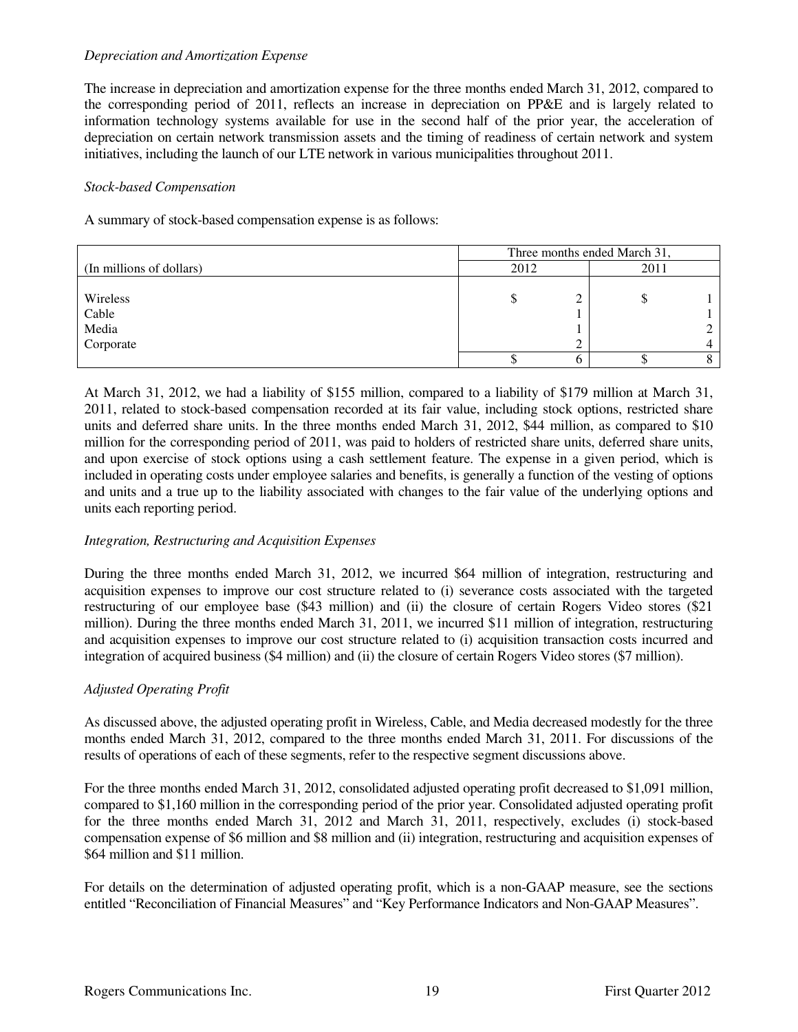*Depreciation and Amortization Expense*

The increase in depreciation and amortization expense for the three months ended March 31, 2012, compared to the corresponding period of 2011, reflects an increase in depreciation on PP&E and is largely related to information technology systems available for use in the second half of the prior year, the acceleration of depreciation on certain network transmission assets and the timing of readiness of certain network and system initiatives, including the launch of our LTE network in various municipalities throughout 2011.

*Stock-based Compensation*

A summary of stock-based compensation expense is as follows:

| | Three months ended March 31, | |
|---|---|---|
| (In millions of dollars) | 2012 | 2011 |
| Wireless | $ 2 | $ 1 |
| Cable | 1 | 1 |
| Media | 1 | 2 |
| Corporate | 2 | 4 |
| | $ 6 | $ 8 |

At March 31, 2012, we had a liability of $155 million, compared to a liability of $179 million at March 31, 2011, related to stock-based compensation recorded at its fair value, including stock options, restricted share units and deferred share units. In the three months ended March 31, 2012, $44 million, as compared to $10 million for the corresponding period of 2011, was paid to holders of restricted share units, deferred share units, and upon exercise of stock options using a cash settlement feature. The expense in a given period, which is included in operating costs under employee salaries and benefits, is generally a function of the vesting of options and units and a true up to the liability associated with changes to the fair value of the underlying options and units each reporting period.

*Integration, Restructuring and Acquisition Expenses*

During the three months ended March 31, 2012, we incurred $64 million of integration, restructuring and acquisition expenses to improve our cost structure related to (i) severance costs associated with the targeted restructuring of our employee base ($43 million) and (ii) the closure of certain Rogers Video stores ($21 million). During the three months ended March 31, 2011, we incurred $11 million of integration, restructuring and acquisition expenses to improve our cost structure related to (i) acquisition transaction costs incurred and integration of acquired business ($4 million) and (ii) the closure of certain Rogers Video stores ($7 million).

*Adjusted Operating Profit*

As discussed above, the adjusted operating profit in Wireless, Cable, and Media decreased modestly for the three months ended March 31, 2012, compared to the three months ended March 31, 2011. For discussions of the results of operations of each of these segments, refer to the respective segment discussions above.

For the three months ended March 31, 2012, consolidated adjusted operating profit decreased to $1,091 million, compared to $1,160 million in the corresponding period of the prior year. Consolidated adjusted operating profit for the three months ended March 31, 2012 and March 31, 2011, respectively, excludes (i) stock-based compensation expense of $6 million and $8 million and (ii) integration, restructuring and acquisition expenses of $64 million and $11 million.

For details on the determination of adjusted operating profit, which is a non-GAAP measure, see the sections entitled "Reconciliation of Financial Measures" and "Key Performance Indicators and Non-GAAP Measures".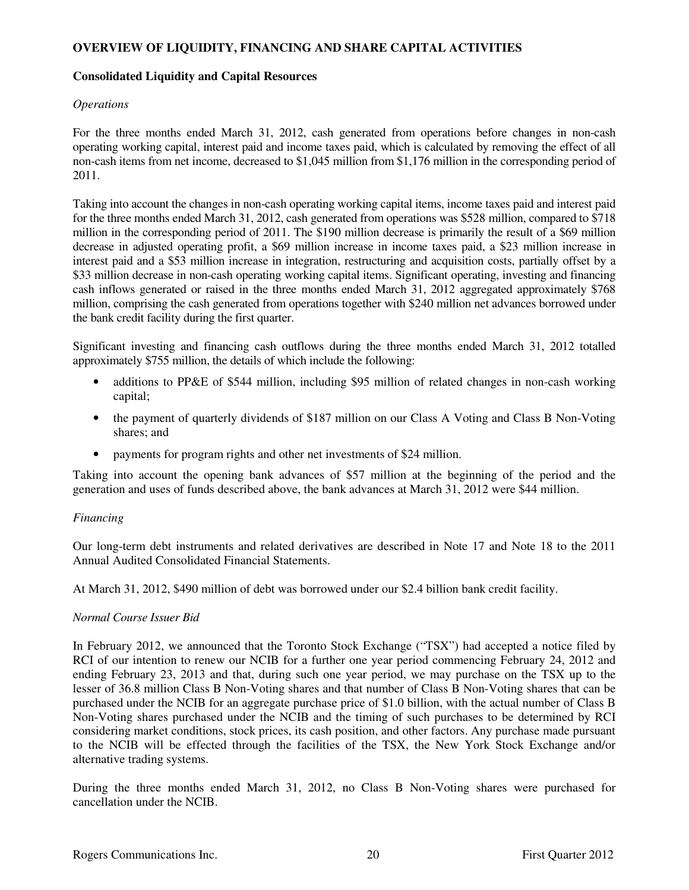## OVERVIEW OF LIQUIDITY, FINANCING AND SHARE CAPITAL ACTIVITIES

### Consolidated Liquidity and Capital Resources

*Operations*

For the three months ended March 31, 2012, cash generated from operations before changes in non-cash operating working capital, interest paid and income taxes paid, which is calculated by removing the effect of all non-cash items from net income, decreased to $1,045 million from $1,176 million in the corresponding period of 2011.

Taking into account the changes in non-cash operating working capital items, income taxes paid and interest paid for the three months ended March 31, 2012, cash generated from operations was $528 million, compared to $718 million in the corresponding period of 2011. The $190 million decrease is primarily the result of a $69 million decrease in adjusted operating profit, a $69 million increase in income taxes paid, a $23 million increase in interest paid and a $53 million increase in integration, restructuring and acquisition costs, partially offset by a $33 million decrease in non-cash operating working capital items. Significant operating, investing and financing cash inflows generated or raised in the three months ended March 31, 2012 aggregated approximately $768 million, comprising the cash generated from operations together with $240 million net advances borrowed under the bank credit facility during the first quarter.

Significant investing and financing cash outflows during the three months ended March 31, 2012 totalled approximately $755 million, the details of which include the following:

- additions to PP&E of $544 million, including $95 million of related changes in non-cash working capital;
- the payment of quarterly dividends of $187 million on our Class A Voting and Class B Non-Voting shares; and
- payments for program rights and other net investments of $24 million.

Taking into account the opening bank advances of $57 million at the beginning of the period and the generation and uses of funds described above, the bank advances at March 31, 2012 were $44 million.

*Financing*

Our long-term debt instruments and related derivatives are described in Note 17 and Note 18 to the 2011 Annual Audited Consolidated Financial Statements.

At March 31, 2012, $490 million of debt was borrowed under our $2.4 billion bank credit facility.

*Normal Course Issuer Bid*

In February 2012, we announced that the Toronto Stock Exchange ("TSX") had accepted a notice filed by RCI of our intention to renew our NCIB for a further one year period commencing February 24, 2012 and ending February 23, 2013 and that, during such one year period, we may purchase on the TSX up to the lesser of 36.8 million Class B Non-Voting shares and that number of Class B Non-Voting shares that can be purchased under the NCIB for an aggregate purchase price of $1.0 billion, with the actual number of Class B Non-Voting shares purchased under the NCIB and the timing of such purchases to be determined by RCI considering market conditions, stock prices, its cash position, and other factors. Any purchase made pursuant to the NCIB will be effected through the facilities of the TSX, the New York Stock Exchange and/or alternative trading systems.

During the three months ended March 31, 2012, no Class B Non-Voting shares were purchased for cancellation under the NCIB.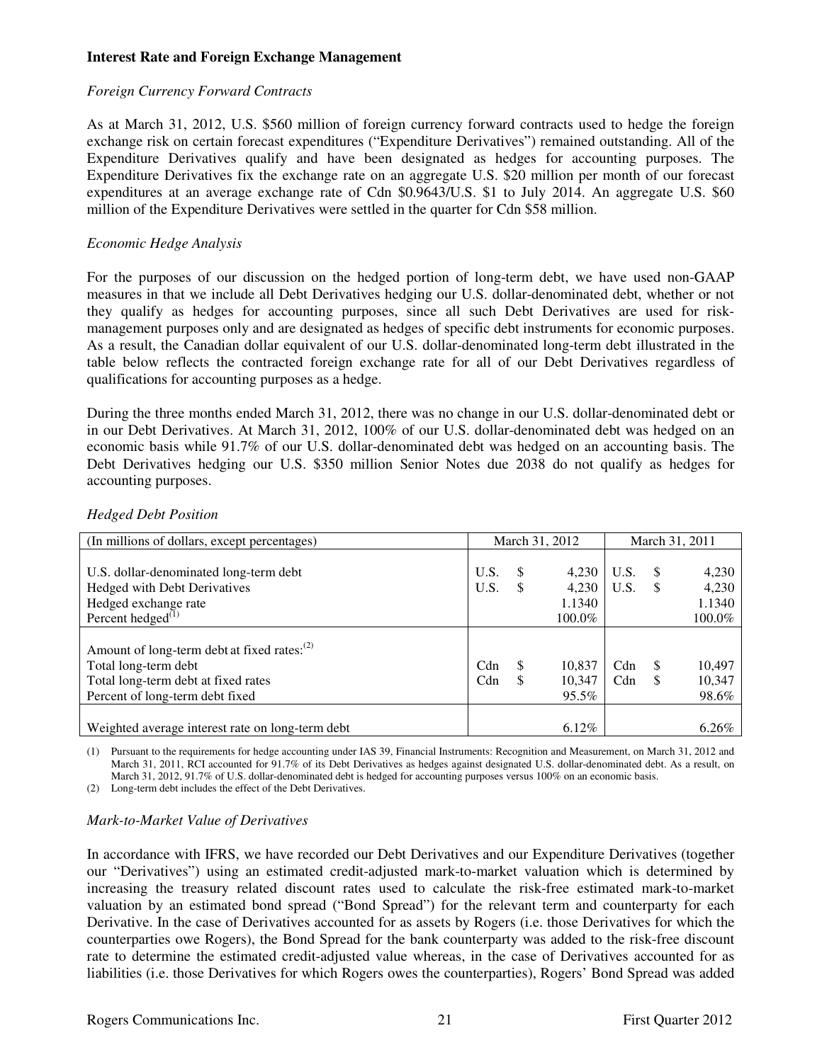**Interest Rate and Foreign Exchange Management**

*Foreign Currency Forward Contracts*

As at March 31, 2012, U.S. $560 million of foreign currency forward contracts used to hedge the foreign exchange risk on certain forecast expenditures ("Expenditure Derivatives") remained outstanding. All of the Expenditure Derivatives qualify and have been designated as hedges for accounting purposes. The Expenditure Derivatives fix the exchange rate on an aggregate U.S. $20 million per month of our forecast expenditures at an average exchange rate of Cdn $0.9643/U.S. $1 to July 2014. An aggregate U.S. $60 million of the Expenditure Derivatives were settled in the quarter for Cdn $58 million.

*Economic Hedge Analysis*

For the purposes of our discussion on the hedged portion of long-term debt, we have used non-GAAP measures in that we include all Debt Derivatives hedging our U.S. dollar-denominated debt, whether or not they qualify as hedges for accounting purposes, since all such Debt Derivatives are used for risk-management purposes only and are designated as hedges of specific debt instruments for economic purposes. As a result, the Canadian dollar equivalent of our U.S. dollar-denominated long-term debt illustrated in the table below reflects the contracted foreign exchange rate for all of our Debt Derivatives regardless of qualifications for accounting purposes as a hedge.

During the three months ended March 31, 2012, there was no change in our U.S. dollar-denominated debt or in our Debt Derivatives. At March 31, 2012, 100% of our U.S. dollar-denominated debt was hedged on an economic basis while 91.7% of our U.S. dollar-denominated debt was hedged on an accounting basis. The Debt Derivatives hedging our U.S. $350 million Senior Notes due 2038 do not qualify as hedges for accounting purposes.

*Hedged Debt Position*

| (In millions of dollars, except percentages) | March 31, 2012 | March 31, 2011 |
|---|---|---|
| U.S. dollar-denominated long-term debt | U.S. $ 4,230 | U.S. $ 4,230 |
| Hedged with Debt Derivatives | U.S. $ 4,230 | U.S. $ 4,230 |
| Hedged exchange rate | 1.1340 | 1.1340 |
| Percent hedged[1] | 100.0% | 100.0% |
| Amount of long-term debt at fixed rates:[2] | | |
| Total long-term debt | Cdn $ 10,837 | Cdn $ 10,497 |
| Total long-term debt at fixed rates | Cdn $ 10,347 | Cdn $ 10,347 |
| Percent of long-term debt fixed | 95.5% | 98.6% |
| Weighted average interest rate on long-term debt | 6.12% | 6.26% |

(1) Pursuant to the requirements for hedge accounting under IAS 39, Financial Instruments: Recognition and Measurement, on March 31, 2012 and March 31, 2011, RCI accounted for 91.7% of its Debt Derivatives as hedges against designated U.S. dollar-denominated debt. As a result, on March 31, 2012, 91.7% of U.S. dollar-denominated debt is hedged for accounting purposes versus 100% on an economic basis.

(2) Long-term debt includes the effect of the Debt Derivatives.

*Mark-to-Market Value of Derivatives*

In accordance with IFRS, we have recorded our Debt Derivatives and our Expenditure Derivatives (together our "Derivatives") using an estimated credit-adjusted mark-to-market valuation which is determined by increasing the treasury related discount rates used to calculate the risk-free estimated mark-to-market valuation by an estimated bond spread ("Bond Spread") for the relevant term and counterparty for each Derivative. In the case of Derivatives accounted for as assets by Rogers (i.e. those Derivatives for which the counterparties owe Rogers), the Bond Spread for the bank counterparty was added to the risk-free discount rate to determine the estimated credit-adjusted value whereas, in the case of Derivatives accounted for as liabilities (i.e. those Derivatives for which Rogers owes the counterparties), Rogers' Bond Spread was added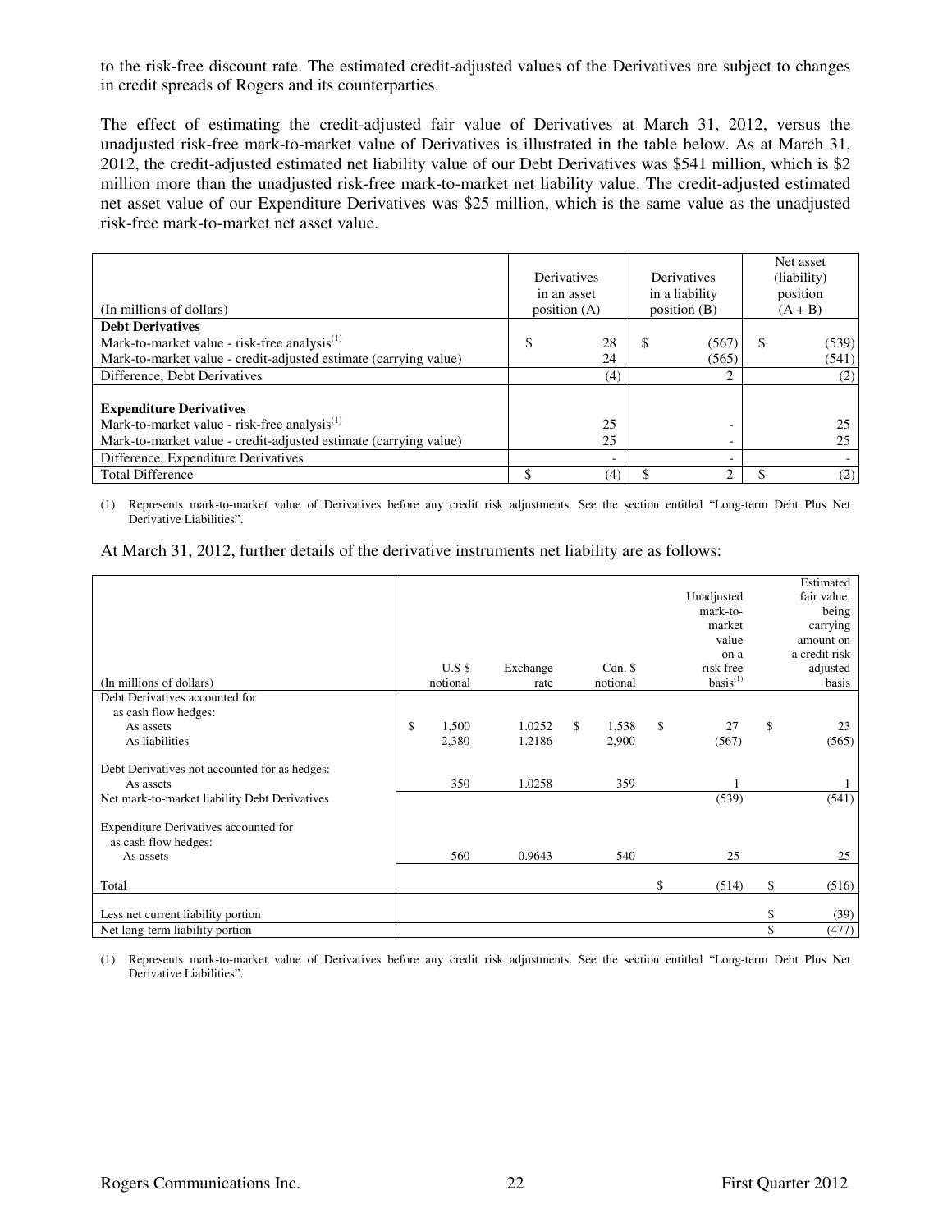to the risk-free discount rate. The estimated credit-adjusted values of the Derivatives are subject to changes in credit spreads of Rogers and its counterparties.

The effect of estimating the credit-adjusted fair value of Derivatives at March 31, 2012, versus the unadjusted risk-free mark-to-market value of Derivatives is illustrated in the table below. As at March 31, 2012, the credit-adjusted estimated net liability value of our Debt Derivatives was $541 million, which is $2 million more than the unadjusted risk-free mark-to-market net liability value. The credit-adjusted estimated net asset value of our Expenditure Derivatives was $25 million, which is the same value as the unadjusted risk-free mark-to-market net asset value.

| (In millions of dollars) | Derivatives in an asset position (A) | Derivatives in a liability position (B) | Net asset (liability) position (A + B) |
|---|---|---|---|
| **Debt Derivatives** | | | |
| Mark-to-market value - risk-free analysis[1] | $ 28 | $ (567) | $ (539) |
| Mark-to-market value - credit-adjusted estimate (carrying value) | 24 | (565) | (541) |
| Difference, Debt Derivatives | (4) | 2 | (2) |
| **Expenditure Derivatives** | | | |
| Mark-to-market value - risk-free analysis[1] | 25 | - | 25 |
| Mark-to-market value - credit-adjusted estimate (carrying value) | 25 | - | 25 |
| Difference, Expenditure Derivatives | - | - | - |
| Total Difference | $ (4) | $ 2 | $ (2) |

(1) Represents mark-to-market value of Derivatives before any credit risk adjustments. See the section entitled "Long-term Debt Plus Net Derivative Liabilities".

At March 31, 2012, further details of the derivative instruments net liability are as follows:

| (In millions of dollars) | U.S $ notional | Exchange rate | Cdn. $ notional | Unadjusted mark-to-market value on a risk free basis[1] | Estimated fair value, being carrying amount on a credit risk adjusted basis |
|---|---|---|---|---|---|
| Debt Derivatives accounted for as cash flow hedges: | | | | | |
| As assets | $ 1,500 | 1.0252 | $ 1,538 | $ 27 | $ 23 |
| As liabilities | 2,380 | 1.2186 | 2,900 | (567) | (565) |
| Debt Derivatives not accounted for as hedges: | | | | | |
| As assets | 350 | 1.0258 | 359 | 1 | 1 |
| Net mark-to-market liability Debt Derivatives | | | | (539) | (541) |
| Expenditure Derivatives accounted for as cash flow hedges: | | | | | |
| As assets | 560 | 0.9643 | 540 | 25 | 25 |
| Total | | | | $ (514) | $ (516) |
| Less net current liability portion | | | | | $ (39) |
| Net long-term liability portion | | | | | $ (477) |

(1) Represents mark-to-market value of Derivatives before any credit risk adjustments. See the section entitled "Long-term Debt Plus Net Derivative Liabilities".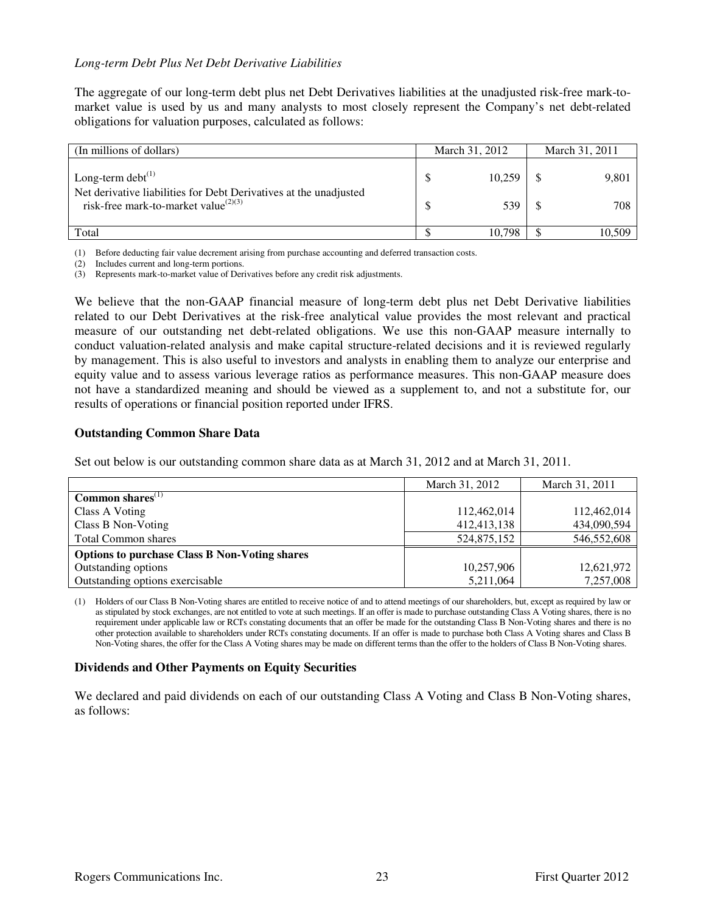*Long-term Debt Plus Net Debt Derivative Liabilities*

The aggregate of our long-term debt plus net Debt Derivatives liabilities at the unadjusted risk-free mark-to-market value is used by us and many analysts to most closely represent the Company's net debt-related obligations for valuation purposes, calculated as follows:

| (In millions of dollars) | March 31, 2012 | March 31, 2011 |
|---|---|---|
| Long-term debt[1] | $ 10,259 | $ 9,801 |
| Net derivative liabilities for Debt Derivatives at the unadjusted risk-free mark-to-market value[2][3] | $ 539 | $ 708 |
| Total | $ 10,798 | $ 10,509 |

(1) Before deducting fair value decrement arising from purchase accounting and deferred transaction costs.
(2) Includes current and long-term portions.
(3) Represents mark-to-market value of Derivatives before any credit risk adjustments.

We believe that the non-GAAP financial measure of long-term debt plus net Debt Derivative liabilities related to our Debt Derivatives at the risk-free analytical value provides the most relevant and practical measure of our outstanding net debt-related obligations. We use this non-GAAP measure internally to conduct valuation-related analysis and make capital structure-related decisions and it is reviewed regularly by management. This is also useful to investors and analysts in enabling them to analyze our enterprise and equity value and to assess various leverage ratios as performance measures. This non-GAAP measure does not have a standardized meaning and should be viewed as a supplement to, and not a substitute for, our results of operations or financial position reported under IFRS.

### Outstanding Common Share Data

Set out below is our outstanding common share data as at March 31, 2012 and at March 31, 2011.

| | March 31, 2012 | March 31, 2011 |
|---|---|---|
| **Common shares**[1] | | |
| Class A Voting | 112,462,014 | 112,462,014 |
| Class B Non-Voting | 412,413,138 | 434,090,594 |
| Total Common shares | 524,875,152 | 546,552,608 |
| **Options to purchase Class B Non-Voting shares** | | |
| Outstanding options | 10,257,906 | 12,621,972 |
| Outstanding options exercisable | 5,211,064 | 7,257,008 |

(1) Holders of our Class B Non-Voting shares are entitled to receive notice of and to attend meetings of our shareholders, but, except as required by law or as stipulated by stock exchanges, are not entitled to vote at such meetings. If an offer is made to purchase outstanding Class A Voting shares, there is no requirement under applicable law or RCI's constating documents that an offer be made for the outstanding Class B Non-Voting shares and there is no other protection available to shareholders under RCI's constating documents. If an offer is made to purchase both Class A Voting shares and Class B Non-Voting shares, the offer for the Class A Voting shares may be made on different terms than the offer to the holders of Class B Non-Voting shares.

### Dividends and Other Payments on Equity Securities

We declared and paid dividends on each of our outstanding Class A Voting and Class B Non-Voting shares, as follows: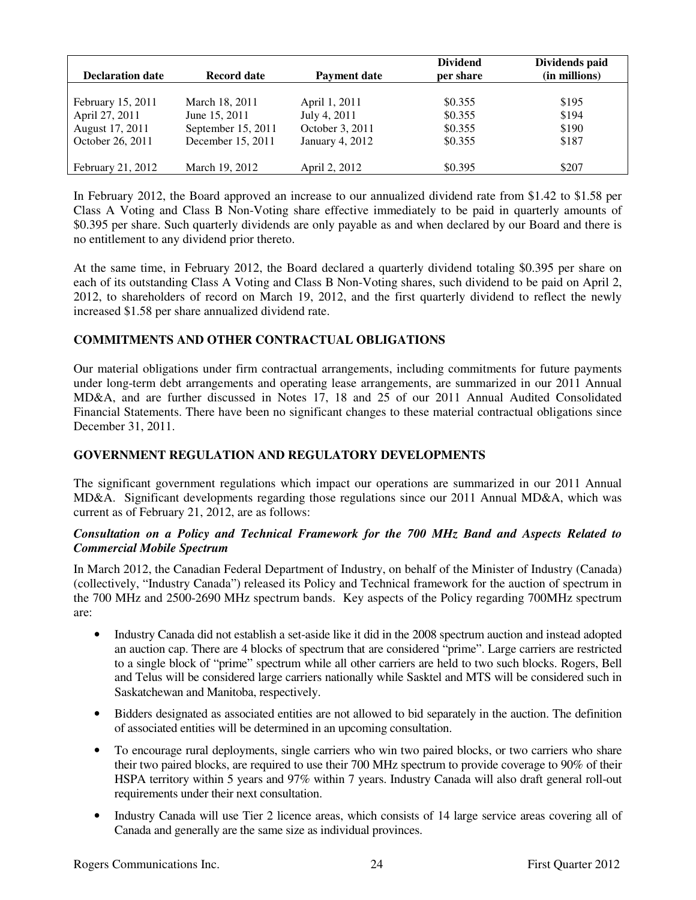| Declaration date | Record date | Payment date | Dividend per share | Dividends paid (in millions) |
|---|---|---|---|---|
| February 15, 2011 | March 18, 2011 | April 1, 2011 | \$0.355 | \$195 |
| April 27, 2011 | June 15, 2011 | July 4, 2011 | \$0.355 | \$194 |
| August 17, 2011 | September 15, 2011 | October 3, 2011 | \$0.355 | \$190 |
| October 26, 2011 | December 15, 2011 | January 4, 2012 | \$0.355 | \$187 |
| February 21, 2012 | March 19, 2012 | April 2, 2012 | \$0.395 | \$207 |

In February 2012, the Board approved an increase to our annualized dividend rate from \$1.42 to \$1.58 per Class A Voting and Class B Non-Voting share effective immediately to be paid in quarterly amounts of \$0.395 per share. Such quarterly dividends are only payable as and when declared by our Board and there is no entitlement to any dividend prior thereto.

At the same time, in February 2012, the Board declared a quarterly dividend totaling \$0.395 per share on each of its outstanding Class A Voting and Class B Non-Voting shares, such dividend to be paid on April 2, 2012, to shareholders of record on March 19, 2012, and the first quarterly dividend to reflect the newly increased \$1.58 per share annualized dividend rate.

## COMMITMENTS AND OTHER CONTRACTUAL OBLIGATIONS

Our material obligations under firm contractual arrangements, including commitments for future payments under long-term debt arrangements and operating lease arrangements, are summarized in our 2011 Annual MD&A, and are further discussed in Notes 17, 18 and 25 of our 2011 Annual Audited Consolidated Financial Statements. There have been no significant changes to these material contractual obligations since December 31, 2011.

## GOVERNMENT REGULATION AND REGULATORY DEVELOPMENTS

The significant government regulations which impact our operations are summarized in our 2011 Annual MD&A. Significant developments regarding those regulations since our 2011 Annual MD&A, which was current as of February 21, 2012, are as follows:

***Consultation on a Policy and Technical Framework for the 700 MHz Band and Aspects Related to Commercial Mobile Spectrum***

In March 2012, the Canadian Federal Department of Industry, on behalf of the Minister of Industry (Canada) (collectively, "Industry Canada") released its Policy and Technical framework for the auction of spectrum in the 700 MHz and 2500-2690 MHz spectrum bands. Key aspects of the Policy regarding 700MHz spectrum are:

- Industry Canada did not establish a set-aside like it did in the 2008 spectrum auction and instead adopted an auction cap. There are 4 blocks of spectrum that are considered "prime". Large carriers are restricted to a single block of "prime" spectrum while all other carriers are held to two such blocks. Rogers, Bell and Telus will be considered large carriers nationally while Sasktel and MTS will be considered such in Saskatchewan and Manitoba, respectively.
- Bidders designated as associated entities are not allowed to bid separately in the auction. The definition of associated entities will be determined in an upcoming consultation.
- To encourage rural deployments, single carriers who win two paired blocks, or two carriers who share their two paired blocks, are required to use their 700 MHz spectrum to provide coverage to 90% of their HSPA territory within 5 years and 97% within 7 years. Industry Canada will also draft general roll-out requirements under their next consultation.
- Industry Canada will use Tier 2 licence areas, which consists of 14 large service areas covering all of Canada and generally are the same size as individual provinces.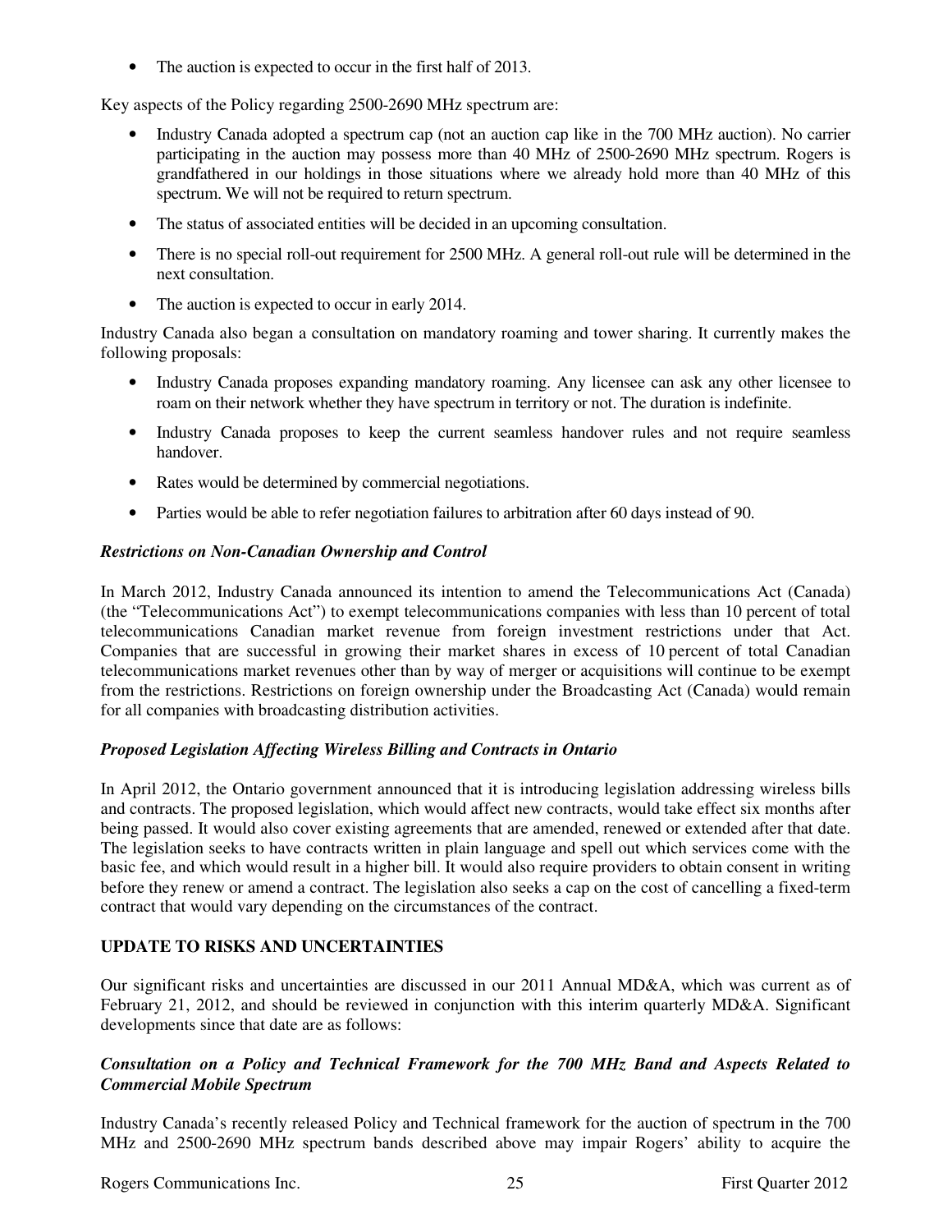- The auction is expected to occur in the first half of 2013.

Key aspects of the Policy regarding 2500-2690 MHz spectrum are:

- Industry Canada adopted a spectrum cap (not an auction cap like in the 700 MHz auction). No carrier participating in the auction may possess more than 40 MHz of 2500-2690 MHz spectrum. Rogers is grandfathered in our holdings in those situations where we already hold more than 40 MHz of this spectrum. We will not be required to return spectrum.
- The status of associated entities will be decided in an upcoming consultation.
- There is no special roll-out requirement for 2500 MHz. A general roll-out rule will be determined in the next consultation.
- The auction is expected to occur in early 2014.

Industry Canada also began a consultation on mandatory roaming and tower sharing. It currently makes the following proposals:

- Industry Canada proposes expanding mandatory roaming. Any licensee can ask any other licensee to roam on their network whether they have spectrum in territory or not. The duration is indefinite.
- Industry Canada proposes to keep the current seamless handover rules and not require seamless handover.
- Rates would be determined by commercial negotiations.
- Parties would be able to refer negotiation failures to arbitration after 60 days instead of 90.

***Restrictions on Non-Canadian Ownership and Control***

In March 2012, Industry Canada announced its intention to amend the Telecommunications Act (Canada) (the "Telecommunications Act") to exempt telecommunications companies with less than 10 percent of total telecommunications Canadian market revenue from foreign investment restrictions under that Act. Companies that are successful in growing their market shares in excess of 10 percent of total Canadian telecommunications market revenues other than by way of merger or acquisitions will continue to be exempt from the restrictions. Restrictions on foreign ownership under the Broadcasting Act (Canada) would remain for all companies with broadcasting distribution activities.

***Proposed Legislation Affecting Wireless Billing and Contracts in Ontario***

In April 2012, the Ontario government announced that it is introducing legislation addressing wireless bills and contracts. The proposed legislation, which would affect new contracts, would take effect six months after being passed. It would also cover existing agreements that are amended, renewed or extended after that date. The legislation seeks to have contracts written in plain language and spell out which services come with the basic fee, and which would result in a higher bill. It would also require providers to obtain consent in writing before they renew or amend a contract. The legislation also seeks a cap on the cost of cancelling a fixed-term contract that would vary depending on the circumstances of the contract.

## UPDATE TO RISKS AND UNCERTAINTIES

Our significant risks and uncertainties are discussed in our 2011 Annual MD&A, which was current as of February 21, 2012, and should be reviewed in conjunction with this interim quarterly MD&A. Significant developments since that date are as follows:

***Consultation on a Policy and Technical Framework for the 700 MHz Band and Aspects Related to Commercial Mobile Spectrum***

Industry Canada's recently released Policy and Technical framework for the auction of spectrum in the 700 MHz and 2500-2690 MHz spectrum bands described above may impair Rogers' ability to acquire the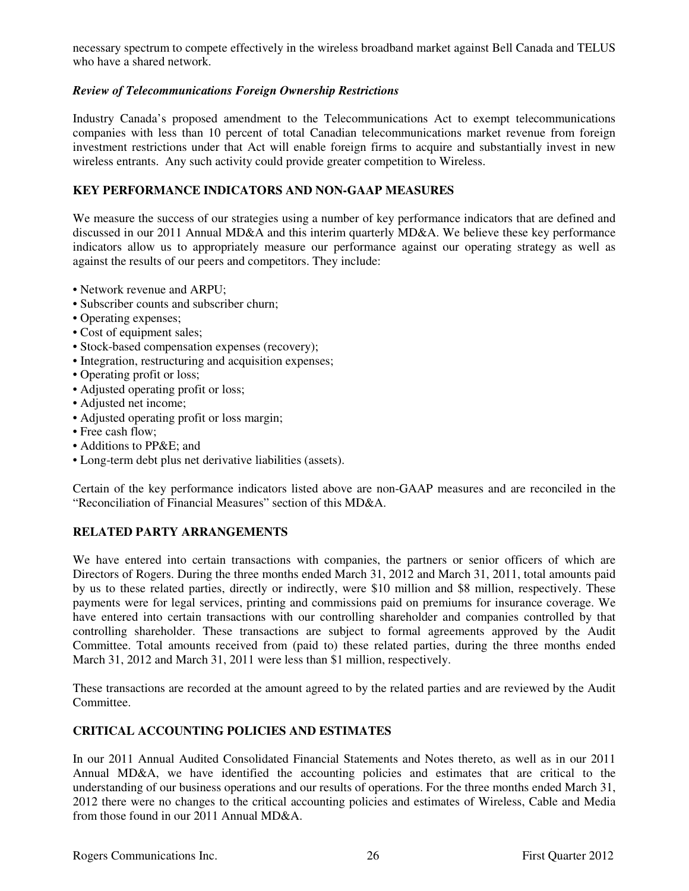necessary spectrum to compete effectively in the wireless broadband market against Bell Canada and TELUS who have a shared network.

***Review of Telecommunications Foreign Ownership Restrictions***

Industry Canada's proposed amendment to the Telecommunications Act to exempt telecommunications companies with less than 10 percent of total Canadian telecommunications market revenue from foreign investment restrictions under that Act will enable foreign firms to acquire and substantially invest in new wireless entrants. Any such activity could provide greater competition to Wireless.

## KEY PERFORMANCE INDICATORS AND NON-GAAP MEASURES

We measure the success of our strategies using a number of key performance indicators that are defined and discussed in our 2011 Annual MD&A and this interim quarterly MD&A. We believe these key performance indicators allow us to appropriately measure our performance against our operating strategy as well as against the results of our peers and competitors. They include:

- Network revenue and ARPU;
- Subscriber counts and subscriber churn;
- Operating expenses;
- Cost of equipment sales;
- Stock-based compensation expenses (recovery);
- Integration, restructuring and acquisition expenses;
- Operating profit or loss;
- Adjusted operating profit or loss;
- Adjusted net income;
- Adjusted operating profit or loss margin;
- Free cash flow;
- Additions to PP&E; and
- Long-term debt plus net derivative liabilities (assets).

Certain of the key performance indicators listed above are non-GAAP measures and are reconciled in the "Reconciliation of Financial Measures" section of this MD&A.

## RELATED PARTY ARRANGEMENTS

We have entered into certain transactions with companies, the partners or senior officers of which are Directors of Rogers. During the three months ended March 31, 2012 and March 31, 2011, total amounts paid by us to these related parties, directly or indirectly, were \$10 million and \$8 million, respectively. These payments were for legal services, printing and commissions paid on premiums for insurance coverage. We have entered into certain transactions with our controlling shareholder and companies controlled by that controlling shareholder. These transactions are subject to formal agreements approved by the Audit Committee. Total amounts received from (paid to) these related parties, during the three months ended March 31, 2012 and March 31, 2011 were less than \$1 million, respectively.

These transactions are recorded at the amount agreed to by the related parties and are reviewed by the Audit Committee.

## CRITICAL ACCOUNTING POLICIES AND ESTIMATES

In our 2011 Annual Audited Consolidated Financial Statements and Notes thereto, as well as in our 2011 Annual MD&A, we have identified the accounting policies and estimates that are critical to the understanding of our business operations and our results of operations. For the three months ended March 31, 2012 there were no changes to the critical accounting policies and estimates of Wireless, Cable and Media from those found in our 2011 Annual MD&A.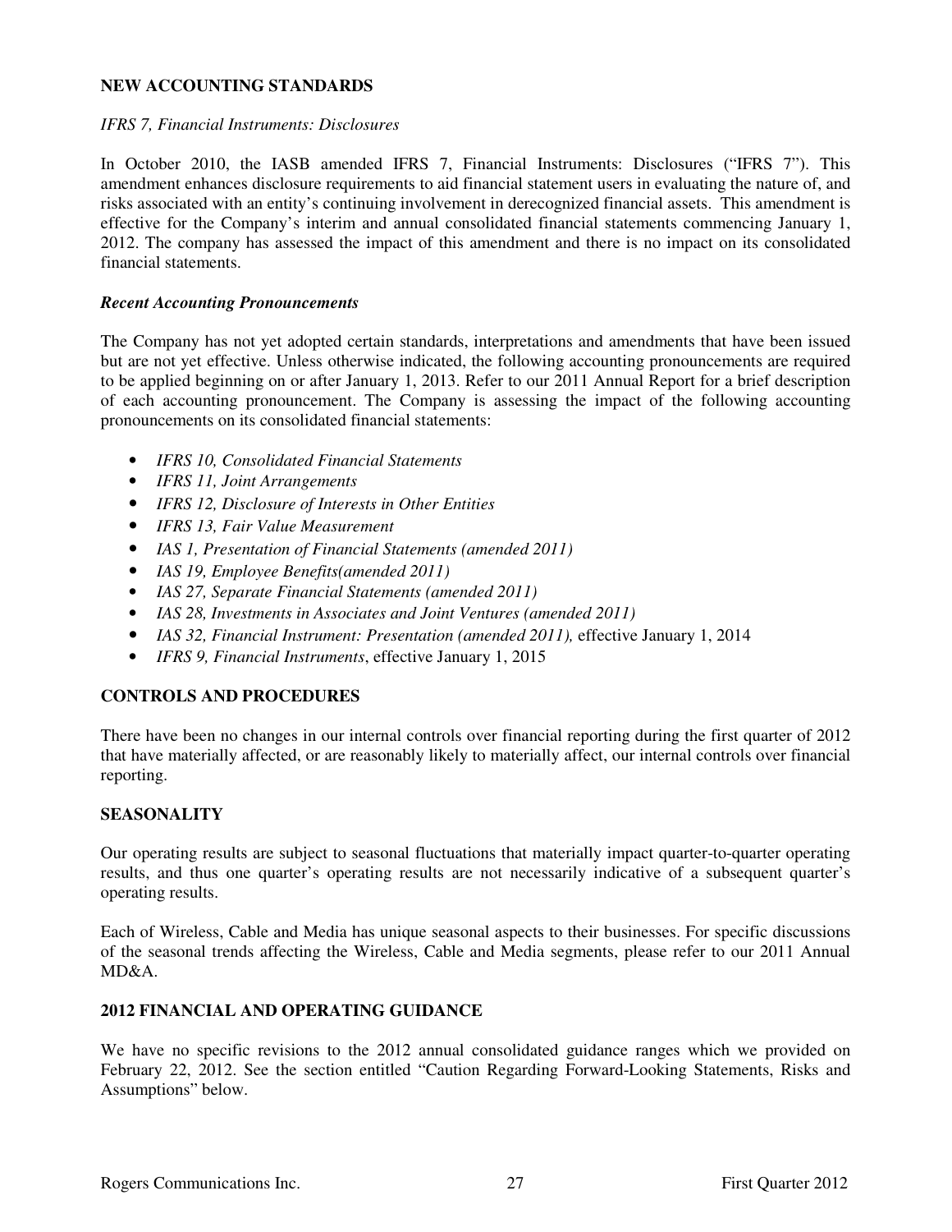## NEW ACCOUNTING STANDARDS

*IFRS 7, Financial Instruments: Disclosures*

In October 2010, the IASB amended IFRS 7, Financial Instruments: Disclosures ("IFRS 7"). This amendment enhances disclosure requirements to aid financial statement users in evaluating the nature of, and risks associated with an entity's continuing involvement in derecognized financial assets. This amendment is effective for the Company's interim and annual consolidated financial statements commencing January 1, 2012. The company has assessed the impact of this amendment and there is no impact on its consolidated financial statements.

***Recent Accounting Pronouncements***

The Company has not yet adopted certain standards, interpretations and amendments that have been issued but are not yet effective. Unless otherwise indicated, the following accounting pronouncements are required to be applied beginning on or after January 1, 2013. Refer to our 2011 Annual Report for a brief description of each accounting pronouncement. The Company is assessing the impact of the following accounting pronouncements on its consolidated financial statements:

- *IFRS 10, Consolidated Financial Statements*
- *IFRS 11, Joint Arrangements*
- *IFRS 12, Disclosure of Interests in Other Entities*
- *IFRS 13, Fair Value Measurement*
- *IAS 1, Presentation of Financial Statements (amended 2011)*
- *IAS 19, Employee Benefits(amended 2011)*
- *IAS 27, Separate Financial Statements (amended 2011)*
- *IAS 28, Investments in Associates and Joint Ventures (amended 2011)*
- *IAS 32, Financial Instrument: Presentation (amended 2011),* effective January 1, 2014
- *IFRS 9, Financial Instruments*, effective January 1, 2015

## CONTROLS AND PROCEDURES

There have been no changes in our internal controls over financial reporting during the first quarter of 2012 that have materially affected, or are reasonably likely to materially affect, our internal controls over financial reporting.

## SEASONALITY

Our operating results are subject to seasonal fluctuations that materially impact quarter-to-quarter operating results, and thus one quarter's operating results are not necessarily indicative of a subsequent quarter's operating results.

Each of Wireless, Cable and Media has unique seasonal aspects to their businesses. For specific discussions of the seasonal trends affecting the Wireless, Cable and Media segments, please refer to our 2011 Annual MD&A.

## 2012 FINANCIAL AND OPERATING GUIDANCE

We have no specific revisions to the 2012 annual consolidated guidance ranges which we provided on February 22, 2012. See the section entitled "Caution Regarding Forward-Looking Statements, Risks and Assumptions" below.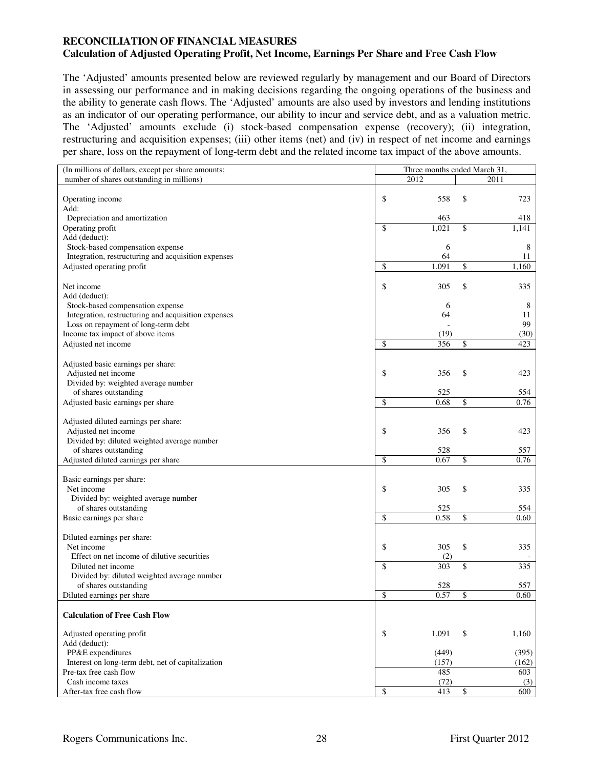**RECONCILIATION OF FINANCIAL MEASURES**
**Calculation of Adjusted Operating Profit, Net Income, Earnings Per Share and Free Cash Flow**

The 'Adjusted' amounts presented below are reviewed regularly by management and our Board of Directors in assessing our performance and in making decisions regarding the ongoing operations of the business and the ability to generate cash flows. The 'Adjusted' amounts are also used by investors and lending institutions as an indicator of our operating performance, our ability to incur and service debt, and as a valuation metric. The 'Adjusted' amounts exclude (i) stock-based compensation expense (recovery); (ii) integration, restructuring and acquisition expenses; (iii) other items (net) and (iv) in respect of net income and earnings per share, loss on the repayment of long-term debt and the related income tax impact of the above amounts.

| (In millions of dollars, except per share amounts; number of shares outstanding in millions) | Three months ended March 31, 2012 | 2011 |
|---|---|---|
| Operating income | $ 558 | $ 723 |
| Add: | | |
| Depreciation and amortization | 463 | 418 |
| Operating profit | $ 1,021 | $ 1,141 |
| Add (deduct): | | |
| Stock-based compensation expense | 6 | 8 |
| Integration, restructuring and acquisition expenses | 64 | 11 |
| Adjusted operating profit | $ 1,091 | $ 1,160 |
| | | |
| Net income | $ 305 | $ 335 |
| Add (deduct): | | |
| Stock-based compensation expense | 6 | 8 |
| Integration, restructuring and acquisition expenses | 64 | 11 |
| Loss on repayment of long-term debt | - | 99 |
| Income tax impact of above items | (19) | (30) |
| Adjusted net income | $ 356 | $ 423 |
| | | |
| Adjusted basic earnings per share: | | |
| Adjusted net income | $ 356 | $ 423 |
| Divided by: weighted average number of shares outstanding | 525 | 554 |
| Adjusted basic earnings per share | $ 0.68 | $ 0.76 |
| | | |
| Adjusted diluted earnings per share: | | |
| Adjusted net income | $ 356 | $ 423 |
| Divided by: diluted weighted average number of shares outstanding | 528 | 557 |
| Adjusted diluted earnings per share | $ 0.67 | $ 0.76 |
| | | |
| Basic earnings per share: | | |
| Net income | $ 305 | $ 335 |
| Divided by: weighted average number of shares outstanding | 525 | 554 |
| Basic earnings per share | $ 0.58 | $ 0.60 |
| | | |
| Diluted earnings per share: | | |
| Net income | $ 305 | $ 335 |
| Effect on net income of dilutive securities | (2) | - |
| Diluted net income | $ 303 | $ 335 |
| Divided by: diluted weighted average number of shares outstanding | 528 | 557 |
| Diluted earnings per share | $ 0.57 | $ 0.60 |
| | | |
| **Calculation of Free Cash Flow** | | |
| Adjusted operating profit | $ 1,091 | $ 1,160 |
| Add (deduct): | | |
| PP&E expenditures | (449) | (395) |
| Interest on long-term debt, net of capitalization | (157) | (162) |
| Pre-tax free cash flow | 485 | 603 |
| Cash income taxes | (72) | (3) |
| After-tax free cash flow | $ 413 | $ 600 |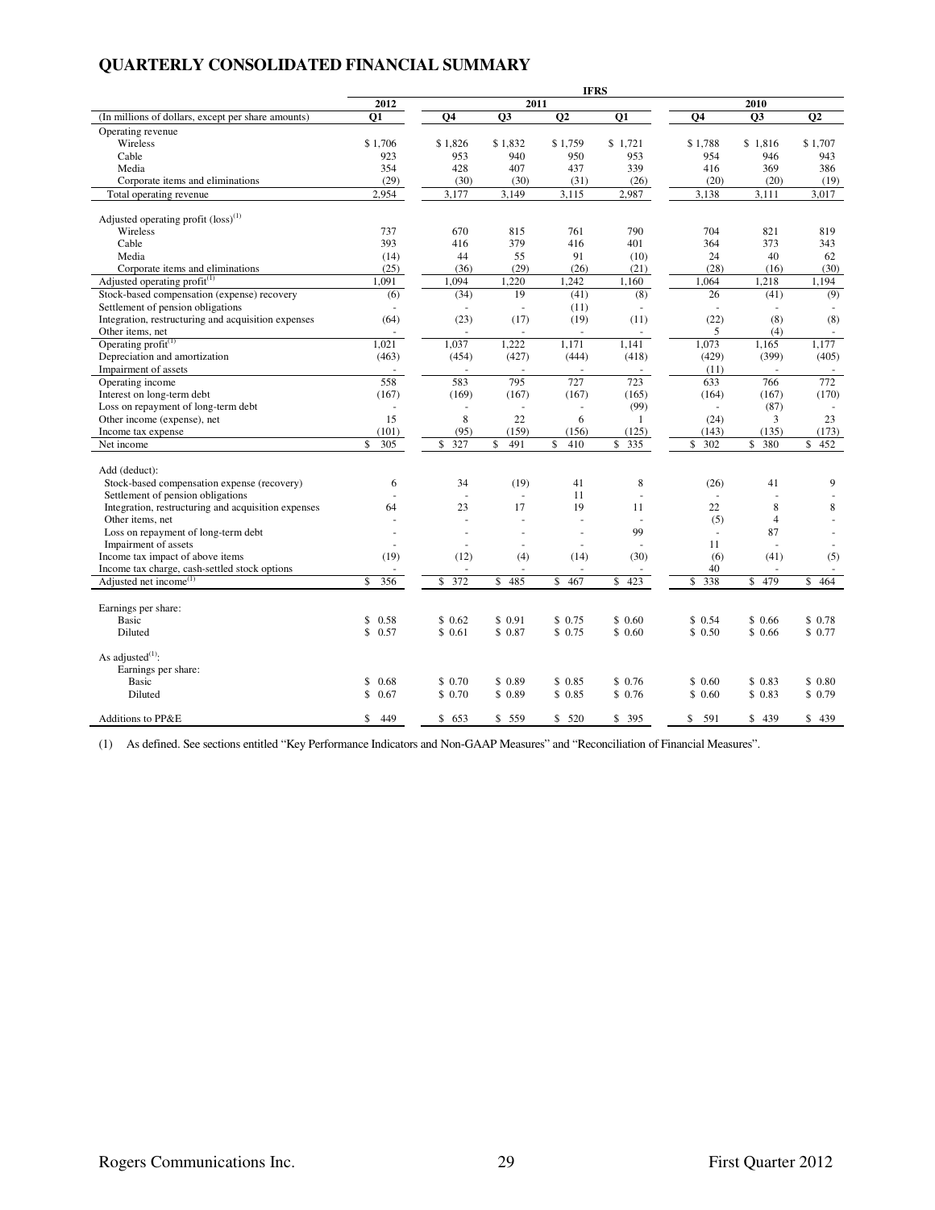## QUARTERLY CONSOLIDATED FINANCIAL SUMMARY

| | IFRS | | | | | | | |
|---|---|---|---|---|---|---|---|---|
| | 2012 | 2011 | | | | 2010 | | |
| (In millions of dollars, except per share amounts) | Q1 | Q4 | Q3 | Q2 | Q1 | Q4 | Q3 | Q2 |
| Operating revenue | | | | | | | | |
| Wireless | $ 1,706 | $ 1,826 | $ 1,832 | $ 1,759 | $ 1,721 | $ 1,788 | $ 1,816 | $ 1,707 |
| Cable | 923 | 953 | 940 | 950 | 953 | 954 | 946 | 943 |
| Media | 354 | 428 | 407 | 437 | 339 | 416 | 369 | 386 |
| Corporate items and eliminations | (29) | (30) | (30) | (31) | (26) | (20) | (20) | (19) |
| Total operating revenue | 2,954 | 3,177 | 3,149 | 3,115 | 2,987 | 3,138 | 3,111 | 3,017 |
| Adjusted operating profit (loss)(1) | | | | | | | | |
| Wireless | 737 | 670 | 815 | 761 | 790 | 704 | 821 | 819 |
| Cable | 393 | 416 | 379 | 416 | 401 | 364 | 373 | 343 |
| Media | (14) | 44 | 55 | 91 | (10) | 24 | 40 | 62 |
| Corporate items and eliminations | (25) | (36) | (29) | (26) | (21) | (28) | (16) | (30) |
| Adjusted operating profit(1) | 1,091 | 1,094 | 1,220 | 1,242 | 1,160 | 1,064 | 1,218 | 1,194 |
| Stock-based compensation (expense) recovery | (6) | (34) | 19 | (41) | (8) | 26 | (41) | (9) |
| Settlement of pension obligations | - | - | - | (11) | - | - | - | - |
| Integration, restructuring and acquisition expenses | (64) | (23) | (17) | (19) | (11) | (22) | (8) | (8) |
| Other items, net | - | - | - | - | - | 5 | (4) | - |
| Operating profit(1) | 1,021 | 1,037 | 1,222 | 1,171 | 1,141 | 1,073 | 1,165 | 1,177 |
| Depreciation and amortization | (463) | (454) | (427) | (444) | (418) | (429) | (399) | (405) |
| Impairment of assets | - | - | - | - | - | (11) | - | - |
| Operating income | 558 | 583 | 795 | 727 | 723 | 633 | 766 | 772 |
| Interest on long-term debt | (167) | (169) | (167) | (167) | (165) | (164) | (167) | (170) |
| Loss on repayment of long-term debt | - | - | - | - | (99) | - | (87) | - |
| Other income (expense), net | 15 | 8 | 22 | 6 | 1 | (24) | 3 | 23 |
| Income tax expense | (101) | (95) | (159) | (156) | (125) | (143) | (135) | (173) |
| Net income | $ 305 | $ 327 | $ 491 | $ 410 | $ 335 | $ 302 | $ 380 | $ 452 |
| Add (deduct): | | | | | | | | |
| Stock-based compensation expense (recovery) | 6 | 34 | (19) | 41 | 8 | (26) | 41 | 9 |
| Settlement of pension obligations | - | - | - | 11 | - | - | - | - |
| Integration, restructuring and acquisition expenses | 64 | 23 | 17 | 19 | 11 | 22 | 8 | 8 |
| Other items, net | - | - | - | - | - | (5) | 4 | - |
| Loss on repayment of long-term debt | - | - | - | - | 99 | - | 87 | - |
| Impairment of assets | - | - | - | - | - | 11 | - | - |
| Income tax impact of above items | (19) | (12) | (4) | (14) | (30) | (6) | (41) | (5) |
| Income tax charge, cash-settled stock options | - | - | - | - | - | 40 | - | - |
| Adjusted net income(1) | $ 356 | $ 372 | $ 485 | $ 467 | $ 423 | $ 338 | $ 479 | $ 464 |
| Earnings per share: | | | | | | | | |
| Basic | $ 0.58 | $ 0.62 | $ 0.91 | $ 0.75 | $ 0.60 | $ 0.54 | $ 0.66 | $ 0.78 |
| Diluted | $ 0.57 | $ 0.61 | $ 0.87 | $ 0.75 | $ 0.60 | $ 0.50 | $ 0.66 | $ 0.77 |
| As adjusted(1): | | | | | | | | |
| Earnings per share: | | | | | | | | |
| Basic | $ 0.68 | $ 0.70 | $ 0.89 | $ 0.85 | $ 0.76 | $ 0.60 | $ 0.83 | $ 0.80 |
| Diluted | $ 0.67 | $ 0.70 | $ 0.89 | $ 0.85 | $ 0.76 | $ 0.60 | $ 0.83 | $ 0.79 |
| Additions to PP&E | $ 449 | $ 653 | $ 559 | $ 520 | $ 395 | $ 591 | $ 439 | $ 439 |

(1) As defined. See sections entitled "Key Performance Indicators and Non-GAAP Measures" and "Reconciliation of Financial Measures".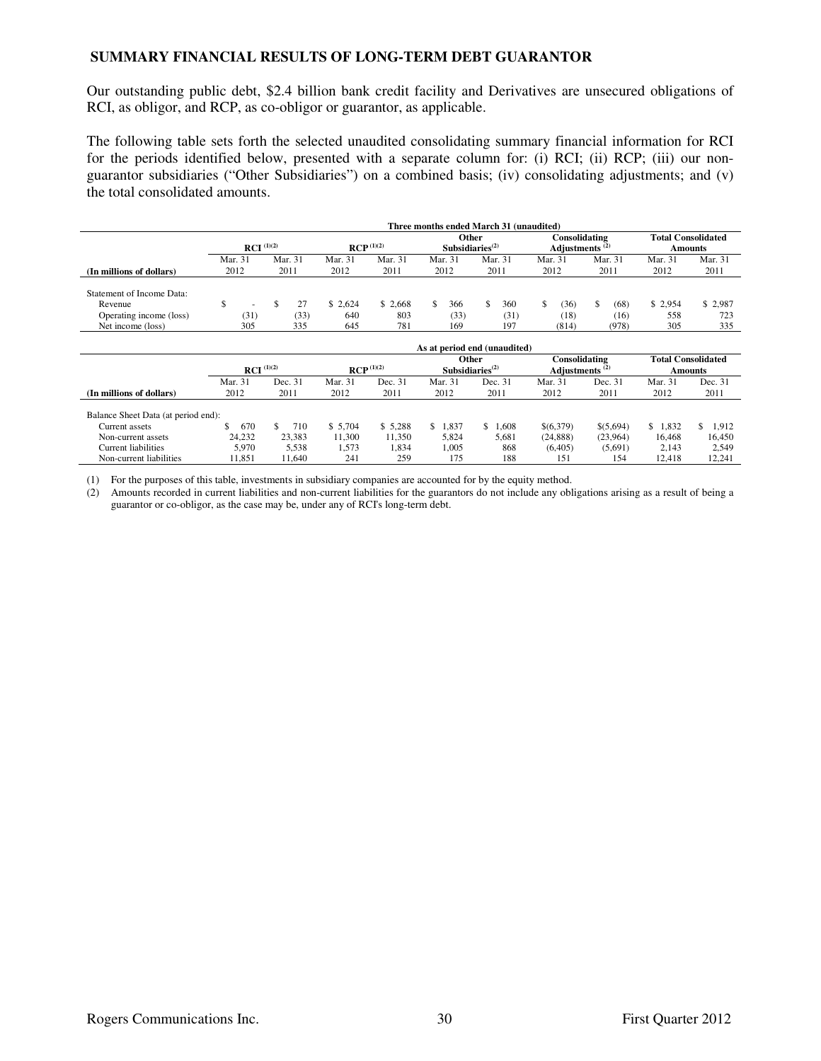## SUMMARY FINANCIAL RESULTS OF LONG-TERM DEBT GUARANTOR

Our outstanding public debt, $2.4 billion bank credit facility and Derivatives are unsecured obligations of RCI, as obligor, and RCP, as co-obligor or guarantor, as applicable.

The following table sets forth the selected unaudited consolidating summary financial information for RCI for the periods identified below, presented with a separate column for: (i) RCI; (ii) RCP; (iii) our non-guarantor subsidiaries ("Other Subsidiaries") on a combined basis; (iv) consolidating adjustments; and (v) the total consolidated amounts.

| | Three months ended March 31 (unaudited) | | | | | | | | | |
|---|---|---|---|---|---|---|---|---|---|---|
| | RCI [(1)(2)] | | RCP [(1)(2)] | | Other Subsidiaries[(2)] | | Consolidating Adjustments [(2)] | | Total Consolidated Amounts | |
| (In millions of dollars) | Mar. 31 2012 | Mar. 31 2011 | Mar. 31 2012 | Mar. 31 2011 | Mar. 31 2012 | Mar. 31 2011 | Mar. 31 2012 | Mar. 31 2011 | Mar. 31 2012 | Mar. 31 2011 |
| Statement of Income Data: | | | | | | | | | | |
| Revenue | $ - | $ 27 | $ 2,624 | $ 2,668 | $ 366 | $ 360 | $ (36) | $ (68) | $ 2,954 | $ 2,987 |
| Operating income (loss) | (31) | (33) | 640 | 803 | (33) | (31) | (18) | (16) | 558 | 723 |
| Net income (loss) | 305 | 335 | 645 | 781 | 169 | 197 | (814) | (978) | 305 | 335 |

| | As at period end (unaudited) | | | | | | | | | |
|---|---|---|---|---|---|---|---|---|---|---|
| | RCI [(1)(2)] | | RCP [(1)(2)] | | Other Subsidiaries[(2)] | | Consolidating Adjustments [(2)] | | Total Consolidated Amounts | |
| (In millions of dollars) | Mar. 31 2012 | Dec. 31 2011 | Mar. 31 2012 | Dec. 31 2011 | Mar. 31 2012 | Dec. 31 2011 | Mar. 31 2012 | Dec. 31 2011 | Mar. 31 2012 | Dec. 31 2011 |
| Balance Sheet Data (at period end): | | | | | | | | | | |
| Current assets | $ 670 | $ 710 | $ 5,704 | $ 5,288 | $ 1,837 | $ 1,608 | $(6,379) | $(5,694) | $ 1,832 | $ 1,912 |
| Non-current assets | 24,232 | 23,383 | 11,300 | 11,350 | 5,824 | 5,681 | (24,888) | (23,964) | 16,468 | 16,450 |
| Current liabilities | 5,970 | 5,538 | 1,573 | 1,834 | 1,005 | 868 | (6,405) | (5,691) | 2,143 | 2,549 |
| Non-current liabilities | 11,851 | 11,640 | 241 | 259 | 175 | 188 | 151 | 154 | 12,418 | 12,241 |

(1) For the purposes of this table, investments in subsidiary companies are accounted for by the equity method.

(2) Amounts recorded in current liabilities and non-current liabilities for the guarantors do not include any obligations arising as a result of being a guarantor or co-obligor, as the case may be, under any of RCI's long-term debt.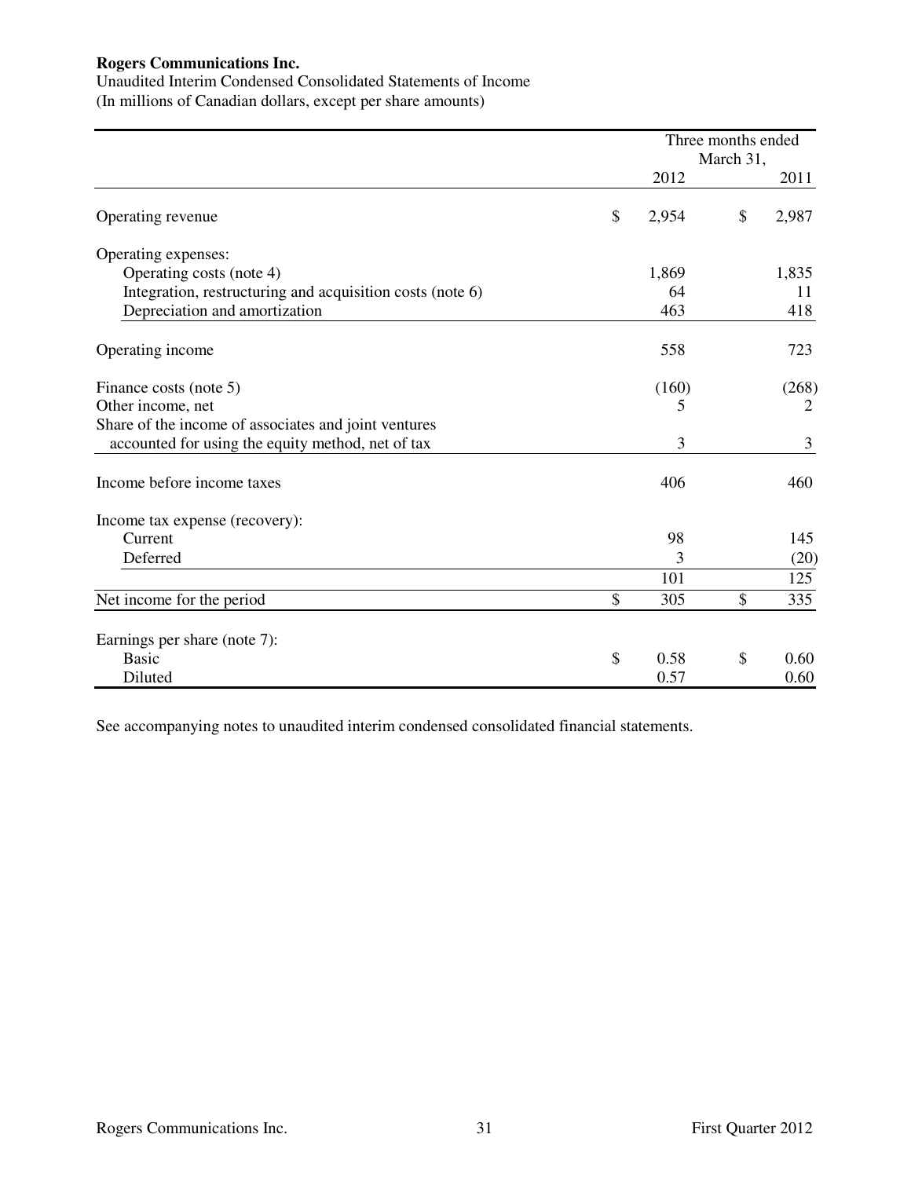**Rogers Communications Inc.**

Unaudited Interim Condensed Consolidated Statements of Income

(In millions of Canadian dollars, except per share amounts)

| | Three months ended March 31, 2012 | Three months ended March 31, 2011 |
|---|---|---|
| Operating revenue | $ 2,954 | $ 2,987 |
| Operating expenses: | | |
| Operating costs (note 4) | 1,869 | 1,835 |
| Integration, restructuring and acquisition costs (note 6) | 64 | 11 |
| Depreciation and amortization | 463 | 418 |
| Operating income | 558 | 723 |
| Finance costs (note 5) | (160) | (268) |
| Other income, net | 5 | 2 |
| Share of the income of associates and joint ventures accounted for using the equity method, net of tax | 3 | 3 |
| Income before income taxes | 406 | 460 |
| Income tax expense (recovery): | | |
| Current | 98 | 145 |
| Deferred | 3 | (20) |
| | 101 | 125 |
| Net income for the period | $ 305 | $ 335 |
| Earnings per share (note 7): | | |
| Basic | $ 0.58 | $ 0.60 |
| Diluted | 0.57 | 0.60 |

See accompanying notes to unaudited interim condensed consolidated financial statements.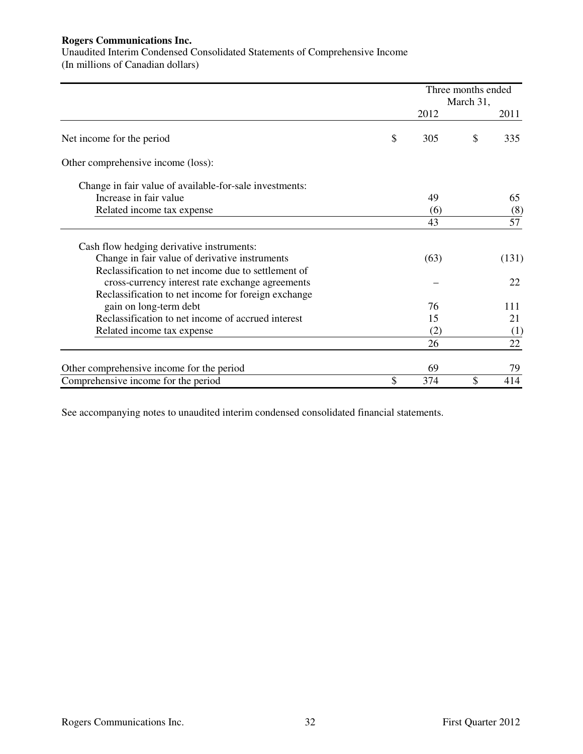**Rogers Communications Inc.**

Unaudited Interim Condensed Consolidated Statements of Comprehensive Income
(In millions of Canadian dollars)

| | Three months ended March 31, 2012 | Three months ended March 31, 2011 |
|---|---|---|
| Net income for the period | $ 305 | $ 335 |
| Other comprehensive income (loss): | | |
| Change in fair value of available-for-sale investments: | | |
| Increase in fair value | 49 | 65 |
| Related income tax expense | (6) | (8) |
| | 43 | 57 |
| Cash flow hedging derivative instruments: | | |
| Change in fair value of derivative instruments | (63) | (131) |
| Reclassification to net income due to settlement of cross-currency interest rate exchange agreements | – | 22 |
| Reclassification to net income for foreign exchange gain on long-term debt | 76 | 111 |
| Reclassification to net income of accrued interest | 15 | 21 |
| Related income tax expense | (2) | (1) |
| | 26 | 22 |
| Other comprehensive income for the period | 69 | 79 |
| Comprehensive income for the period | $ 374 | $ 414 |

See accompanying notes to unaudited interim condensed consolidated financial statements.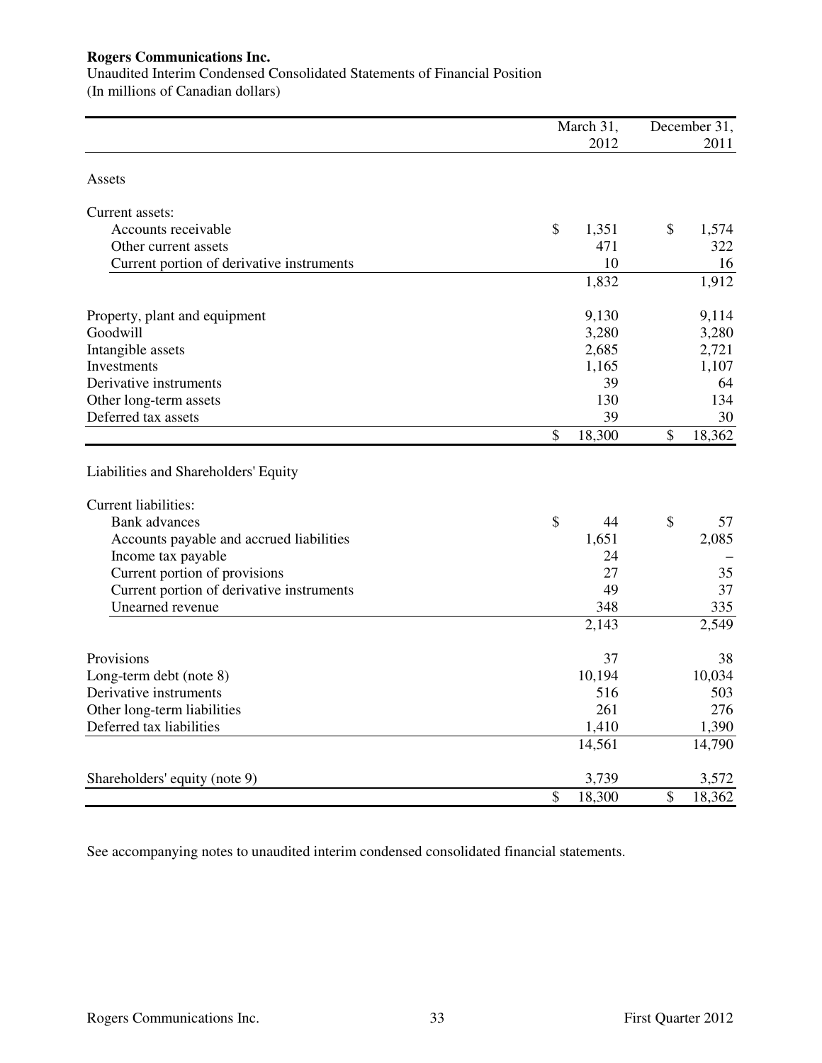**Rogers Communications Inc.**

Unaudited Interim Condensed Consolidated Statements of Financial Position

(In millions of Canadian dollars)

| | March 31, 2012 | December 31, 2011 |
|---|---|---|
| Assets | | |
| Current assets: | | |
| Accounts receivable | $ 1,351 | $ 1,574 |
| Other current assets | 471 | 322 |
| Current portion of derivative instruments | 10 | 16 |
| | 1,832 | 1,912 |
| Property, plant and equipment | 9,130 | 9,114 |
| Goodwill | 3,280 | 3,280 |
| Intangible assets | 2,685 | 2,721 |
| Investments | 1,165 | 1,107 |
| Derivative instruments | 39 | 64 |
| Other long-term assets | 130 | 134 |
| Deferred tax assets | 39 | 30 |
| | $ 18,300 | $ 18,362 |
| Liabilities and Shareholders' Equity | | |
| Current liabilities: | | |
| Bank advances | $ 44 | $ 57 |
| Accounts payable and accrued liabilities | 1,651 | 2,085 |
| Income tax payable | 24 | – |
| Current portion of provisions | 27 | 35 |
| Current portion of derivative instruments | 49 | 37 |
| Unearned revenue | 348 | 335 |
| | 2,143 | 2,549 |
| Provisions | 37 | 38 |
| Long-term debt (note 8) | 10,194 | 10,034 |
| Derivative instruments | 516 | 503 |
| Other long-term liabilities | 261 | 276 |
| Deferred tax liabilities | 1,410 | 1,390 |
| | 14,561 | 14,790 |
| Shareholders' equity (note 9) | 3,739 | 3,572 |
| | $ 18,300 | $ 18,362 |

See accompanying notes to unaudited interim condensed consolidated financial statements.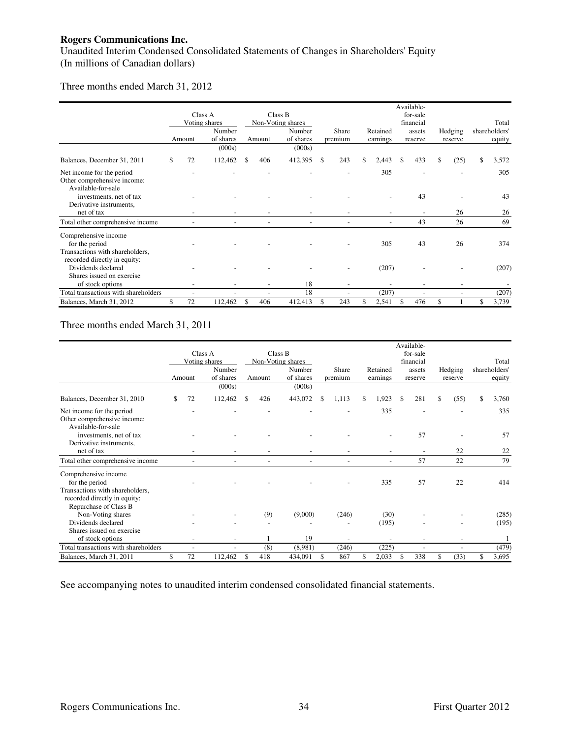**Rogers Communications Inc.**

Unaudited Interim Condensed Consolidated Statements of Changes in Shareholders' Equity
(In millions of Canadian dollars)

Three months ended March 31, 2012

| | Class A Voting shares | | Class B Non-Voting shares | | | | Available-for-sale | | |
|---|---|---|---|---|---|---|---|---|---|
| | Amount | Number of shares (000s) | Amount | Number of shares (000s) | Share premium | Retained earnings | financial assets reserve | Hedging reserve | Total shareholders' equity |
| Balances, December 31, 2011 | $ 72 | 112,462 | $ 406 | 412,395 | $ 243 | $ 2,443 | $ 433 | $ (25) | $ 3,572 |
| Net income for the period | - | - | - | - | - | 305 | - | - | 305 |
| Other comprehensive income: | | | | | | | | | |
| Available-for-sale investments, net of tax | - | - | - | - | - | - | 43 | - | 43 |
| Derivative instruments, net of tax | - | - | - | - | - | - | - | 26 | 26 |
| Total other comprehensive income | - | - | - | - | - | - | 43 | 26 | 69 |
| Comprehensive income for the period | - | - | - | - | - | 305 | 43 | 26 | 374 |
| Transactions with shareholders, recorded directly in equity: | | | | | | | | | |
| Dividends declared | - | - | - | - | - | (207) | - | - | (207) |
| Shares issued on exercise of stock options | - | - | - | 18 | - | - | - | - | - |
| Total transactions with shareholders | - | - | - | 18 | - | (207) | - | - | (207) |
| Balances, March 31, 2012 | $ 72 | 112,462 | $ 406 | 412,413 | $ 243 | $ 2,541 | $ 476 | $ 1 | $ 3,739 |

Three months ended March 31, 2011

| | Class A Voting shares | | Class B Non-Voting shares | | | | Available-for-sale | | |
|---|---|---|---|---|---|---|---|---|---|
| | Amount | Number of shares (000s) | Amount | Number of shares (000s) | Share premium | Retained earnings | financial assets reserve | Hedging reserve | Total shareholders' equity |
| Balances, December 31, 2010 | $ 72 | 112,462 | $ 426 | 443,072 | $ 1,113 | $ 1,923 | $ 281 | $ (55) | $ 3,760 |
| Net income for the period | - | - | - | - | - | 335 | - | - | 335 |
| Other comprehensive income: | | | | | | | | | |
| Available-for-sale investments, net of tax | - | - | - | - | - | - | 57 | - | 57 |
| Derivative instruments, net of tax | - | - | - | - | - | - | - | 22 | 22 |
| Total other comprehensive income | - | - | - | - | - | - | 57 | 22 | 79 |
| Comprehensive income for the period | - | - | - | - | - | 335 | 57 | 22 | 414 |
| Transactions with shareholders, recorded directly in equity: | | | | | | | | | |
| Repurchase of Class B Non-Voting shares | - | - | (9) | (9,000) | (246) | (30) | - | - | (285) |
| Dividends declared | - | - | - | - | - | (195) | - | - | (195) |
| Shares issued on exercise of stock options | - | - | 1 | 19 | - | - | - | - | 1 |
| Total transactions with shareholders | - | - | (8) | (8,981) | (246) | (225) | - | - | (479) |
| Balances, March 31, 2011 | $ 72 | 112,462 | $ 418 | 434,091 | $ 867 | $ 2,033 | $ 338 | $ (33) | $ 3,695 |

See accompanying notes to unaudited interim condensed consolidated financial statements.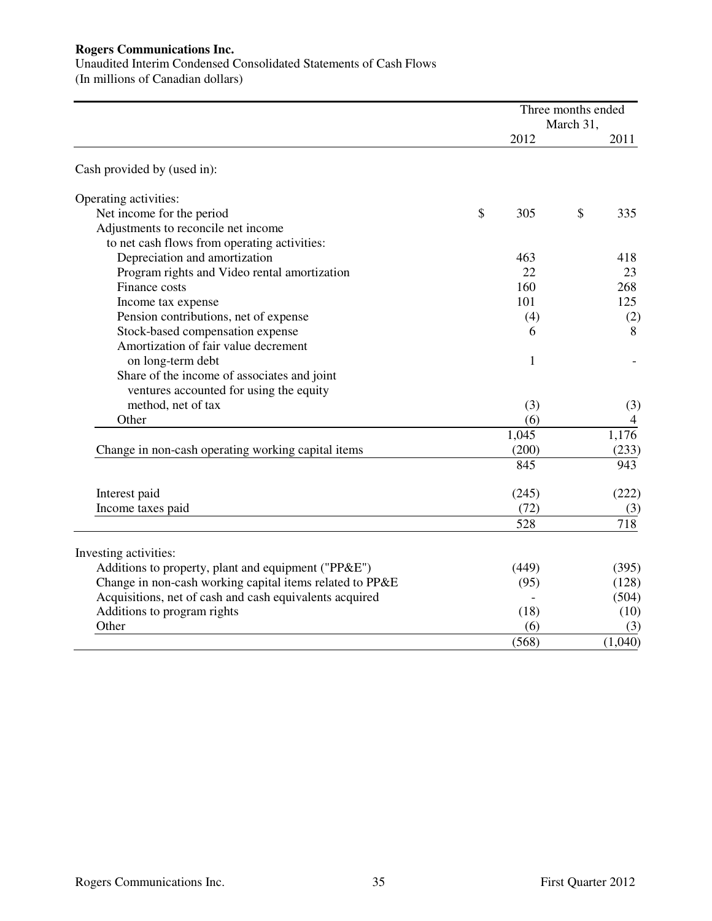**Rogers Communications Inc.**

Unaudited Interim Condensed Consolidated Statements of Cash Flows
(In millions of Canadian dollars)

| | Three months ended March 31, 2012 | Three months ended March 31, 2011 |
|---|---|---|
| Cash provided by (used in): | | |
| Operating activities: | | |
| Net income for the period | $ 305 | $ 335 |
| Adjustments to reconcile net income to net cash flows from operating activities: | | |
| Depreciation and amortization | 463 | 418 |
| Program rights and Video rental amortization | 22 | 23 |
| Finance costs | 160 | 268 |
| Income tax expense | 101 | 125 |
| Pension contributions, net of expense | (4) | (2) |
| Stock-based compensation expense | 6 | 8 |
| Amortization of fair value decrement on long-term debt | 1 | - |
| Share of the income of associates and joint ventures accounted for using the equity method, net of tax | (3) | (3) |
| Other | (6) | 4 |
| | 1,045 | 1,176 |
| Change in non-cash operating working capital items | (200) | (233) |
| | 845 | 943 |
| Interest paid | (245) | (222) |
| Income taxes paid | (72) | (3) |
| | 528 | 718 |
| Investing activities: | | |
| Additions to property, plant and equipment ("PP&E") | (449) | (395) |
| Change in non-cash working capital items related to PP&E | (95) | (128) |
| Acquisitions, net of cash and cash equivalents acquired | - | (504) |
| Additions to program rights | (18) | (10) |
| Other | (6) | (3) |
| | (568) | (1,040) |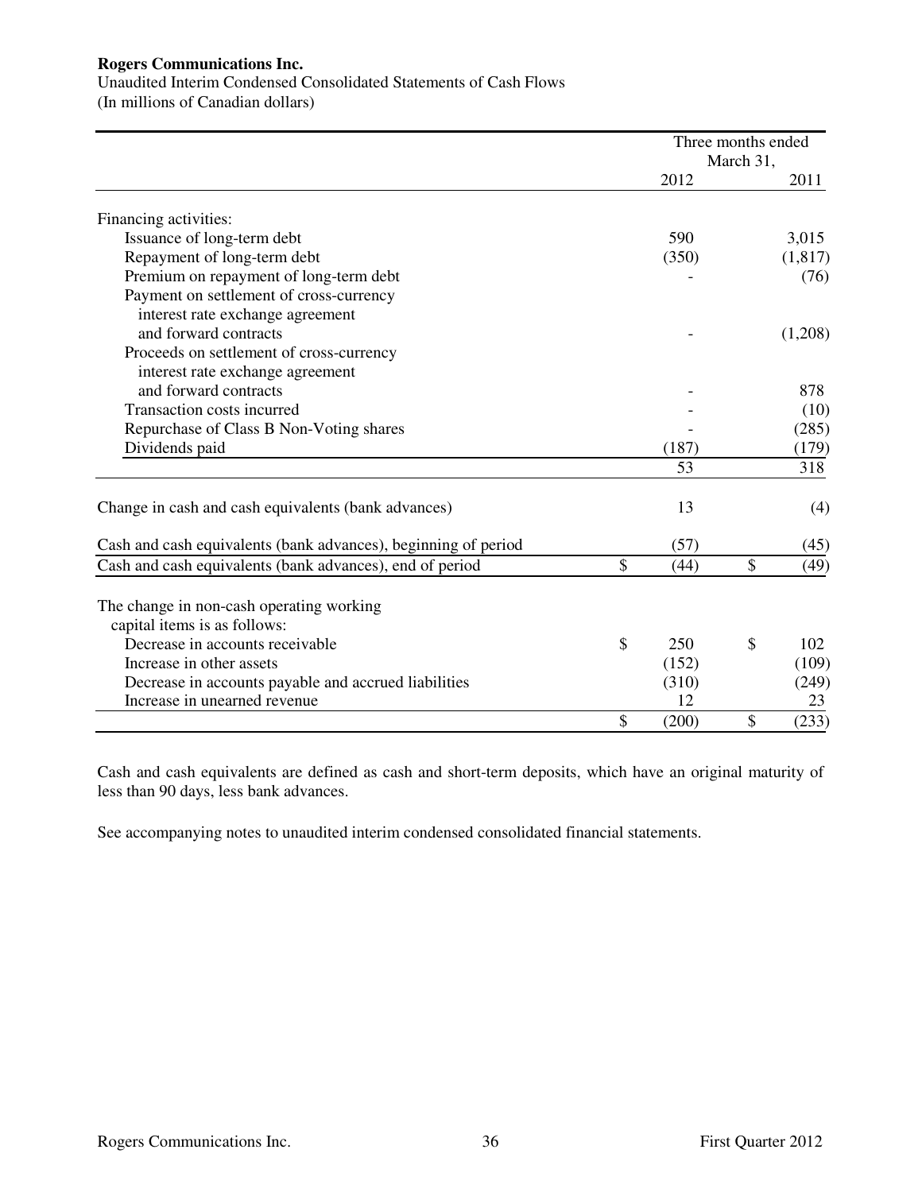**Rogers Communications Inc.**

Unaudited Interim Condensed Consolidated Statements of Cash Flows
(In millions of Canadian dollars)

| | Three months ended March 31, 2012 | Three months ended March 31, 2011 |
|---|---|---|
| Financing activities: | | |
| Issuance of long-term debt | 590 | 3,015 |
| Repayment of long-term debt | (350) | (1,817) |
| Premium on repayment of long-term debt | - | (76) |
| Payment on settlement of cross-currency interest rate exchange agreement and forward contracts | - | (1,208) |
| Proceeds on settlement of cross-currency interest rate exchange agreement and forward contracts | - | 878 |
| Transaction costs incurred | - | (10) |
| Repurchase of Class B Non-Voting shares | - | (285) |
| Dividends paid | (187) | (179) |
| | 53 | 318 |
| Change in cash and cash equivalents (bank advances) | 13 | (4) |
| Cash and cash equivalents (bank advances), beginning of period | (57) | (45) |
| Cash and cash equivalents (bank advances), end of period | $ (44) | $ (49) |
| The change in non-cash operating working capital items is as follows: | | |
| Decrease in accounts receivable | $ 250 | $ 102 |
| Increase in other assets | (152) | (109) |
| Decrease in accounts payable and accrued liabilities | (310) | (249) |
| Increase in unearned revenue | 12 | 23 |
| | $ (200) | $ (233) |

Cash and cash equivalents are defined as cash and short-term deposits, which have an original maturity of less than 90 days, less bank advances.

See accompanying notes to unaudited interim condensed consolidated financial statements.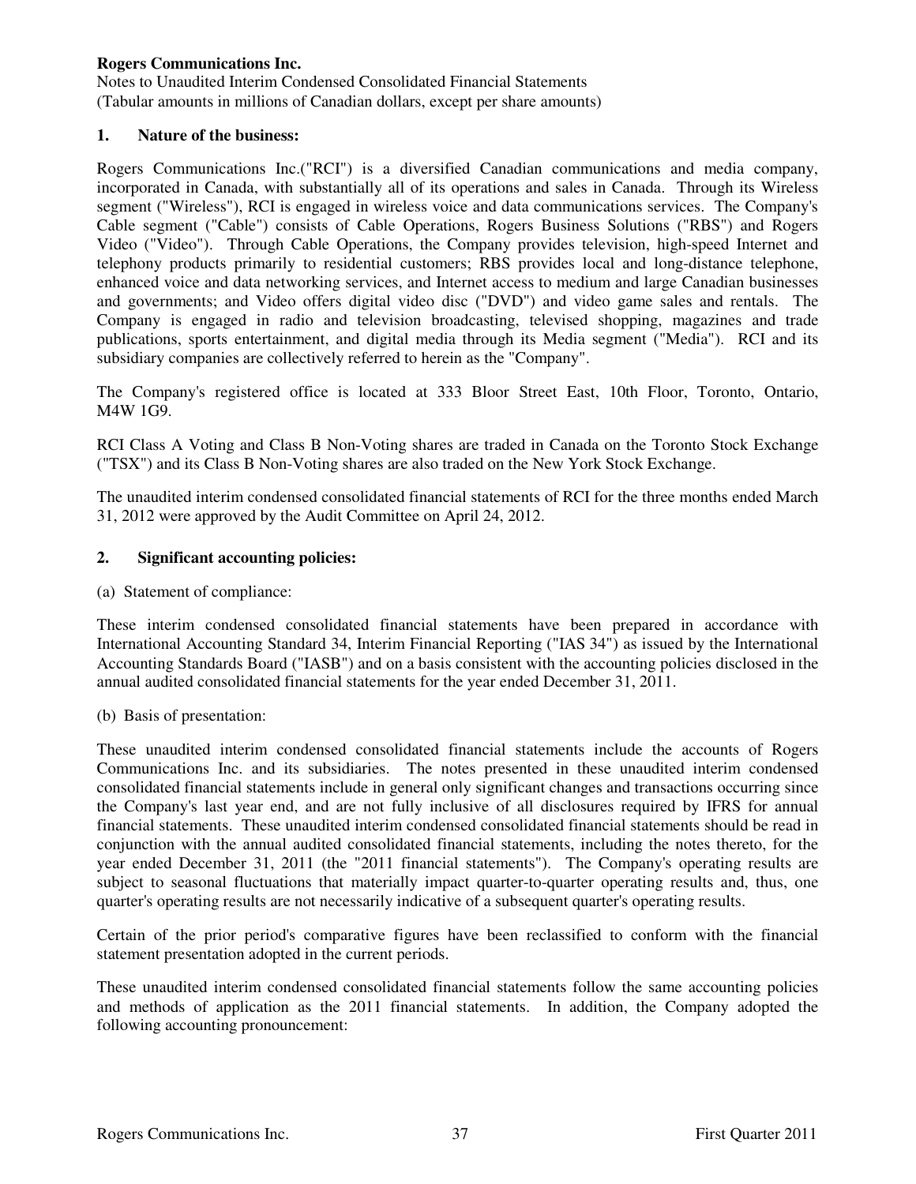**Rogers Communications Inc.**
Notes to Unaudited Interim Condensed Consolidated Financial Statements
(Tabular amounts in millions of Canadian dollars, except per share amounts)

## 1. Nature of the business:

Rogers Communications Inc.("RCI") is a diversified Canadian communications and media company, incorporated in Canada, with substantially all of its operations and sales in Canada. Through its Wireless segment ("Wireless"), RCI is engaged in wireless voice and data communications services. The Company's Cable segment ("Cable") consists of Cable Operations, Rogers Business Solutions ("RBS") and Rogers Video ("Video"). Through Cable Operations, the Company provides television, high-speed Internet and telephony products primarily to residential customers; RBS provides local and long-distance telephone, enhanced voice and data networking services, and Internet access to medium and large Canadian businesses and governments; and Video offers digital video disc ("DVD") and video game sales and rentals. The Company is engaged in radio and television broadcasting, televised shopping, magazines and trade publications, sports entertainment, and digital media through its Media segment ("Media"). RCI and its subsidiary companies are collectively referred to herein as the "Company".

The Company's registered office is located at 333 Bloor Street East, 10th Floor, Toronto, Ontario, M4W 1G9.

RCI Class A Voting and Class B Non-Voting shares are traded in Canada on the Toronto Stock Exchange ("TSX") and its Class B Non-Voting shares are also traded on the New York Stock Exchange.

The unaudited interim condensed consolidated financial statements of RCI for the three months ended March 31, 2012 were approved by the Audit Committee on April 24, 2012.

## 2. Significant accounting policies:

(a) Statement of compliance:

These interim condensed consolidated financial statements have been prepared in accordance with International Accounting Standard 34, Interim Financial Reporting ("IAS 34") as issued by the International Accounting Standards Board ("IASB") and on a basis consistent with the accounting policies disclosed in the annual audited consolidated financial statements for the year ended December 31, 2011.

(b) Basis of presentation:

These unaudited interim condensed consolidated financial statements include the accounts of Rogers Communications Inc. and its subsidiaries. The notes presented in these unaudited interim condensed consolidated financial statements include in general only significant changes and transactions occurring since the Company's last year end, and are not fully inclusive of all disclosures required by IFRS for annual financial statements. These unaudited interim condensed consolidated financial statements should be read in conjunction with the annual audited consolidated financial statements, including the notes thereto, for the year ended December 31, 2011 (the "2011 financial statements"). The Company's operating results are subject to seasonal fluctuations that materially impact quarter-to-quarter operating results and, thus, one quarter's operating results are not necessarily indicative of a subsequent quarter's operating results.

Certain of the prior period's comparative figures have been reclassified to conform with the financial statement presentation adopted in the current periods.

These unaudited interim condensed consolidated financial statements follow the same accounting policies and methods of application as the 2011 financial statements. In addition, the Company adopted the following accounting pronouncement: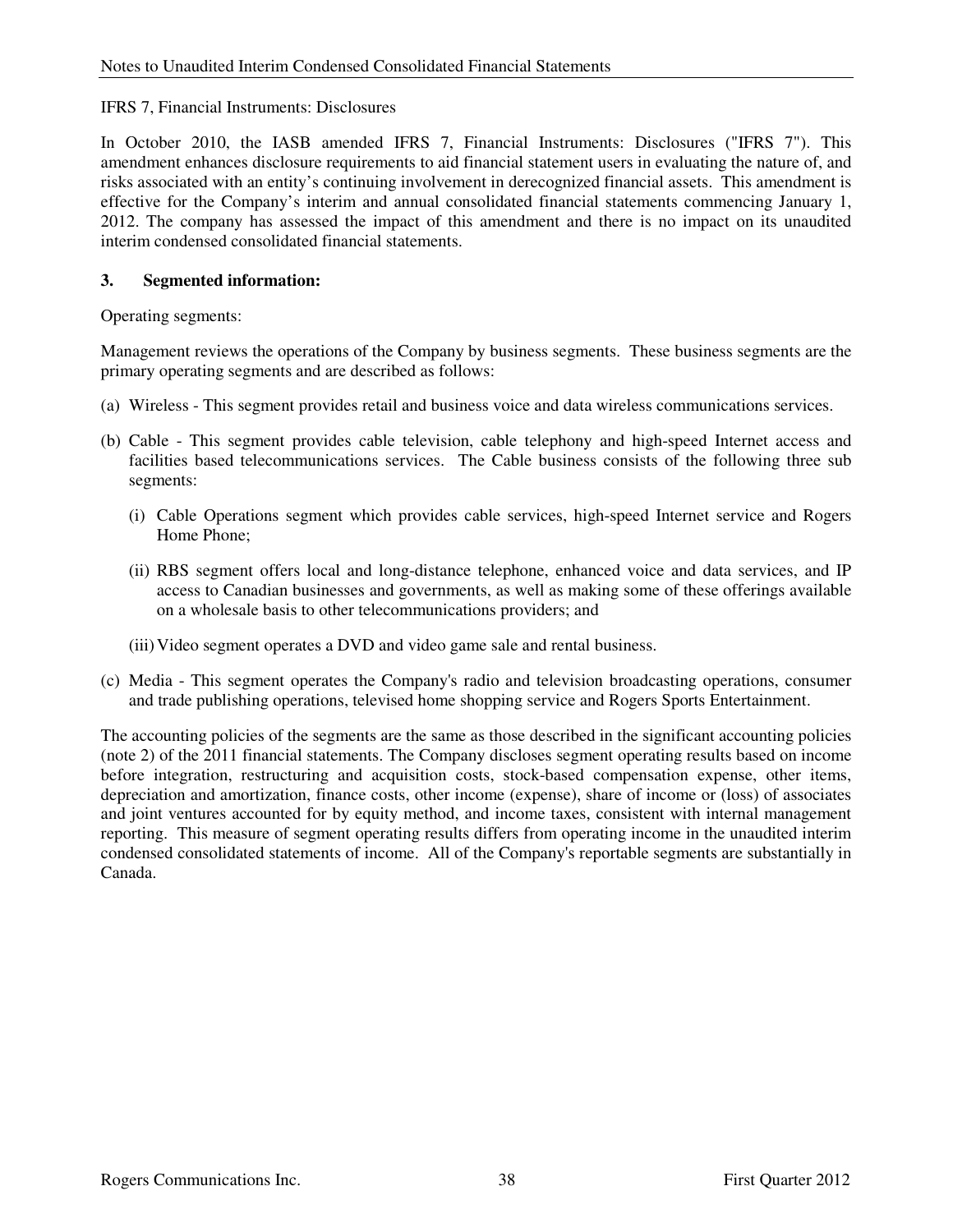IFRS 7, Financial Instruments: Disclosures

In October 2010, the IASB amended IFRS 7, Financial Instruments: Disclosures ("IFRS 7"). This amendment enhances disclosure requirements to aid financial statement users in evaluating the nature of, and risks associated with an entity's continuing involvement in derecognized financial assets. This amendment is effective for the Company's interim and annual consolidated financial statements commencing January 1, 2012. The company has assessed the impact of this amendment and there is no impact on its unaudited interim condensed consolidated financial statements.

## 3. Segmented information:

Operating segments:

Management reviews the operations of the Company by business segments. These business segments are the primary operating segments and are described as follows:

(a) Wireless - This segment provides retail and business voice and data wireless communications services.

(b) Cable - This segment provides cable television, cable telephony and high-speed Internet access and facilities based telecommunications services. The Cable business consists of the following three sub segments:

   (i) Cable Operations segment which provides cable services, high-speed Internet service and Rogers Home Phone;

   (ii) RBS segment offers local and long-distance telephone, enhanced voice and data services, and IP access to Canadian businesses and governments, as well as making some of these offerings available on a wholesale basis to other telecommunications providers; and

   (iii) Video segment operates a DVD and video game sale and rental business.

(c) Media - This segment operates the Company's radio and television broadcasting operations, consumer and trade publishing operations, televised home shopping service and Rogers Sports Entertainment.

The accounting policies of the segments are the same as those described in the significant accounting policies (note 2) of the 2011 financial statements. The Company discloses segment operating results based on income before integration, restructuring and acquisition costs, stock-based compensation expense, other items, depreciation and amortization, finance costs, other income (expense), share of income or (loss) of associates and joint ventures accounted for by equity method, and income taxes, consistent with internal management reporting. This measure of segment operating results differs from operating income in the unaudited interim condensed consolidated statements of income. All of the Company's reportable segments are substantially in Canada.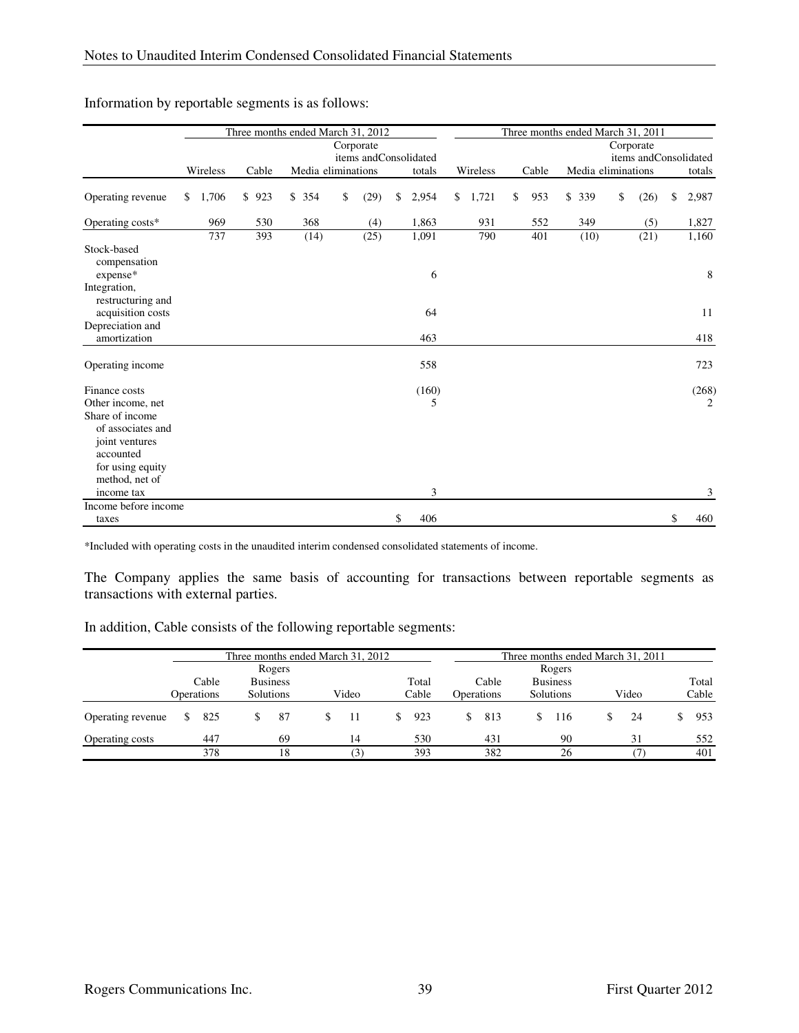Information by reportable segments is as follows:

| | Three months ended March 31, 2012 | | | | | Three months ended March 31, 2011 | | | | |
|---|---|---|---|---|---|---|---|---|---|---|
| | Wireless | Cable | Media | Corporate items and eliminations | Consolidated totals | Wireless | Cable | Media | Corporate items and eliminations | Consolidated totals |
| Operating revenue | $ 1,706 | $ 923 | $ 354 | $ (29) | $ 2,954 | $ 1,721 | $ 953 | $ 339 | $ (26) | $ 2,987 |
| Operating costs* | 969 | 530 | 368 | (4) | 1,863 | 931 | 552 | 349 | (5) | 1,827 |
| | 737 | 393 | (14) | (25) | 1,091 | 790 | 401 | (10) | (21) | 1,160 |
| Stock-based compensation expense* | | | | | 6 | | | | | 8 |
| Integration, restructuring and acquisition costs | | | | | 64 | | | | | 11 |
| Depreciation and amortization | | | | | 463 | | | | | 418 |
| Operating income | | | | | 558 | | | | | 723 |
| Finance costs | | | | | (160) | | | | | (268) |
| Other income, net | | | | | 5 | | | | | 2 |
| Share of income of associates and joint ventures accounted for using equity method, net of income tax | | | | | 3 | | | | | 3 |
| Income before income taxes | | | | | $ 406 | | | | | $ 460 |

*Included with operating costs in the unaudited interim condensed consolidated statements of income.

The Company applies the same basis of accounting for transactions between reportable segments as transactions with external parties.

In addition, Cable consists of the following reportable segments:

| | Three months ended March 31, 2012 | | | | Three months ended March 31, 2011 | | | |
|---|---|---|---|---|---|---|---|---|
| | Cable Operations | Rogers Business Solutions | Video | Total Cable | Cable Operations | Rogers Business Solutions | Video | Total Cable |
| Operating revenue | $ 825 | $ 87 | $ 11 | $ 923 | $ 813 | $ 116 | $ 24 | $ 953 |
| Operating costs | 447 | 69 | 14 | 530 | 431 | 90 | 31 | 552 |
| | 378 | 18 | (3) | 393 | 382 | 26 | (7) | 401 |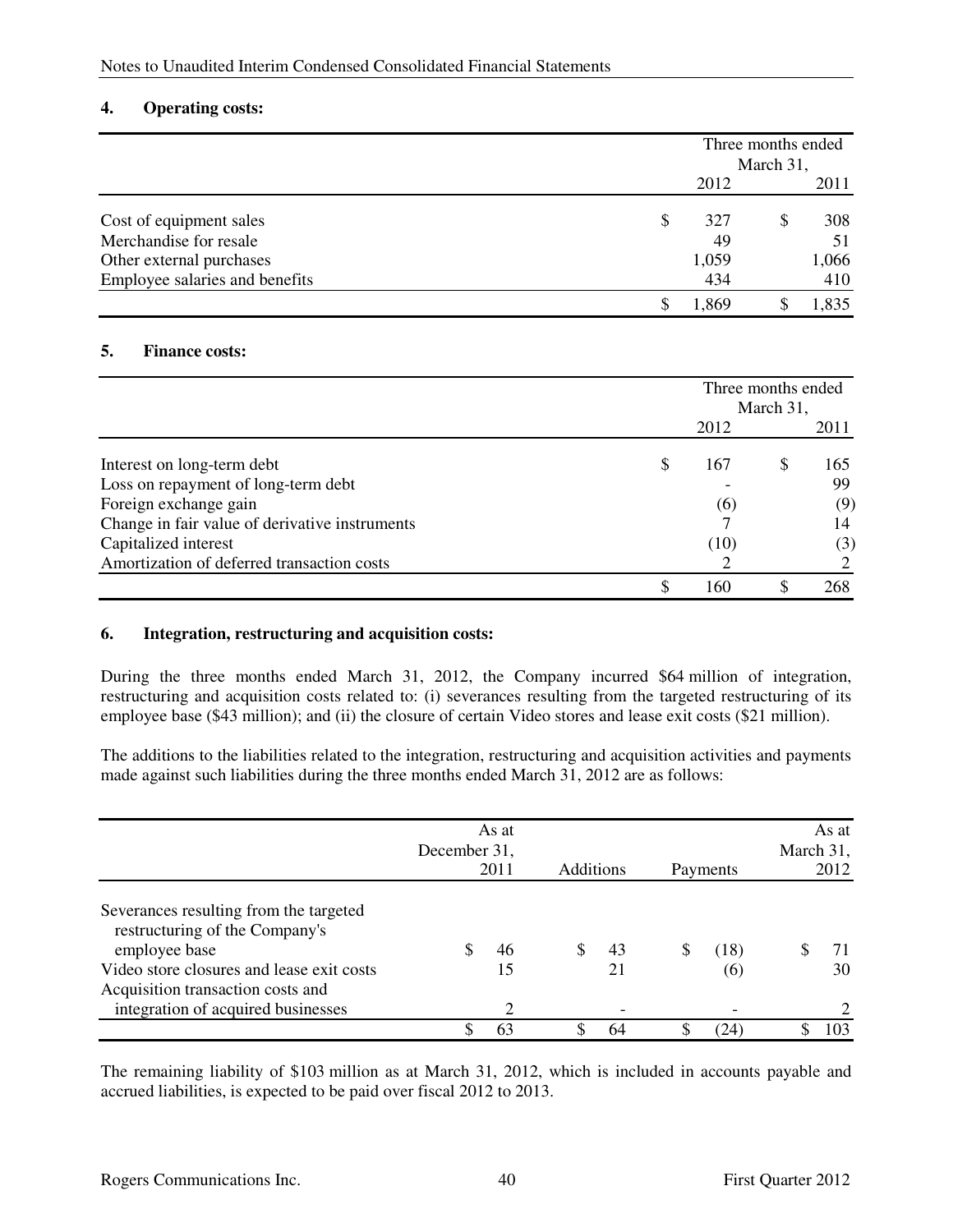## 4. Operating costs:

| | Three months ended March 31, | |
|---|---|---|
| | 2012 | 2011 |
| Cost of equipment sales | $ 327 | $ 308 |
| Merchandise for resale | 49 | 51 |
| Other external purchases | 1,059 | 1,066 |
| Employee salaries and benefits | 434 | 410 |
| | $ 1,869 | $ 1,835 |

## 5. Finance costs:

| | Three months ended March 31, | |
|---|---|---|
| | 2012 | 2011 |
| Interest on long-term debt | $ 167 | $ 165 |
| Loss on repayment of long-term debt | - | 99 |
| Foreign exchange gain | (6) | (9) |
| Change in fair value of derivative instruments | 7 | 14 |
| Capitalized interest | (10) | (3) |
| Amortization of deferred transaction costs | 2 | 2 |
| | $ 160 | $ 268 |

## 6. Integration, restructuring and acquisition costs:

During the three months ended March 31, 2012, the Company incurred $64 million of integration, restructuring and acquisition costs related to: (i) severances resulting from the targeted restructuring of its employee base ($43 million); and (ii) the closure of certain Video stores and lease exit costs ($21 million).

The additions to the liabilities related to the integration, restructuring and acquisition activities and payments made against such liabilities during the three months ended March 31, 2012 are as follows:

| | As at December 31, 2011 | Additions | Payments | As at March 31, 2012 |
|---|---|---|---|---|
| Severances resulting from the targeted restructuring of the Company's employee base | $ 46 | $ 43 | $ (18) | $ 71 |
| Video store closures and lease exit costs | 15 | 21 | (6) | 30 |
| Acquisition transaction costs and integration of acquired businesses | 2 | - | - | 2 |
| | $ 63 | $ 64 | $ (24) | $ 103 |

The remaining liability of $103 million as at March 31, 2012, which is included in accounts payable and accrued liabilities, is expected to be paid over fiscal 2012 to 2013.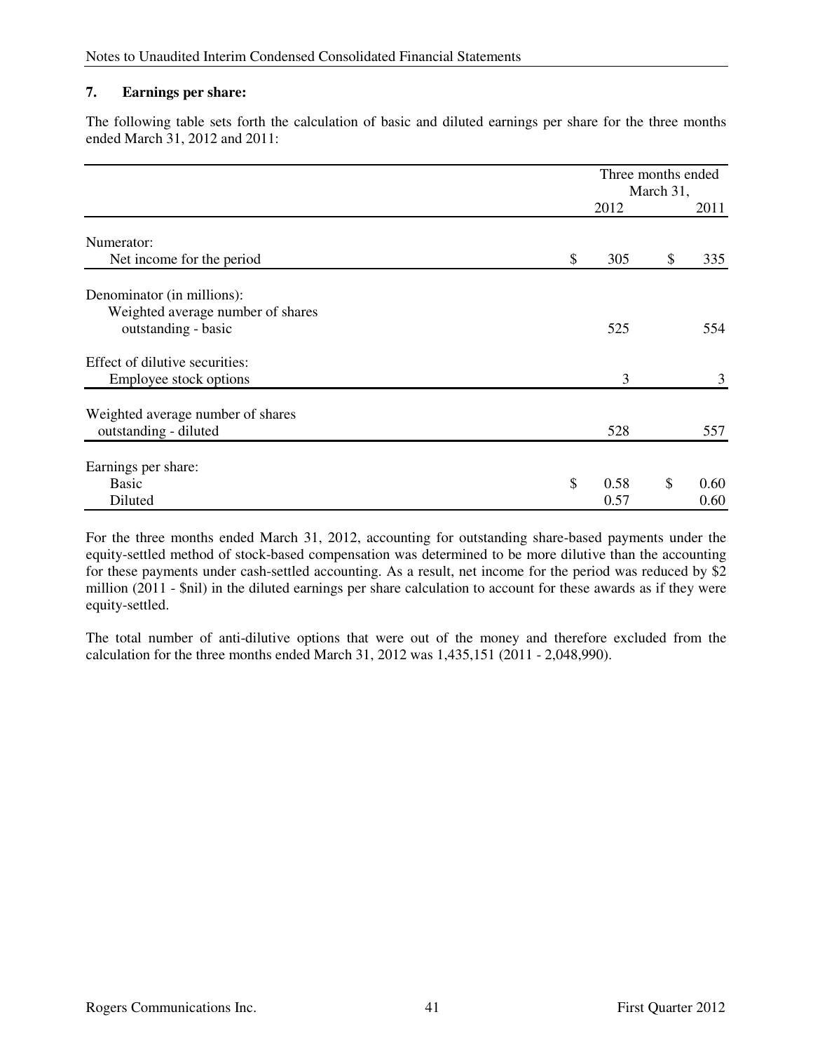### 7. Earnings per share:

The following table sets forth the calculation of basic and diluted earnings per share for the three months ended March 31, 2012 and 2011:

| | Three months ended March 31, | |
|---|---|---|
| | 2012 | 2011 |
| Numerator: | | |
| Net income for the period | $ 305 | $ 335 |
| Denominator (in millions): | | |
| Weighted average number of shares outstanding - basic | 525 | 554 |
| Effect of dilutive securities: | | |
| Employee stock options | 3 | 3 |
| Weighted average number of shares outstanding - diluted | 528 | 557 |
| Earnings per share: | | |
| Basic | $ 0.58 | $ 0.60 |
| Diluted | 0.57 | 0.60 |

For the three months ended March 31, 2012, accounting for outstanding share-based payments under the equity-settled method of stock-based compensation was determined to be more dilutive than the accounting for these payments under cash-settled accounting. As a result, net income for the period was reduced by $2 million (2011 - $nil) in the diluted earnings per share calculation to account for these awards as if they were equity-settled.

The total number of anti-dilutive options that were out of the money and therefore excluded from the calculation for the three months ended March 31, 2012 was 1,435,151 (2011 - 2,048,990).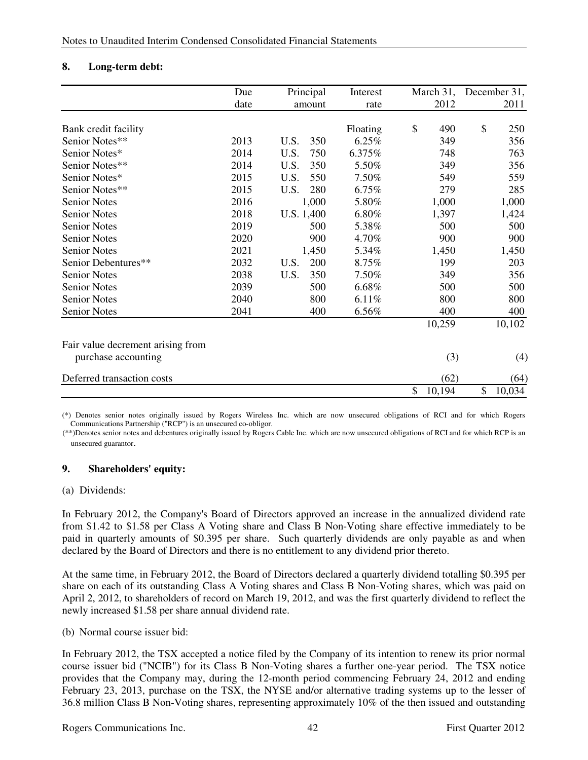## 8. Long-term debt:

| | Due date | Principal amount | Interest rate | March 31, 2012 | December 31, 2011 |
|---|---|---|---|---|---|
| Bank credit facility | | | Floating | $ 490 | $ 250 |
| Senior Notes** | 2013 | U.S. 350 | 6.25% | 349 | 356 |
| Senior Notes* | 2014 | U.S. 750 | 6.375% | 748 | 763 |
| Senior Notes** | 2014 | U.S. 350 | 5.50% | 349 | 356 |
| Senior Notes* | 2015 | U.S. 550 | 7.50% | 549 | 559 |
| Senior Notes** | 2015 | U.S. 280 | 6.75% | 279 | 285 |
| Senior Notes | 2016 | 1,000 | 5.80% | 1,000 | 1,000 |
| Senior Notes | 2018 | U.S. 1,400 | 6.80% | 1,397 | 1,424 |
| Senior Notes | 2019 | 500 | 5.38% | 500 | 500 |
| Senior Notes | 2020 | 900 | 4.70% | 900 | 900 |
| Senior Notes | 2021 | 1,450 | 5.34% | 1,450 | 1,450 |
| Senior Debentures** | 2032 | U.S. 200 | 8.75% | 199 | 203 |
| Senior Notes | 2038 | U.S. 350 | 7.50% | 349 | 356 |
| Senior Notes | 2039 | 500 | 6.68% | 500 | 500 |
| Senior Notes | 2040 | 800 | 6.11% | 800 | 800 |
| Senior Notes | 2041 | 400 | 6.56% | 400 | 400 |
| | | | | 10,259 | 10,102 |
| Fair value decrement arising from purchase accounting | | | | (3) | (4) |
| Deferred transaction costs | | | | (62) | (64) |
| | | | | $ 10,194 | $ 10,034 |

(*) Denotes senior notes originally issued by Rogers Wireless Inc. which are now unsecured obligations of RCI and for which Rogers Communications Partnership ("RCP") is an unsecured co-obligor.

(**)Denotes senior notes and debentures originally issued by Rogers Cable Inc. which are now unsecured obligations of RCI and for which RCP is an unsecured guarantor.

## 9. Shareholders' equity:

(a) Dividends:

In February 2012, the Company's Board of Directors approved an increase in the annualized dividend rate from $1.42 to $1.58 per Class A Voting share and Class B Non-Voting share effective immediately to be paid in quarterly amounts of $0.395 per share. Such quarterly dividends are only payable as and when declared by the Board of Directors and there is no entitlement to any dividend prior thereto.

At the same time, in February 2012, the Board of Directors declared a quarterly dividend totalling $0.395 per share on each of its outstanding Class A Voting shares and Class B Non-Voting shares, which was paid on April 2, 2012, to shareholders of record on March 19, 2012, and was the first quarterly dividend to reflect the newly increased $1.58 per share annual dividend rate.

(b) Normal course issuer bid:

In February 2012, the TSX accepted a notice filed by the Company of its intention to renew its prior normal course issuer bid ("NCIB") for its Class B Non-Voting shares a further one-year period. The TSX notice provides that the Company may, during the 12-month period commencing February 24, 2012 and ending February 23, 2013, purchase on the TSX, the NYSE and/or alternative trading systems up to the lesser of 36.8 million Class B Non-Voting shares, representing approximately 10% of the then issued and outstanding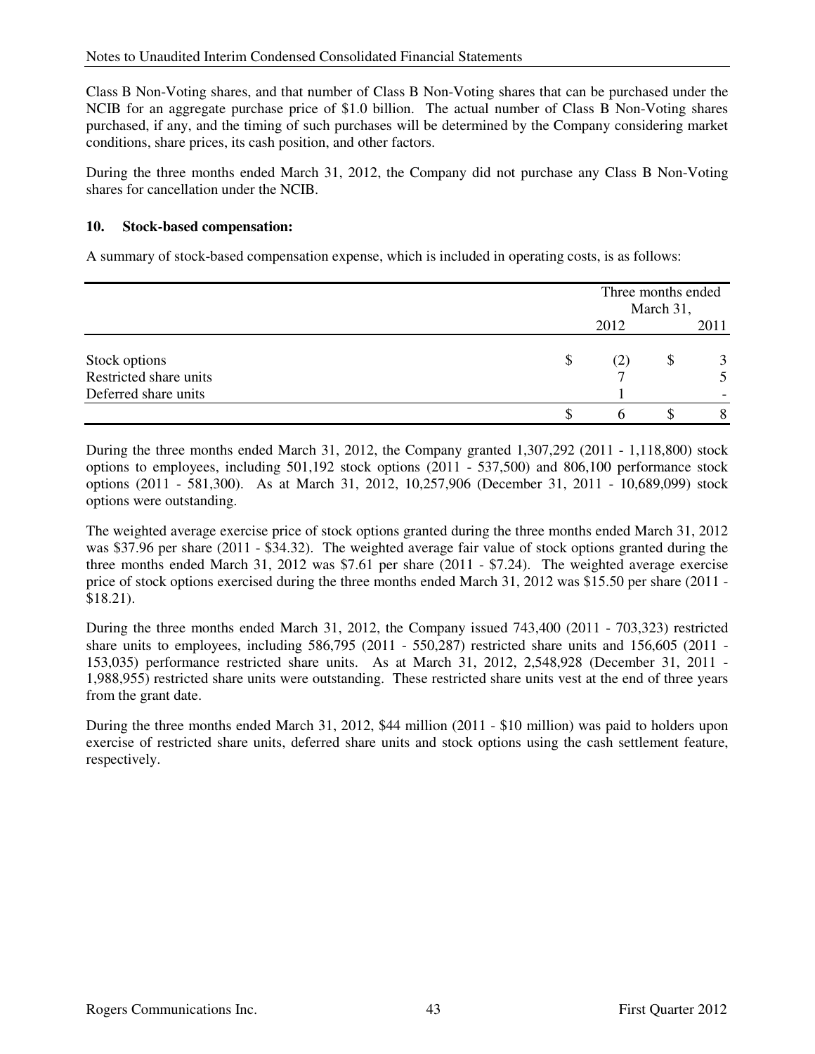Class B Non-Voting shares, and that number of Class B Non-Voting shares that can be purchased under the NCIB for an aggregate purchase price of $1.0 billion. The actual number of Class B Non-Voting shares purchased, if any, and the timing of such purchases will be determined by the Company considering market conditions, share prices, its cash position, and other factors.

During the three months ended March 31, 2012, the Company did not purchase any Class B Non-Voting shares for cancellation under the NCIB.

## 10. Stock-based compensation:

A summary of stock-based compensation expense, which is included in operating costs, is as follows:

| | Three months ended March 31, 2012 | Three months ended March 31, 2011 |
|---|---|---|
| Stock options | $ (2) | $ 3 |
| Restricted share units | 7 | 5 |
| Deferred share units | 1 | - |
| | $ 6 | $ 8 |

During the three months ended March 31, 2012, the Company granted 1,307,292 (2011 - 1,118,800) stock options to employees, including 501,192 stock options (2011 - 537,500) and 806,100 performance stock options (2011 - 581,300). As at March 31, 2012, 10,257,906 (December 31, 2011 - 10,689,099) stock options were outstanding.

The weighted average exercise price of stock options granted during the three months ended March 31, 2012 was $37.96 per share (2011 - $34.32). The weighted average fair value of stock options granted during the three months ended March 31, 2012 was $7.61 per share (2011 - $7.24). The weighted average exercise price of stock options exercised during the three months ended March 31, 2012 was $15.50 per share (2011 - $18.21).

During the three months ended March 31, 2012, the Company issued 743,400 (2011 - 703,323) restricted share units to employees, including 586,795 (2011 - 550,287) restricted share units and 156,605 (2011 - 153,035) performance restricted share units. As at March 31, 2012, 2,548,928 (December 31, 2011 - 1,988,955) restricted share units were outstanding. These restricted share units vest at the end of three years from the grant date.

During the three months ended March 31, 2012, $44 million (2011 - $10 million) was paid to holders upon exercise of restricted share units, deferred share units and stock options using the cash settlement feature, respectively.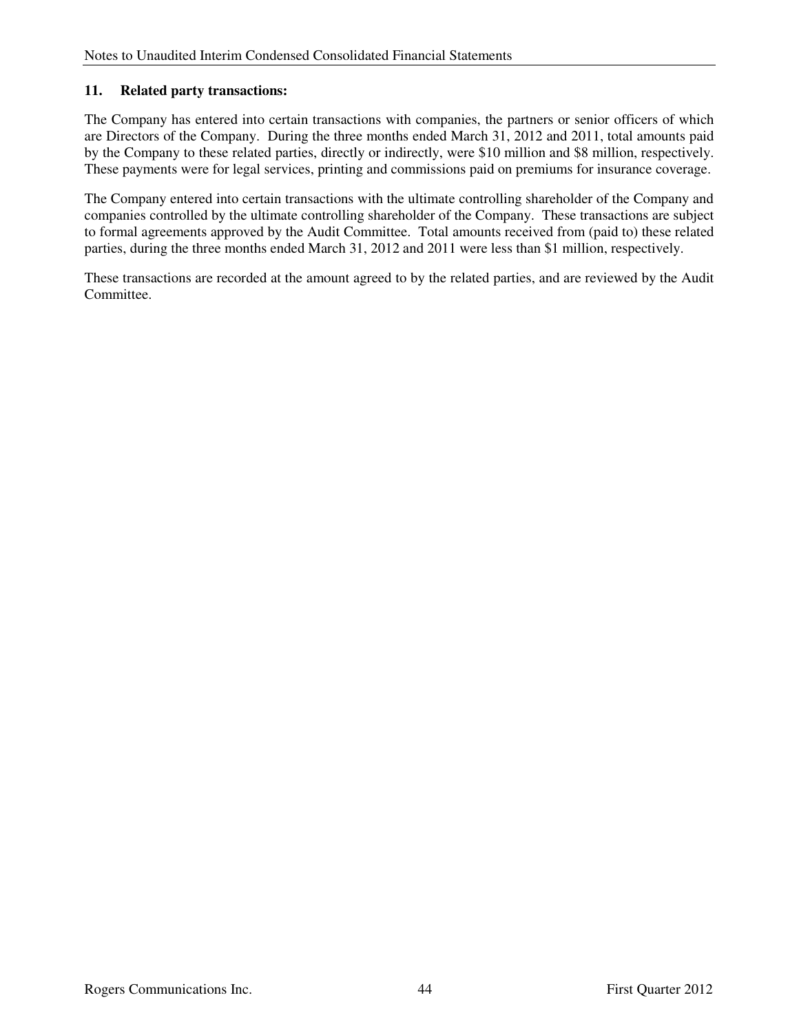## 11. Related party transactions:

The Company has entered into certain transactions with companies, the partners or senior officers of which are Directors of the Company. During the three months ended March 31, 2012 and 2011, total amounts paid by the Company to these related parties, directly or indirectly, were $10 million and $8 million, respectively. These payments were for legal services, printing and commissions paid on premiums for insurance coverage.

The Company entered into certain transactions with the ultimate controlling shareholder of the Company and companies controlled by the ultimate controlling shareholder of the Company. These transactions are subject to formal agreements approved by the Audit Committee. Total amounts received from (paid to) these related parties, during the three months ended March 31, 2012 and 2011 were less than $1 million, respectively.

These transactions are recorded at the amount agreed to by the related parties, and are reviewed by the Audit Committee.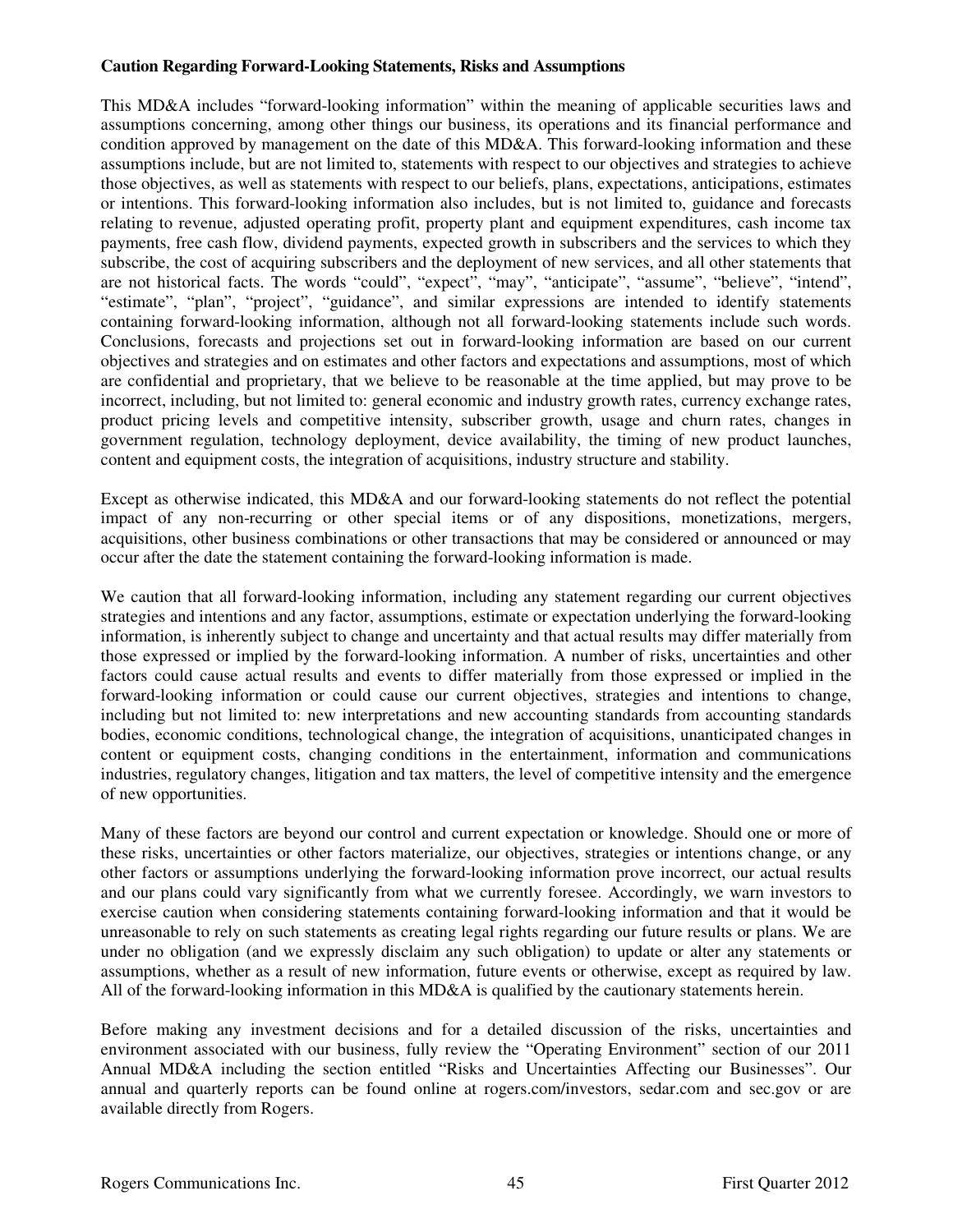**Caution Regarding Forward-Looking Statements, Risks and Assumptions**

This MD&A includes "forward-looking information" within the meaning of applicable securities laws and assumptions concerning, among other things our business, its operations and its financial performance and condition approved by management on the date of this MD&A. This forward-looking information and these assumptions include, but are not limited to, statements with respect to our objectives and strategies to achieve those objectives, as well as statements with respect to our beliefs, plans, expectations, anticipations, estimates or intentions. This forward-looking information also includes, but is not limited to, guidance and forecasts relating to revenue, adjusted operating profit, property plant and equipment expenditures, cash income tax payments, free cash flow, dividend payments, expected growth in subscribers and the services to which they subscribe, the cost of acquiring subscribers and the deployment of new services, and all other statements that are not historical facts. The words "could", "expect", "may", "anticipate", "assume", "believe", "intend", "estimate", "plan", "project", "guidance", and similar expressions are intended to identify statements containing forward-looking information, although not all forward-looking statements include such words. Conclusions, forecasts and projections set out in forward-looking information are based on our current objectives and strategies and on estimates and other factors and expectations and assumptions, most of which are confidential and proprietary, that we believe to be reasonable at the time applied, but may prove to be incorrect, including, but not limited to: general economic and industry growth rates, currency exchange rates, product pricing levels and competitive intensity, subscriber growth, usage and churn rates, changes in government regulation, technology deployment, device availability, the timing of new product launches, content and equipment costs, the integration of acquisitions, industry structure and stability.

Except as otherwise indicated, this MD&A and our forward-looking statements do not reflect the potential impact of any non-recurring or other special items or of any dispositions, monetizations, mergers, acquisitions, other business combinations or other transactions that may be considered or announced or may occur after the date the statement containing the forward-looking information is made.

We caution that all forward-looking information, including any statement regarding our current objectives strategies and intentions and any factor, assumptions, estimate or expectation underlying the forward-looking information, is inherently subject to change and uncertainty and that actual results may differ materially from those expressed or implied by the forward-looking information. A number of risks, uncertainties and other factors could cause actual results and events to differ materially from those expressed or implied in the forward-looking information or could cause our current objectives, strategies and intentions to change, including but not limited to: new interpretations and new accounting standards from accounting standards bodies, economic conditions, technological change, the integration of acquisitions, unanticipated changes in content or equipment costs, changing conditions in the entertainment, information and communications industries, regulatory changes, litigation and tax matters, the level of competitive intensity and the emergence of new opportunities.

Many of these factors are beyond our control and current expectation or knowledge. Should one or more of these risks, uncertainties or other factors materialize, our objectives, strategies or intentions change, or any other factors or assumptions underlying the forward-looking information prove incorrect, our actual results and our plans could vary significantly from what we currently foresee. Accordingly, we warn investors to exercise caution when considering statements containing forward-looking information and that it would be unreasonable to rely on such statements as creating legal rights regarding our future results or plans. We are under no obligation (and we expressly disclaim any such obligation) to update or alter any statements or assumptions, whether as a result of new information, future events or otherwise, except as required by law. All of the forward-looking information in this MD&A is qualified by the cautionary statements herein.

Before making any investment decisions and for a detailed discussion of the risks, uncertainties and environment associated with our business, fully review the "Operating Environment" section of our 2011 Annual MD&A including the section entitled "Risks and Uncertainties Affecting our Businesses". Our annual and quarterly reports can be found online at rogers.com/investors, sedar.com and sec.gov or are available directly from Rogers.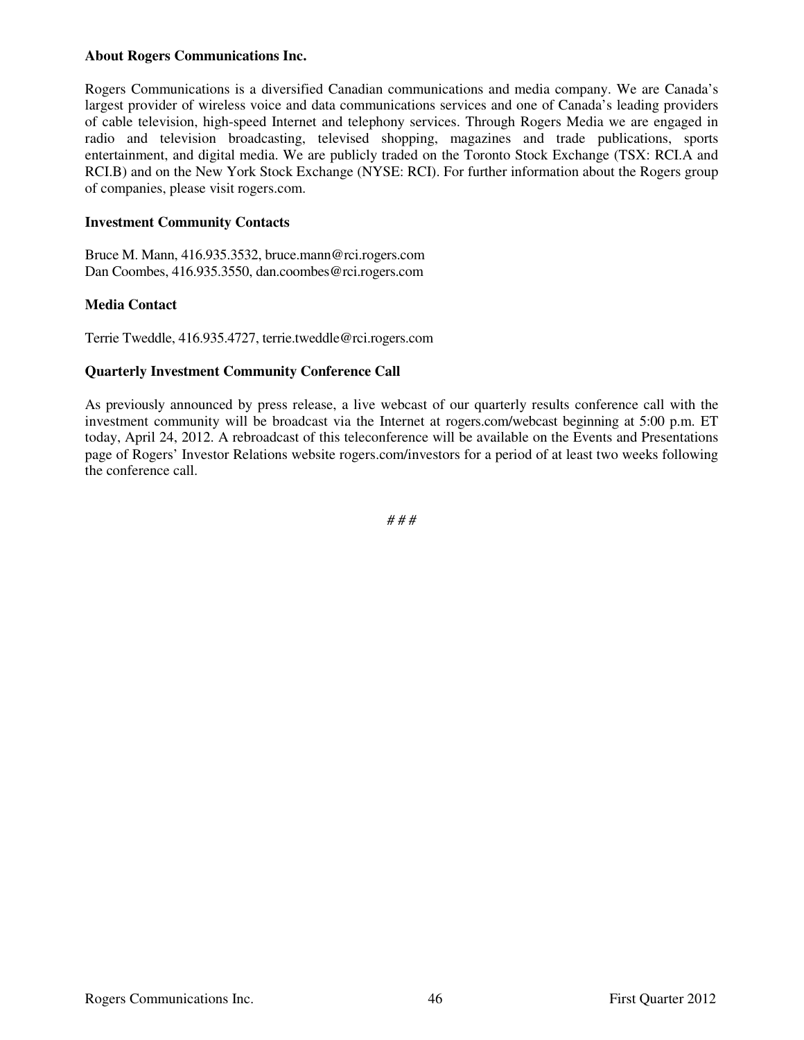**About Rogers Communications Inc.**

Rogers Communications is a diversified Canadian communications and media company. We are Canada's largest provider of wireless voice and data communications services and one of Canada's leading providers of cable television, high-speed Internet and telephony services. Through Rogers Media we are engaged in radio and television broadcasting, televised shopping, magazines and trade publications, sports entertainment, and digital media. We are publicly traded on the Toronto Stock Exchange (TSX: RCI.A and RCI.B) and on the New York Stock Exchange (NYSE: RCI). For further information about the Rogers group of companies, please visit rogers.com.

**Investment Community Contacts**

Bruce M. Mann, 416.935.3532, bruce.mann@rci.rogers.com
Dan Coombes, 416.935.3550, dan.coombes@rci.rogers.com

**Media Contact**

Terrie Tweddle, 416.935.4727, terrie.tweddle@rci.rogers.com

**Quarterly Investment Community Conference Call**

As previously announced by press release, a live webcast of our quarterly results conference call with the investment community will be broadcast via the Internet at rogers.com/webcast beginning at 5:00 p.m. ET today, April 24, 2012. A rebroadcast of this teleconference will be available on the Events and Presentations page of Rogers' Investor Relations website rogers.com/investors for a period of at least two weeks following the conference call.

# # #